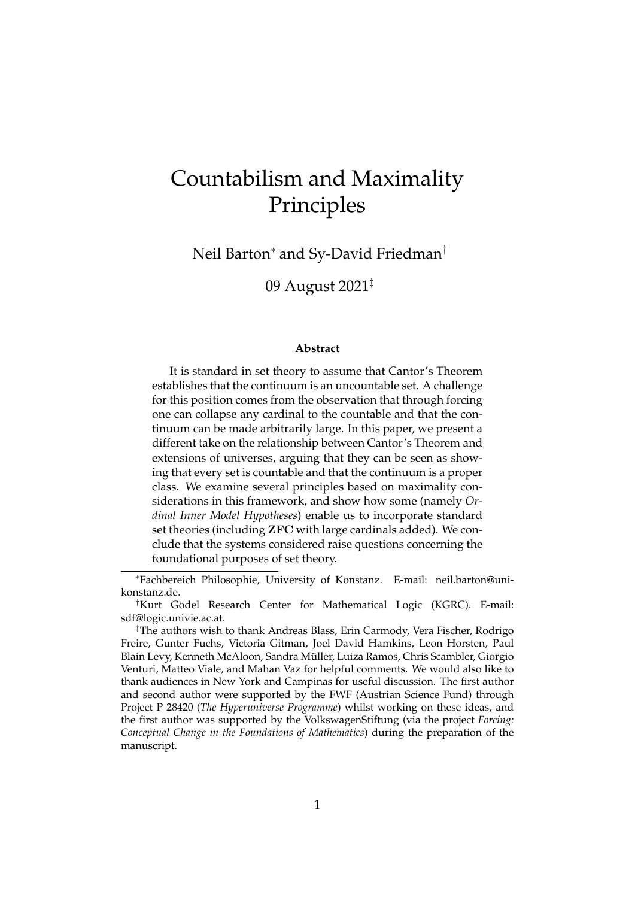# Countabilism and Maximality Principles

Neil Barton[*] and Sy-David Friedman[†]

09 August 2021[‡]

### Abstract

It is standard in set theory to assume that Cantor's Theorem establishes that the continuum is an uncountable set. A challenge for this position comes from the observation that through forcing one can collapse any cardinal to the countable and that the continuum can be made arbitrarily large. In this paper, we present a different take on the relationship between Cantor's Theorem and extensions of universes, arguing that they can be seen as showing that every set is countable and that the continuum is a proper class. We examine several principles based on maximality considerations in this framework, and show how some (namely *Ordinal Inner Model Hypotheses*) enable us to incorporate standard set theories (including **ZFC** with large cardinals added). We conclude that the systems considered raise questions concerning the foundational purposes of set theory.

---

[*] Fachbereich Philosophie, University of Konstanz. E-mail: neil.barton@uni-konstanz.de.

[†] Kurt Gödel Research Center for Mathematical Logic (KGRC). E-mail: sdf@logic.univie.ac.at.

[‡] The authors wish to thank Andreas Blass, Erin Carmody, Vera Fischer, Rodrigo Freire, Gunter Fuchs, Victoria Gitman, Joel David Hamkins, Leon Horsten, Paul Blain Levy, Kenneth McAloon, Sandra Müller, Luiza Ramos, Chris Scambler, Giorgio Venturi, Matteo Viale, and Mahan Vaz for helpful comments. We would also like to thank audiences in New York and Campinas for useful discussion. The first author and second author were supported by the FWF (Austrian Science Fund) through Project P 28420 (*The Hyperuniverse Programme*) whilst working on these ideas, and the first author was supported by the VolkswagenStiftung (via the project *Forcing: Conceptual Change in the Foundations of Mathematics*) during the preparation of the manuscript.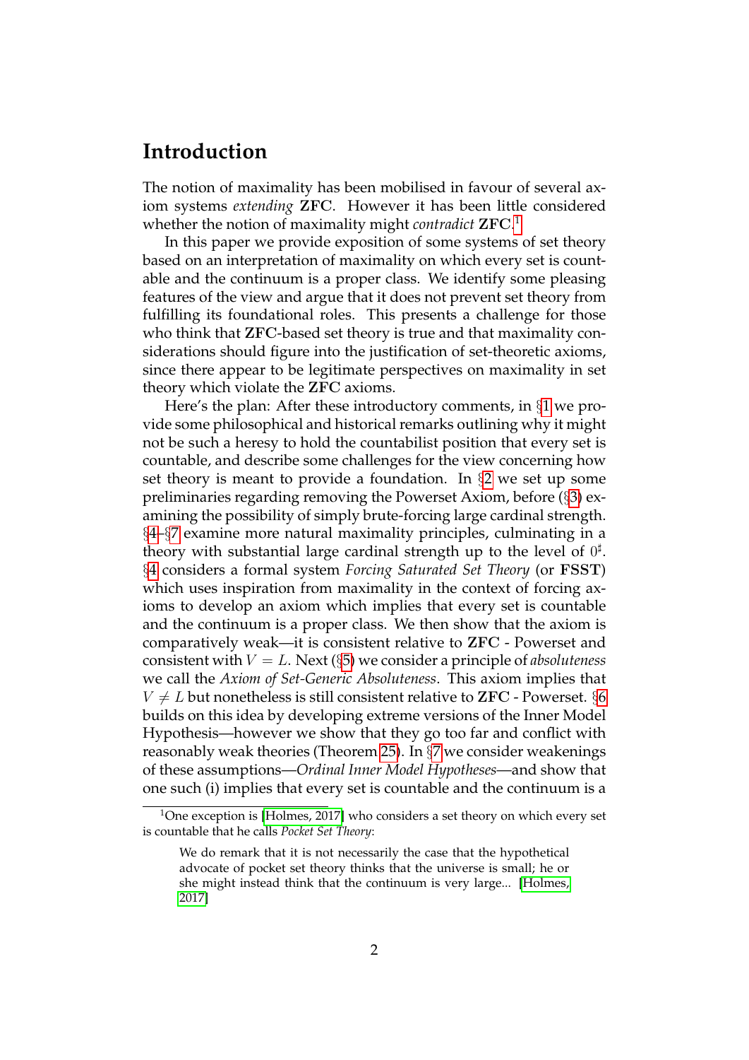# Introduction

The notion of maximality has been mobilised in favour of several axiom systems *extending* **ZFC**. However it has been little considered whether the notion of maximality might *contradict* **ZFC**.[1]

In this paper we provide exposition of some systems of set theory based on an interpretation of maximality on which every set is countable and the continuum is a proper class. We identify some pleasing features of the view and argue that it does not prevent set theory from fulfilling its foundational roles. This presents a challenge for those who think that **ZFC**-based set theory is true and that maximality considerations should figure into the justification of set-theoretic axioms, since there appear to be legitimate perspectives on maximality in set theory which violate the **ZFC** axioms.

Here's the plan: After these introductory comments, in §1 we provide some philosophical and historical remarks outlining why it might not be such a heresy to hold the countabilist position that every set is countable, and describe some challenges for the view concerning how set theory is meant to provide a foundation. In §2 we set up some preliminaries regarding removing the Powerset Axiom, before (§3) examining the possibility of simply brute-forcing large cardinal strength. §4–§7 examine more natural maximality principles, culminating in a theory with substantial large cardinal strength up to the level of $0^\sharp$. §4 considers a formal system *Forcing Saturated Set Theory* (or **FSST**) which uses inspiration from maximality in the context of forcing axioms to develop an axiom which implies that every set is countable and the continuum is a proper class. We then show that the axiom is comparatively weak—it is consistent relative to **ZFC** - Powerset and consistent with $V = L$. Next (§5) we consider a principle of *absoluteness* we call the *Axiom of Set-Generic Absoluteness*. This axiom implies that $V \neq L$ but nonetheless is still consistent relative to **ZFC** - Powerset. §6 builds on this idea by developing extreme versions of the Inner Model Hypothesis—however we show that they go too far and conflict with reasonably weak theories (Theorem 25). In §7 we consider weakenings of these assumptions—*Ordinal Inner Model Hypotheses*—and show that one such (i) implies that every set is countable and the continuum is a

[1] One exception is [Holmes, 2017] who considers a set theory on which every set is countable that he calls *Pocket Set Theory*:

> We do remark that it is not necessarily the case that the hypothetical advocate of pocket set theory thinks that the universe is small; he or she might instead think that the continuum is very large... [Holmes, 2017]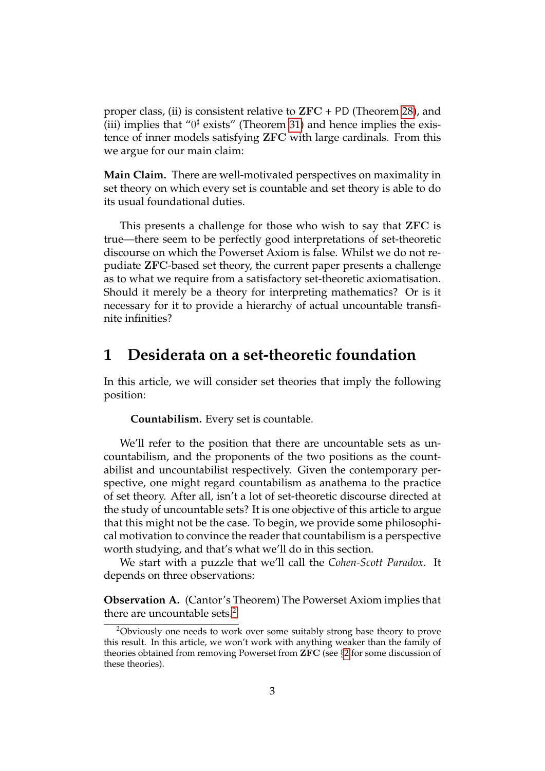proper class, (ii) is consistent relative to **ZFC** + PD (Theorem 28), and (iii) implies that "$0^\sharp$ exists" (Theorem 31) and hence implies the existence of inner models satisfying **ZFC** with large cardinals. From this we argue for our main claim:

**Main Claim.** There are well-motivated perspectives on maximality in set theory on which every set is countable and set theory is able to do its usual foundational duties.

This presents a challenge for those who wish to say that **ZFC** is true—there seem to be perfectly good interpretations of set-theoretic discourse on which the Powerset Axiom is false. Whilst we do not repudiate **ZFC**-based set theory, the current paper presents a challenge as to what we require from a satisfactory set-theoretic axiomatisation. Should it merely be a theory for interpreting mathematics? Or is it necessary for it to provide a hierarchy of actual uncountable transfinite infinities?

# 1 Desiderata on a set-theoretic foundation

In this article, we will consider set theories that imply the following position:

**Countabilism.** Every set is countable.

We'll refer to the position that there are uncountable sets as uncountabilism, and the proponents of the two positions as the countabilist and uncountabilist respectively. Given the contemporary perspective, one might regard countabilism as anathema to the practice of set theory. After all, isn't a lot of set-theoretic discourse directed at the study of uncountable sets? It is one objective of this article to argue that this might not be the case. To begin, we provide some philosophical motivation to convince the reader that countabilism is a perspective worth studying, and that's what we'll do in this section.

We start with a puzzle that we'll call the *Cohen-Scott Paradox*. It depends on three observations:

**Observation A.** (Cantor's Theorem) The Powerset Axiom implies that there are uncountable sets.[2]

[2] Obviously one needs to work over some suitably strong base theory to prove this result. In this article, we won't work with anything weaker than the family of theories obtained from removing Powerset from **ZFC** (see §2 for some discussion of these theories).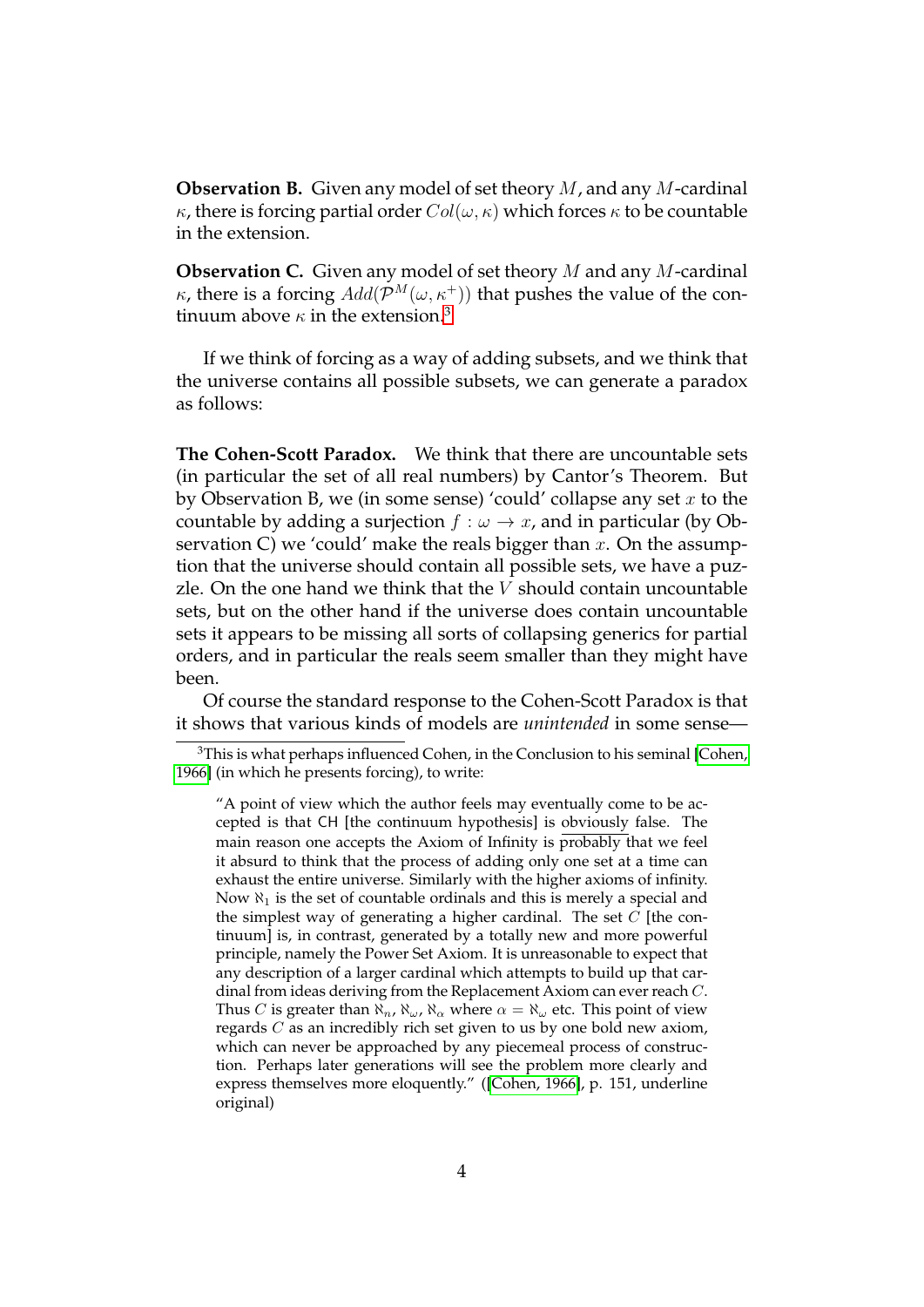**Observation B.** Given any model of set theory $M$, and any $M$-cardinal $\kappa$, there is forcing partial order $Col(\omega, \kappa)$ which forces $\kappa$ to be countable in the extension.

**Observation C.** Given any model of set theory $M$ and any $M$-cardinal $\kappa$, there is a forcing $Add(\mathcal{P}^M(\omega, \kappa^+))$ that pushes the value of the continuum above $\kappa$ in the extension.[3]

If we think of forcing as a way of adding subsets, and we think that the universe contains all possible subsets, we can generate a paradox as follows:

**The Cohen-Scott Paradox.** We think that there are uncountable sets (in particular the set of all real numbers) by Cantor's Theorem. But by Observation B, we (in some sense) 'could' collapse any set $x$ to the countable by adding a surjection $f : \omega \to x$, and in particular (by Observation C) we 'could' make the reals bigger than $x$. On the assumption that the universe should contain all possible sets, we have a puzzle. On the one hand we think that the $V$ should contain uncountable sets, but on the other hand if the universe does contain uncountable sets it appears to be missing all sorts of collapsing generics for partial orders, and in particular the reals seem smaller than they might have been.

Of course the standard response to the Cohen-Scott Paradox is that it shows that various kinds of models are *unintended* in some sense—

---

[3]This is what perhaps influenced Cohen, in the Conclusion to his seminal [Cohen, 1966] (in which he presents forcing), to write:

> "A point of view which the author feels may eventually come to be accepted is that CH [the continuum hypothesis] is obviously false. The main reason one accepts the Axiom of Infinity is probably that we feel it absurd to think that the process of adding only one set at a time can exhaust the entire universe. Similarly with the higher axioms of infinity. Now $\aleph_1$ is the set of countable ordinals and this is merely a special and the simplest way of generating a higher cardinal. The set $C$ [the continuum] is, in contrast, generated by a totally new and more powerful principle, namely the Power Set Axiom. It is unreasonable to expect that any description of a larger cardinal which attempts to build up that cardinal from ideas deriving from the Replacement Axiom can ever reach $C$. Thus $C$ is greater than $\aleph_n$, $\aleph_\omega$, $\aleph_\alpha$ where $\alpha = \aleph_\omega$ etc. This point of view regards $C$ as an incredibly rich set given to us by one bold new axiom, which can never be approached by any piecemeal process of construction. Perhaps later generations will see the problem more clearly and express themselves more eloquently." ([Cohen, 1966], p. 151, underline original)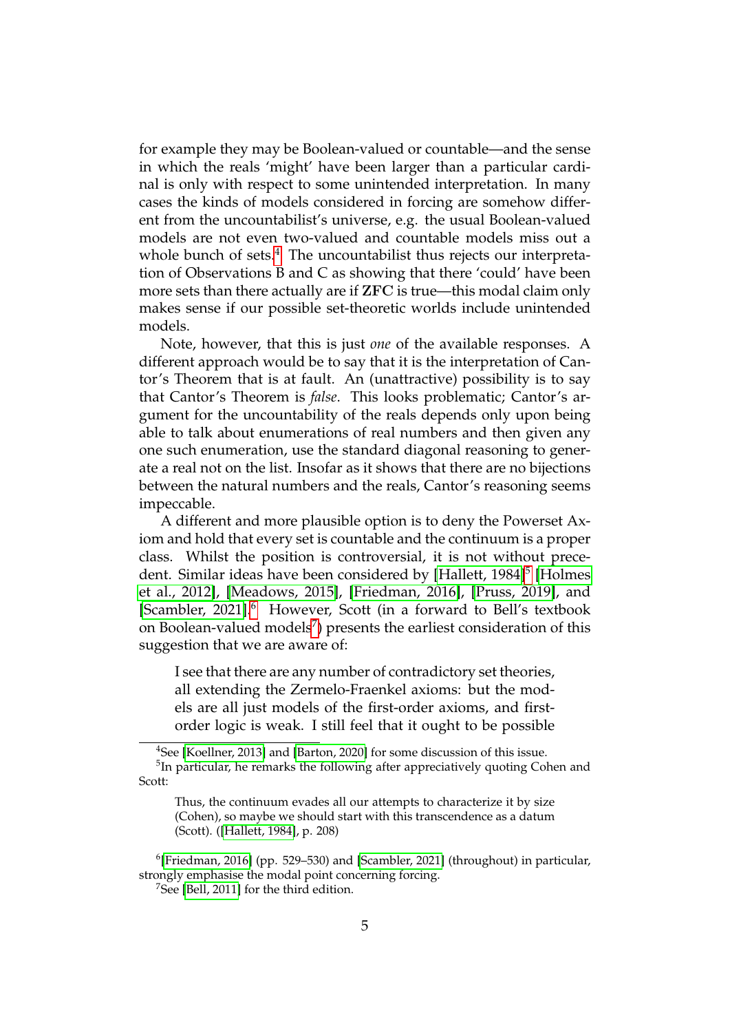for example they may be Boolean-valued or countable—and the sense in which the reals 'might' have been larger than a particular cardinal is only with respect to some unintended interpretation. In many cases the kinds of models considered in forcing are somehow different from the uncountabilist's universe, e.g. the usual Boolean-valued models are not even two-valued and countable models miss out a whole bunch of sets.[4] The uncountabilist thus rejects our interpretation of Observations B and C as showing that there 'could' have been more sets than there actually are if **ZFC** is true—this modal claim only makes sense if our possible set-theoretic worlds include unintended models.

Note, however, that this is just *one* of the available responses. A different approach would be to say that it is the interpretation of Cantor's Theorem that is at fault. An (unattractive) possibility is to say that Cantor's Theorem is *false*. This looks problematic; Cantor's argument for the uncountability of the reals depends only upon being able to talk about enumerations of real numbers and then given any one such enumeration, use the standard diagonal reasoning to generate a real not on the list. Insofar as it shows that there are no bijections between the natural numbers and the reals, Cantor's reasoning seems impeccable.

A different and more plausible option is to deny the Powerset Axiom and hold that every set is countable and the continuum is a proper class. Whilst the position is controversial, it is not without precedent. Similar ideas have been considered by [Hallett, 1984][5] [Holmes et al., 2012], [Meadows, 2015], [Friedman, 2016], [Pruss, 2019], and [Scambler, 2021].[6] However, Scott (in a forward to Bell's textbook on Boolean-valued models[7]) presents the earliest consideration of this suggestion that we are aware of:

> I see that there are any number of contradictory set theories, all extending the Zermelo-Fraenkel axioms: but the models are all just models of the first-order axioms, and first-order logic is weak. I still feel that it ought to be possible

---

[4] See [Koellner, 2013] and [Barton, 2020] for some discussion of this issue.

[5] In particular, he remarks the following after appreciatively quoting Cohen and Scott:

> Thus, the continuum evades all our attempts to characterize it by size (Cohen), so maybe we should start with this transcendence as a datum (Scott). ([Hallett, 1984], p. 208)

[6] [Friedman, 2016] (pp. 529–530) and [Scambler, 2021] (throughout) in particular, strongly emphasise the modal point concerning forcing.

[7] See [Bell, 2011] for the third edition.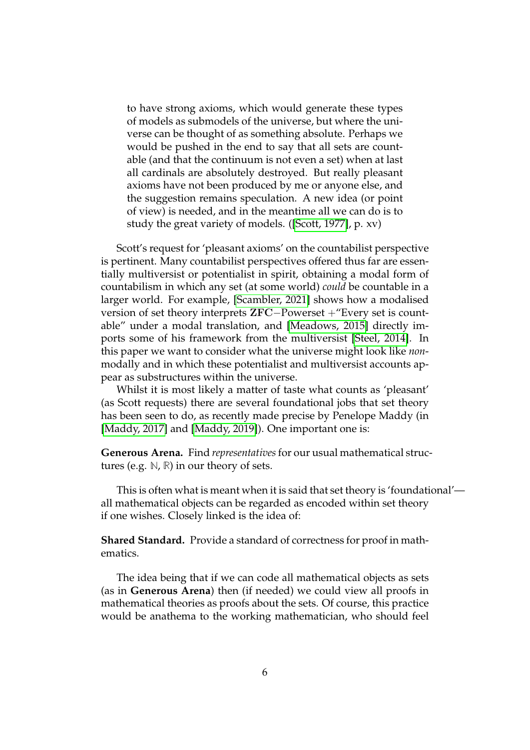> to have strong axioms, which would generate these types of models as submodels of the universe, but where the universe can be thought of as something absolute. Perhaps we would be pushed in the end to say that all sets are countable (and that the continuum is not even a set) when at last all cardinals are absolutely destroyed. But really pleasant axioms have not been produced by me or anyone else, and the suggestion remains speculation. A new idea (or point of view) is needed, and in the meantime all we can do is to study the great variety of models. ([Scott, 1977], p. xv)

Scott's request for 'pleasant axioms' on the countabilist perspective is pertinent. Many countabilist perspectives offered thus far are essentially multiversist or potentialist in spirit, obtaining a modal form of countabilism in which any set (at some world) *could* be countable in a larger world. For example, [Scambler, 2021] shows how a modalised version of set theory interprets **ZFC**$-$Powerset $+$"Every set is countable" under a modal translation, and [Meadows, 2015] directly imports some of his framework from the multiversist [Steel, 2014]. In this paper we want to consider what the universe might look like *non*-modally and in which these potentialist and multiversist accounts appear as substructures within the universe.

Whilst it is most likely a matter of taste what counts as 'pleasant' (as Scott requests) there are several foundational jobs that set theory has been seen to do, as recently made precise by Penelope Maddy (in [Maddy, 2017] and [Maddy, 2019]). One important one is:

**Generous Arena.** Find *representatives* for our usual mathematical structures (e.g. $\mathbb{N}$, $\mathbb{R}$) in our theory of sets.

This is often what is meant when it is said that set theory is 'foundational'—all mathematical objects can be regarded as encoded within set theory if one wishes. Closely linked is the idea of:

**Shared Standard.** Provide a standard of correctness for proof in mathematics.

The idea being that if we can code all mathematical objects as sets (as in **Generous Arena**) then (if needed) we could view all proofs in mathematical theories as proofs about the sets. Of course, this practice would be anathema to the working mathematician, who should feel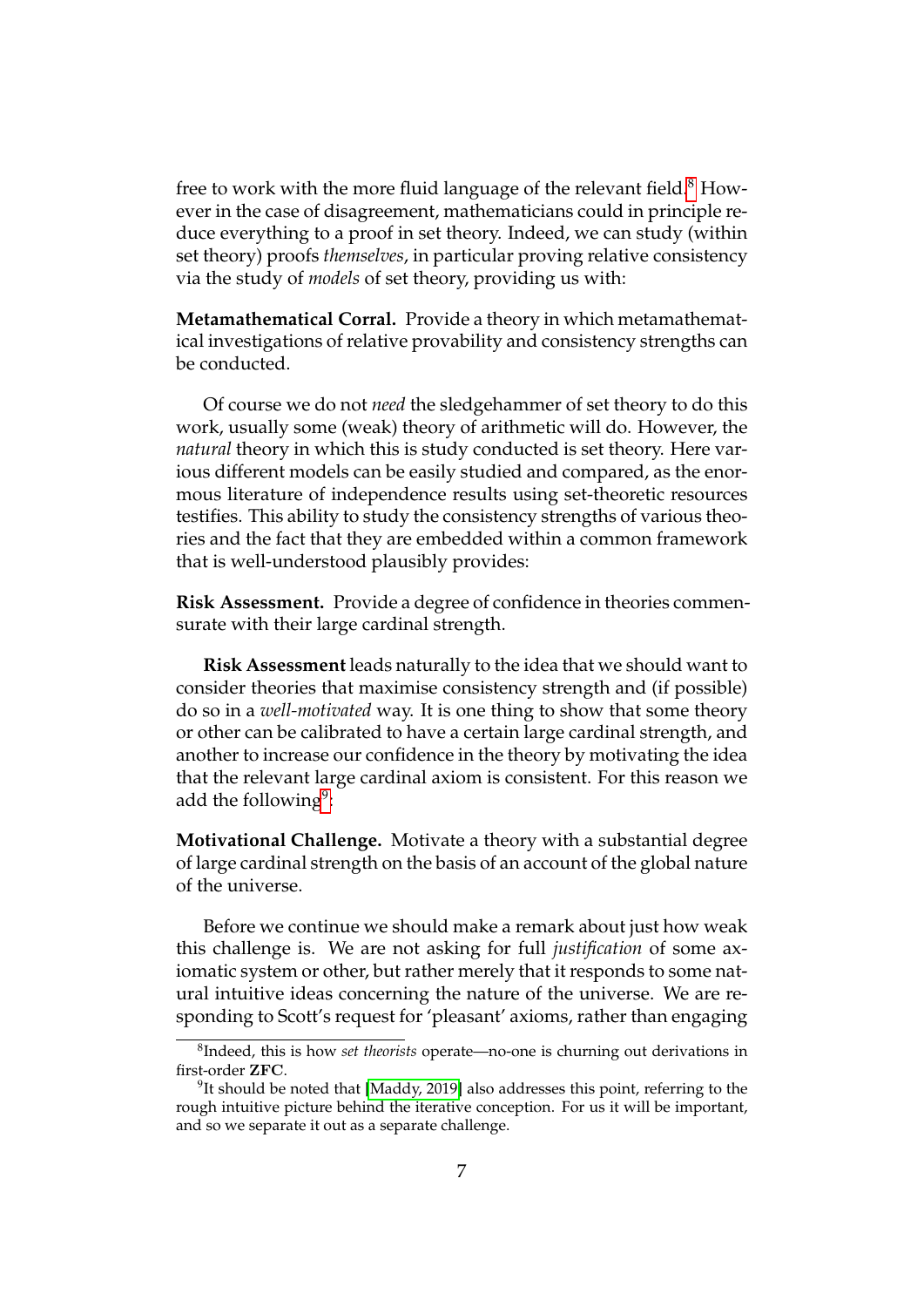free to work with the more fluid language of the relevant field.[8] However in the case of disagreement, mathematicians could in principle reduce everything to a proof in set theory. Indeed, we can study (within set theory) proofs *themselves*, in particular proving relative consistency via the study of *models* of set theory, providing us with:

**Metamathematical Corral.** Provide a theory in which metamathematical investigations of relative provability and consistency strengths can be conducted.

Of course we do not *need* the sledgehammer of set theory to do this work, usually some (weak) theory of arithmetic will do. However, the *natural* theory in which this is study conducted is set theory. Here various different models can be easily studied and compared, as the enormous literature of independence results using set-theoretic resources testifies. This ability to study the consistency strengths of various theories and the fact that they are embedded within a common framework that is well-understood plausibly provides:

**Risk Assessment.** Provide a degree of confidence in theories commensurate with their large cardinal strength.

**Risk Assessment** leads naturally to the idea that we should want to consider theories that maximise consistency strength and (if possible) do so in a *well-motivated* way. It is one thing to show that some theory or other can be calibrated to have a certain large cardinal strength, and another to increase our confidence in the theory by motivating the idea that the relevant large cardinal axiom is consistent. For this reason we add the following[9]:

**Motivational Challenge.** Motivate a theory with a substantial degree of large cardinal strength on the basis of an account of the global nature of the universe.

Before we continue we should make a remark about just how weak this challenge is. We are not asking for full *justification* of some axiomatic system or other, but rather merely that it responds to some natural intuitive ideas concerning the nature of the universe. We are responding to Scott's request for 'pleasant' axioms, rather than engaging

---

[8] Indeed, this is how *set theorists* operate—no-one is churning out derivations in first-order **ZFC**.

[9] It should be noted that [Maddy, 2019] also addresses this point, referring to the rough intuitive picture behind the iterative conception. For us it will be important, and so we separate it out as a separate challenge.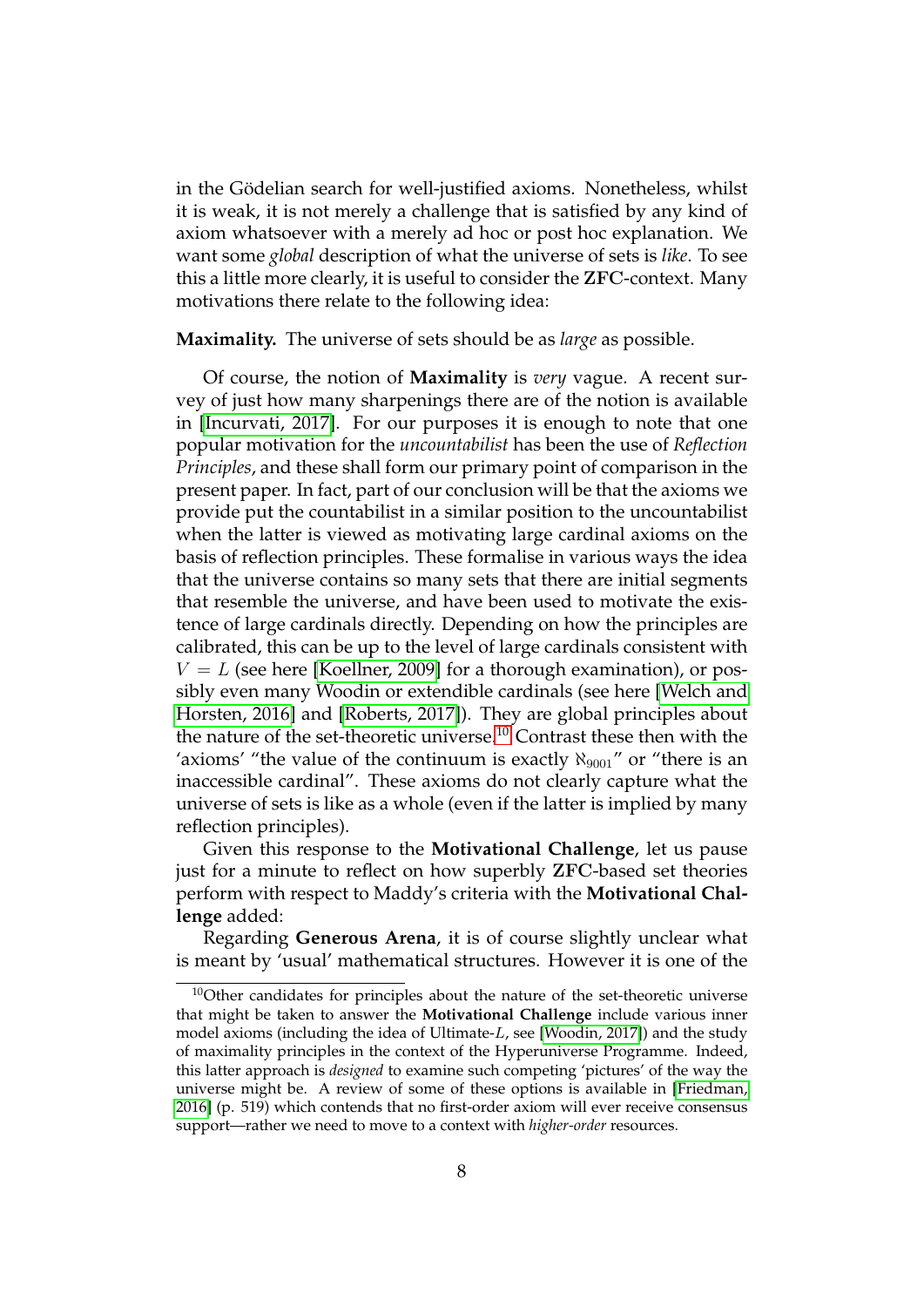in the Gödelian search for well-justified axioms. Nonetheless, whilst it is weak, it is not merely a challenge that is satisfied by any kind of axiom whatsoever with a merely ad hoc or post hoc explanation. We want some *global* description of what the universe of sets is *like*. To see this a little more clearly, it is useful to consider the **ZFC**-context. Many motivations there relate to the following idea:

**Maximality.** The universe of sets should be as *large* as possible.

Of course, the notion of **Maximality** is *very* vague. A recent survey of just how many sharpenings there are of the notion is available in [Incurvati, 2017]. For our purposes it is enough to note that one popular motivation for the *uncountabilist* has been the use of *Reflection Principles*, and these shall form our primary point of comparison in the present paper. In fact, part of our conclusion will be that the axioms we provide put the countabilist in a similar position to the uncountabilist when the latter is viewed as motivating large cardinal axioms on the basis of reflection principles. These formalise in various ways the idea that the universe contains so many sets that there are initial segments that resemble the universe, and have been used to motivate the existence of large cardinals directly. Depending on how the principles are calibrated, this can be up to the level of large cardinals consistent with $V = L$ (see here [Koellner, 2009] for a thorough examination), or possibly even many Woodin or extendible cardinals (see here [Welch and Horsten, 2016] and [Roberts, 2017]). They are global principles about the nature of the set-theoretic universe.[10] Contrast these then with the 'axioms' "the value of the continuum is exactly $\aleph_{9001}$" or "there is an inaccessible cardinal". These axioms do not clearly capture what the universe of sets is like as a whole (even if the latter is implied by many reflection principles).

Given this response to the **Motivational Challenge**, let us pause just for a minute to reflect on how superbly **ZFC**-based set theories perform with respect to Maddy's criteria with the **Motivational Challenge** added:

Regarding **Generous Arena**, it is of course slightly unclear what is meant by 'usual' mathematical structures. However it is one of the

[10]Other candidates for principles about the nature of the set-theoretic universe that might be taken to answer the **Motivational Challenge** include various inner model axioms (including the idea of Ultimate-$L$, see [Woodin, 2017]) and the study of maximality principles in the context of the Hyperuniverse Programme. Indeed, this latter approach is *designed* to examine such competing 'pictures' of the way the universe might be. A review of some of these options is available in [Friedman, 2016] (p. 519) which contends that no first-order axiom will ever receive consensus support—rather we need to move to a context with *higher-order* resources.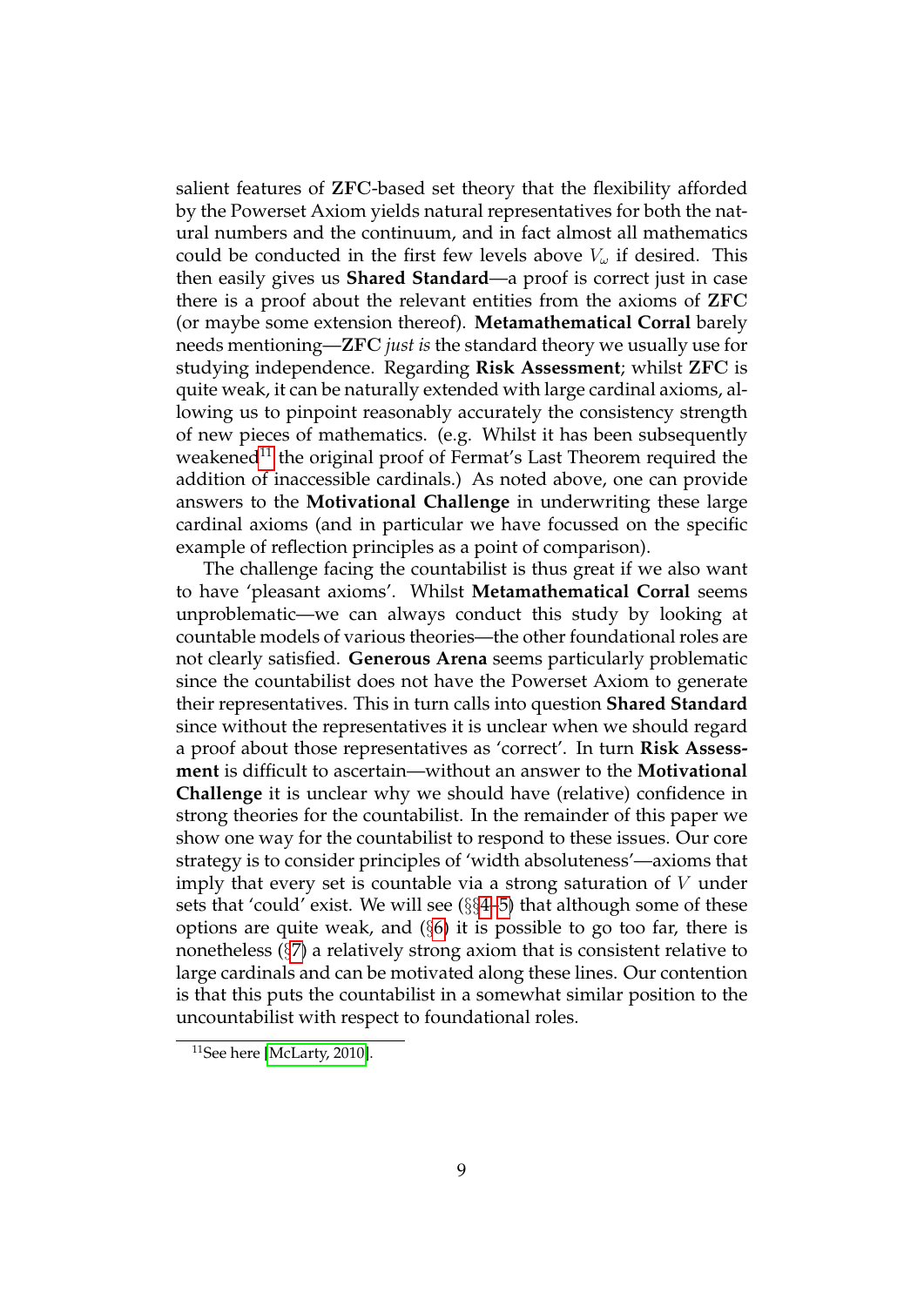salient features of **ZFC**-based set theory that the flexibility afforded by the Powerset Axiom yields natural representatives for both the natural numbers and the continuum, and in fact almost all mathematics could be conducted in the first few levels above $V_\omega$ if desired. This then easily gives us **Shared Standard**—a proof is correct just in case there is a proof about the relevant entities from the axioms of **ZFC** (or maybe some extension thereof). **Metamathematical Corral** barely needs mentioning—**ZFC** *just is* the standard theory we usually use for studying independence. Regarding **Risk Assessment**; whilst **ZFC** is quite weak, it can be naturally extended with large cardinal axioms, allowing us to pinpoint reasonably accurately the consistency strength of new pieces of mathematics. (e.g. Whilst it has been subsequently weakened[11] the original proof of Fermat's Last Theorem required the addition of inaccessible cardinals.) As noted above, one can provide answers to the **Motivational Challenge** in underwriting these large cardinal axioms (and in particular we have focussed on the specific example of reflection principles as a point of comparison).

The challenge facing the countabilist is thus great if we also want to have 'pleasant axioms'. Whilst **Metamathematical Corral** seems unproblematic—we can always conduct this study by looking at countable models of various theories—the other foundational roles are not clearly satisfied. **Generous Arena** seems particularly problematic since the countabilist does not have the Powerset Axiom to generate their representatives. This in turn calls into question **Shared Standard** since without the representatives it is unclear when we should regard a proof about those representatives as 'correct'. In turn **Risk Assessment** is difficult to ascertain—without an answer to the **Motivational Challenge** it is unclear why we should have (relative) confidence in strong theories for the countabilist. In the remainder of this paper we show one way for the countabilist to respond to these issues. Our core strategy is to consider principles of 'width absoluteness'—axioms that imply that every set is countable via a strong saturation of $V$ under sets that 'could' exist. We will see (§§4–5) that although some of these options are quite weak, and (§6) it is possible to go too far, there is nonetheless (§7) a relatively strong axiom that is consistent relative to large cardinals and can be motivated along these lines. Our contention is that this puts the countabilist in a somewhat similar position to the uncountabilist with respect to foundational roles.

[11] See here [McLarty, 2010].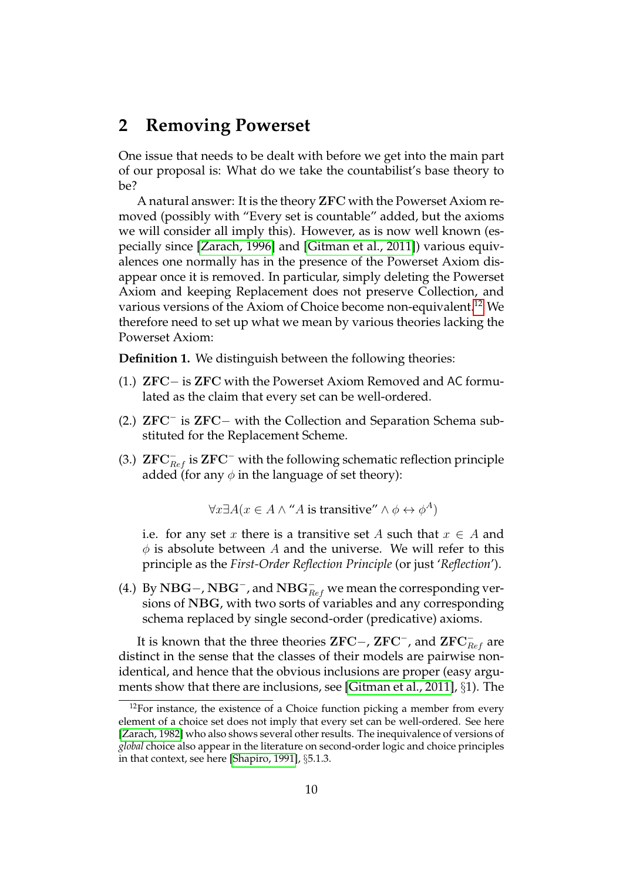## 2 Removing Powerset

One issue that needs to be dealt with before we get into the main part of our proposal is: What do we take the countabilist's base theory to be?

A natural answer: It is the theory $\mathbf{ZFC}$ with the Powerset Axiom removed (possibly with "Every set is countable" added, but the axioms we will consider all imply this). However, as is now well known (especially since [Zarach, 1996] and [Gitman et al., 2011]) various equivalences one normally has in the presence of the Powerset Axiom disappear once it is removed. In particular, simply deleting the Powerset Axiom and keeping Replacement does not preserve Collection, and various versions of the Axiom of Choice become non-equivalent.[12] We therefore need to set up what we mean by various theories lacking the Powerset Axiom:

**Definition 1.** We distinguish between the following theories:

(1.) $\mathbf{ZFC}-$ is $\mathbf{ZFC}$ with the Powerset Axiom Removed and AC formulated as the claim that every set can be well-ordered.

(2.) $\mathbf{ZFC}^-$ is $\mathbf{ZFC}-$ with the Collection and Separation Schema substituted for the Replacement Scheme.

(3.) $\mathbf{ZFC}^-_{Ref}$ is $\mathbf{ZFC}^-$ with the following schematic reflection principle added (for any $\phi$ in the language of set theory):

$$\forall x \exists A (x \in A \wedge \text{"}A \text{ is transitive"} \wedge \phi \leftrightarrow \phi^A)$$

i.e. for any set $x$ there is a transitive set $A$ such that $x \in A$ and $\phi$ is absolute between $A$ and the universe. We will refer to this principle as the *First-Order Reflection Principle* (or just '*Reflection*').

(4.) By $\mathbf{NBG}-$, $\mathbf{NBG}^-$, and $\mathbf{NBG}^-_{Ref}$ we mean the corresponding versions of $\mathbf{NBG}$, with two sorts of variables and any corresponding schema replaced by single second-order (predicative) axioms.

It is known that the three theories $\mathbf{ZFC}-$, $\mathbf{ZFC}^-$, and $\mathbf{ZFC}^-_{Ref}$ are distinct in the sense that the classes of their models are pairwise nonidentical, and hence that the obvious inclusions are proper (easy arguments show that there are inclusions, see [Gitman et al., 2011], §1). The

[12] For instance, the existence of a Choice function picking a member from every element of a choice set does not imply that every set can be well-ordered. See here [Zarach, 1982] who also shows several other results. The inequivalence of versions of *global* choice also appear in the literature on second-order logic and choice principles in that context, see here [Shapiro, 1991], §5.1.3.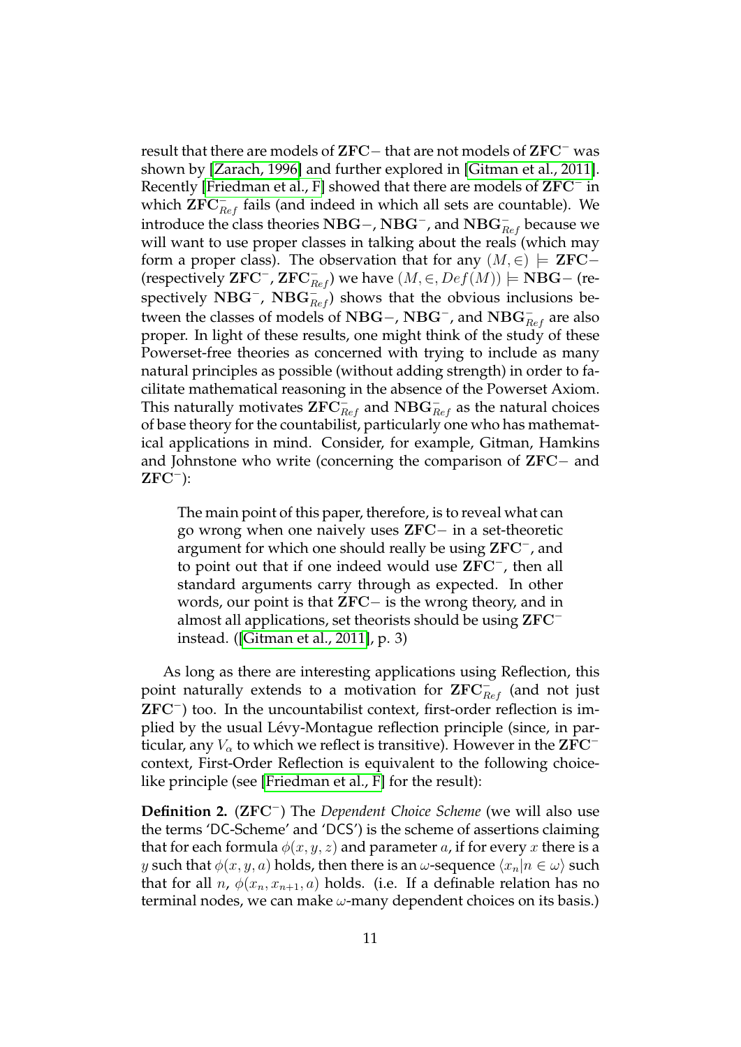result that there are models of $\mathbf{ZFC}-$ that are not models of $\mathbf{ZFC}^-$ was shown by [Zarach, 1996] and further explored in [Gitman et al., 2011]. Recently [Friedman et al., F] showed that there are models of $\mathbf{ZFC}^-$ in which $\mathbf{ZFC}^-_{Ref}$ fails (and indeed in which all sets are countable). We introduce the class theories $\mathbf{NBG}-$, $\mathbf{NBG}^-$, and $\mathbf{NBG}^-_{Ref}$ because we will want to use proper classes in talking about the reals (which may form a proper class). The observation that for any $(M, \in) \models \mathbf{ZFC}-$ (respectively $\mathbf{ZFC}^-$, $\mathbf{ZFC}^-_{Ref}$) we have $(M, \in, Def(M)) \models \mathbf{NBG}-$ (respectively $\mathbf{NBG}^-$, $\mathbf{NBG}^-_{Ref}$) shows that the obvious inclusions between the classes of models of $\mathbf{NBG}-$, $\mathbf{NBG}^-$, and $\mathbf{NBG}^-_{Ref}$ are also proper. In light of these results, one might think of the study of these Powerset-free theories as concerned with trying to include as many natural principles as possible (without adding strength) in order to facilitate mathematical reasoning in the absence of the Powerset Axiom. This naturally motivates $\mathbf{ZFC}^-_{Ref}$ and $\mathbf{NBG}^-_{Ref}$ as the natural choices of base theory for the countabilist, particularly one who has mathematical applications in mind. Consider, for example, Gitman, Hamkins and Johnstone who write (concerning the comparison of $\mathbf{ZFC}-$ and $\mathbf{ZFC}^-$):

> The main point of this paper, therefore, is to reveal what can go wrong when one naively uses $\mathbf{ZFC}-$ in a set-theoretic argument for which one should really be using $\mathbf{ZFC}^-$, and to point out that if one indeed would use $\mathbf{ZFC}^-$, then all standard arguments carry through as expected. In other words, our point is that $\mathbf{ZFC}-$ is the wrong theory, and in almost all applications, set theorists should be using $\mathbf{ZFC}^-$ instead. ([Gitman et al., 2011], p. 3)

As long as there are interesting applications using Reflection, this point naturally extends to a motivation for $\mathbf{ZFC}^-_{Ref}$ (and not just $\mathbf{ZFC}^-$) too. In the uncountabilist context, first-order reflection is implied by the usual Lévy-Montague reflection principle (since, in particular, any $V_\alpha$ to which we reflect is transitive). However in the $\mathbf{ZFC}^-$ context, First-Order Reflection is equivalent to the following choice-like principle (see [Friedman et al., F] for the result):

**Definition 2.** ($\mathbf{ZFC}^-$) The *Dependent Choice Scheme* (we will also use the terms 'DC-Scheme' and 'DCS') is the scheme of assertions claiming that for each formula $\phi(x, y, z)$ and parameter $a$, if for every $x$ there is a $y$ such that $\phi(x, y, a)$ holds, then there is an $\omega$-sequence $\langle x_n | n \in \omega \rangle$ such that for all $n$, $\phi(x_n, x_{n+1}, a)$ holds. (i.e. If a definable relation has no terminal nodes, we can make $\omega$-many dependent choices on its basis.)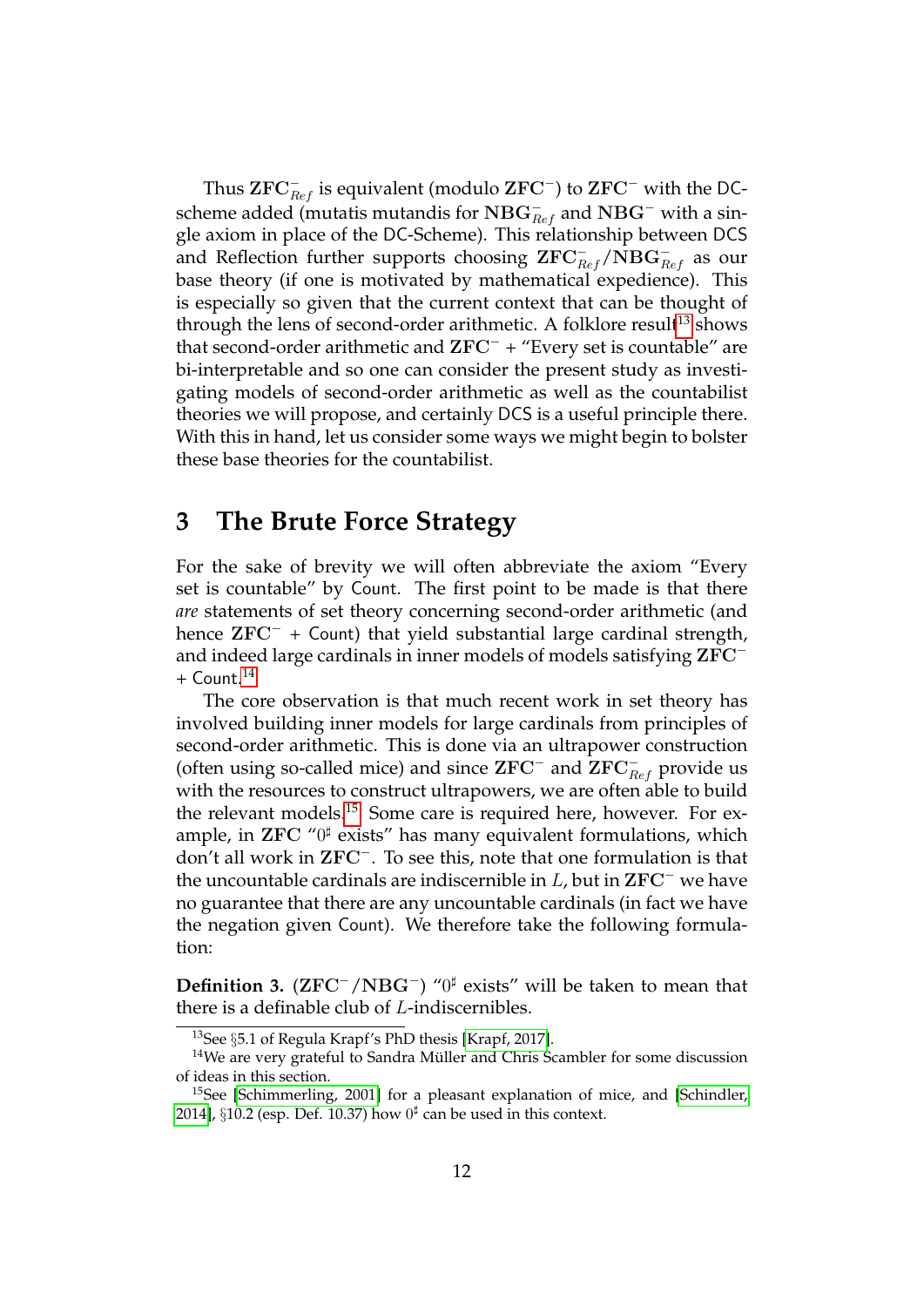Thus $\mathbf{ZFC}^-_{Ref}$ is equivalent (modulo $\mathbf{ZFC}^-$) to $\mathbf{ZFC}^-$ with the DC-scheme added (mutatis mutandis for $\mathbf{NBG}^-_{Ref}$ and $\mathbf{NBG}^-$ with a single axiom in place of the DC-Scheme). This relationship between DCS and Reflection further supports choosing $\mathbf{ZFC}^-_{Ref}/\mathbf{NBG}^-_{Ref}$ as our base theory (if one is motivated by mathematical expedience). This is especially so given that the current context that can be thought of through the lens of second-order arithmetic. A folklore result[13] shows that second-order arithmetic and $\mathbf{ZFC}^-$ + "Every set is countable" are bi-interpretable and so one can consider the present study as investigating models of second-order arithmetic as well as the countabilist theories we will propose, and certainly DCS is a useful principle there. With this in hand, let us consider some ways we might begin to bolster these base theories for the countabilist.

## 3 The Brute Force Strategy

For the sake of brevity we will often abbreviate the axiom "Every set is countable" by Count. The first point to be made is that there *are* statements of set theory concerning second-order arithmetic (and hence $\mathbf{ZFC}^-$ + Count) that yield substantial large cardinal strength, and indeed large cardinals in inner models of models satisfying $\mathbf{ZFC}^-$ + Count.[14]

The core observation is that much recent work in set theory has involved building inner models for large cardinals from principles of second-order arithmetic. This is done via an ultrapower construction (often using so-called mice) and since $\mathbf{ZFC}^-$ and $\mathbf{ZFC}^-_{Ref}$ provide us with the resources to construct ultrapowers, we are often able to build the relevant models.[15] Some care is required here, however. For example, in $\mathbf{ZFC}$ "$0^\sharp$ exists" has many equivalent formulations, which don't all work in $\mathbf{ZFC}^-$. To see this, note that one formulation is that the uncountable cardinals are indiscernible in $L$, but in $\mathbf{ZFC}^-$ we have no guarantee that there are any uncountable cardinals (in fact we have the negation given Count). We therefore take the following formulation:

**Definition 3.** ($\mathbf{ZFC}^-/\mathbf{NBG}^-$) "$0^\sharp$ exists" will be taken to mean that there is a definable club of $L$-indiscernibles.

[13] See §5.1 of Regula Krapf's PhD thesis [Krapf, 2017].

[14] We are very grateful to Sandra Müller and Chris Scambler for some discussion of ideas in this section.

[15] See [Schimmerling, 2001] for a pleasant explanation of mice, and [Schindler, 2014], §10.2 (esp. Def. 10.37) how $0^\sharp$ can be used in this context.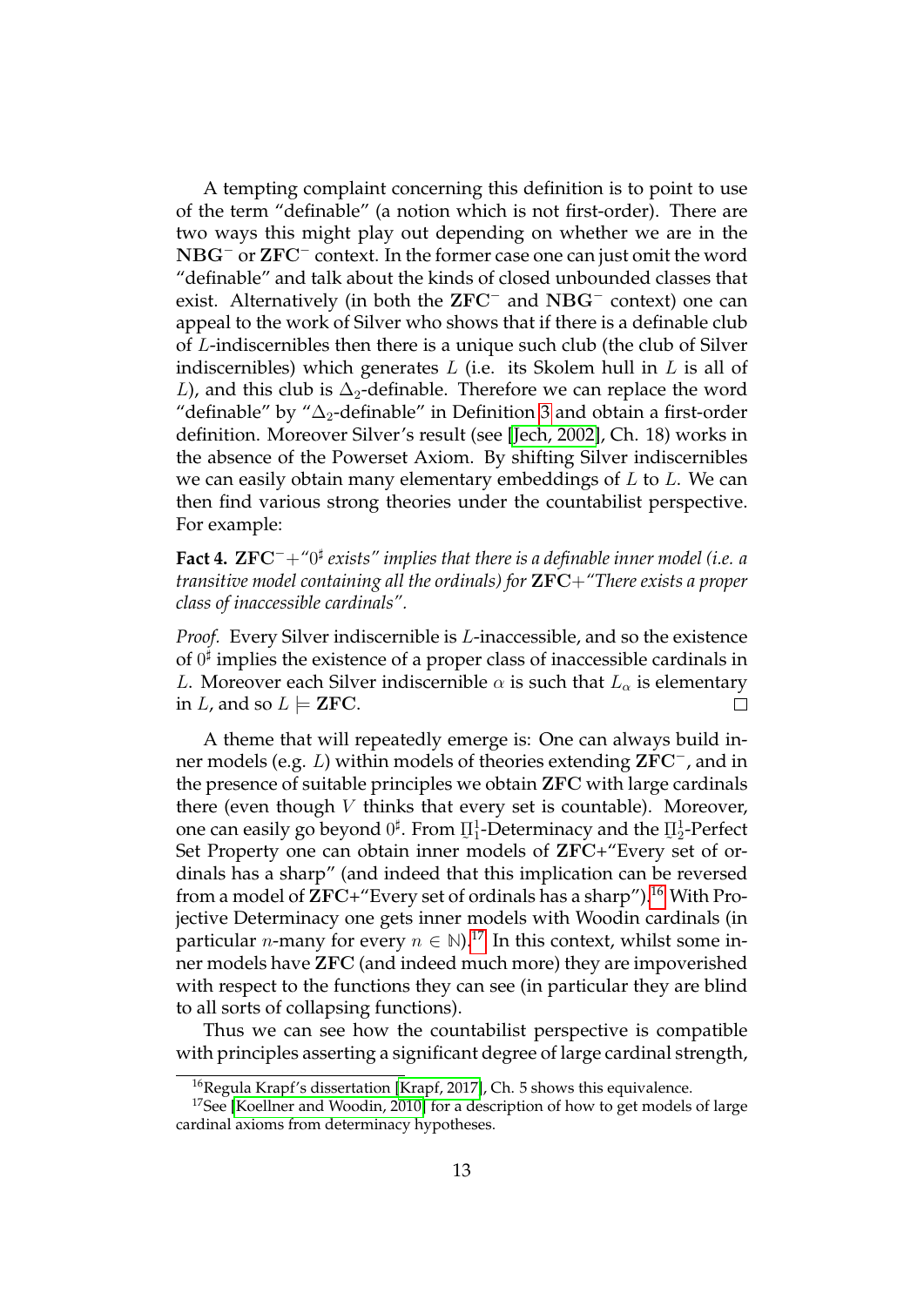A tempting complaint concerning this definition is to point to use of the term "definable" (a notion which is not first-order). There are two ways this might play out depending on whether we are in the $\mathbf{NBG}^-$ or $\mathbf{ZFC}^-$ context. In the former case one can just omit the word "definable" and talk about the kinds of closed unbounded classes that exist. Alternatively (in both the $\mathbf{ZFC}^-$ and $\mathbf{NBG}^-$ context) one can appeal to the work of Silver who shows that if there is a definable club of $L$-indiscernibles then there is a unique such club (the club of Silver indiscernibles) which generates $L$ (i.e. its Skolem hull in $L$ is all of $L$), and this club is $\Delta_2$-definable. Therefore we can replace the word "definable" by "$\Delta_2$-definable" in Definition 3 and obtain a first-order definition. Moreover Silver's result (see [Jech, 2002], Ch. 18) works in the absence of the Powerset Axiom. By shifting Silver indiscernibles we can easily obtain many elementary embeddings of $L$ to $L$. We can then find various strong theories under the countabilist perspective. For example:

**Fact 4.** $\mathbf{ZFC}^-$+*"$0^\sharp$ exists" implies that there is a definable inner model (i.e. a transitive model containing all the ordinals) for* $\mathbf{ZFC}$+*"There exists a proper class of inaccessible cardinals".*

*Proof.* Every Silver indiscernible is $L$-inaccessible, and so the existence of $0^\sharp$ implies the existence of a proper class of inaccessible cardinals in $L$. Moreover each Silver indiscernible $\alpha$ is such that $L_\alpha$ is elementary in $L$, and so $L \models \mathbf{ZFC}$. $\square$

A theme that will repeatedly emerge is: One can always build inner models (e.g. $L$) within models of theories extending $\mathbf{ZFC}^-$, and in the presence of suitable principles we obtain $\mathbf{ZFC}$ with large cardinals there (even though $V$ thinks that every set is countable). Moreover, one can easily go beyond $0^\sharp$. From $\underset{\sim}{\Pi}^1_1$-Determinacy and the $\underset{\sim}{\Pi}^1_2$-Perfect Set Property one can obtain inner models of $\mathbf{ZFC}$+"Every set of ordinals has a sharp" (and indeed that this implication can be reversed from a model of $\mathbf{ZFC}$+"Every set of ordinals has a sharp").[16] With Projective Determinacy one gets inner models with Woodin cardinals (in particular $n$-many for every $n \in \mathbb{N}$).[17] In this context, whilst some inner models have $\mathbf{ZFC}$ (and indeed much more) they are impoverished with respect to the functions they can see (in particular they are blind to all sorts of collapsing functions).

Thus we can see how the countabilist perspective is compatible with principles asserting a significant degree of large cardinal strength,

[16] Regula Krapf's dissertation [Krapf, 2017], Ch. 5 shows this equivalence.

[17] See [Koellner and Woodin, 2010] for a description of how to get models of large cardinal axioms from determinacy hypotheses.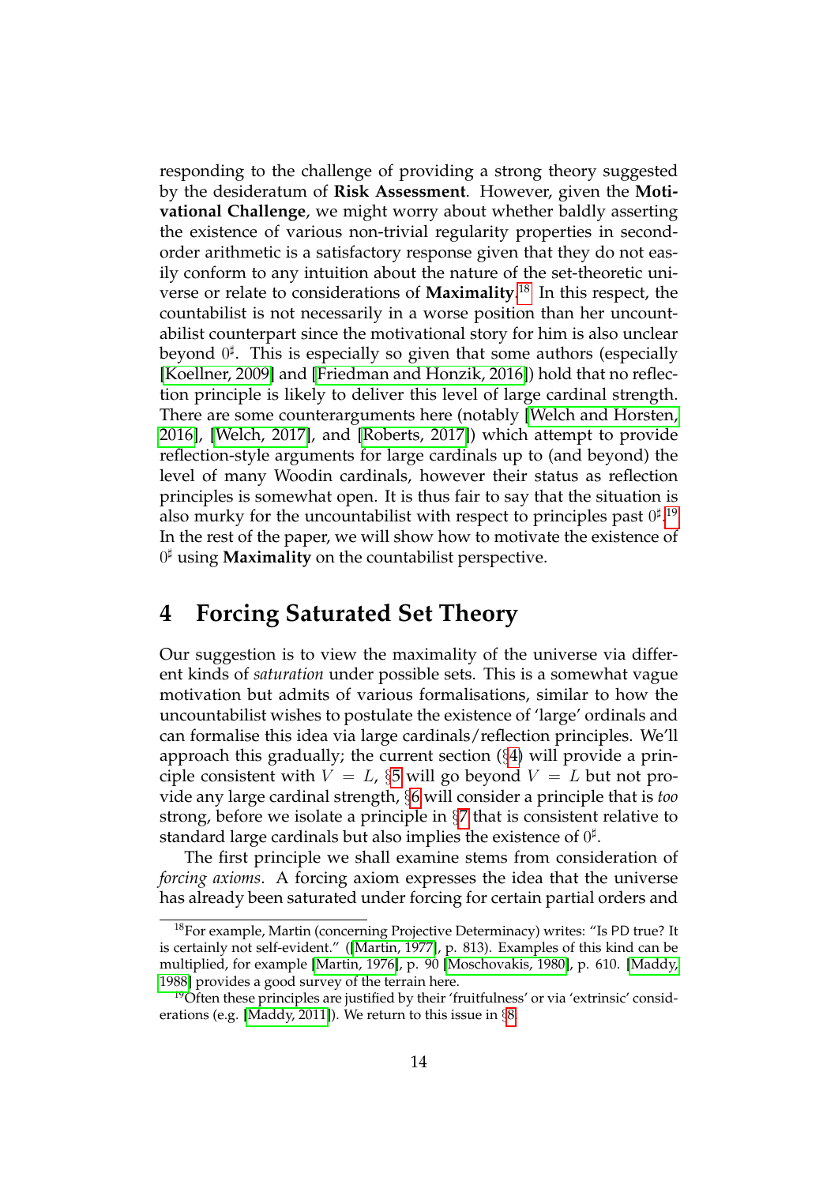responding to the challenge of providing a strong theory suggested by the desideratum of **Risk Assessment**. However, given the **Motivational Challenge**, we might worry about whether baldly asserting the existence of various non-trivial regularity properties in second-order arithmetic is a satisfactory response given that they do not easily conform to any intuition about the nature of the set-theoretic universe or relate to considerations of **Maximality**.[18] In this respect, the countabilist is not necessarily in a worse position than her uncountabilist counterpart since the motivational story for him is also unclear beyond $0^\sharp$. This is especially so given that some authors (especially [Koellner, 2009] and [Friedman and Honzik, 2016]) hold that no reflection principle is likely to deliver this level of large cardinal strength. There are some counterarguments here (notably [Welch and Horsten, 2016], [Welch, 2017], and [Roberts, 2017]) which attempt to provide reflection-style arguments for large cardinals up to (and beyond) the level of many Woodin cardinals, however their status as reflection principles is somewhat open. It is thus fair to say that the situation is also murky for the uncountabilist with respect to principles past $0^\sharp$.[19] In the rest of the paper, we will show how to motivate the existence of $0^\sharp$ using **Maximality** on the countabilist perspective.

# 4 Forcing Saturated Set Theory

Our suggestion is to view the maximality of the universe via different kinds of *saturation* under possible sets. This is a somewhat vague motivation but admits of various formalisations, similar to how the uncountabilist wishes to postulate the existence of 'large' ordinals and can formalise this idea via large cardinals/reflection principles. We'll approach this gradually; the current section (§4) will provide a principle consistent with $V = L$, §5 will go beyond $V = L$ but not provide any large cardinal strength, §6 will consider a principle that is *too* strong, before we isolate a principle in §7 that is consistent relative to standard large cardinals but also implies the existence of $0^\sharp$.

The first principle we shall examine stems from consideration of *forcing axioms*. A forcing axiom expresses the idea that the universe has already been saturated under forcing for certain partial orders and

[18] For example, Martin (concerning Projective Determinacy) writes: "Is PD true? It is certainly not self-evident." ([Martin, 1977], p. 813). Examples of this kind can be multiplied, for example [Martin, 1976], p. 90 [Moschovakis, 1980], p. 610. [Maddy, 1988] provides a good survey of the terrain here.

[19] Often these principles are justified by their 'fruitfulness' or via 'extrinsic' considerations (e.g. [Maddy, 2011]). We return to this issue in §8.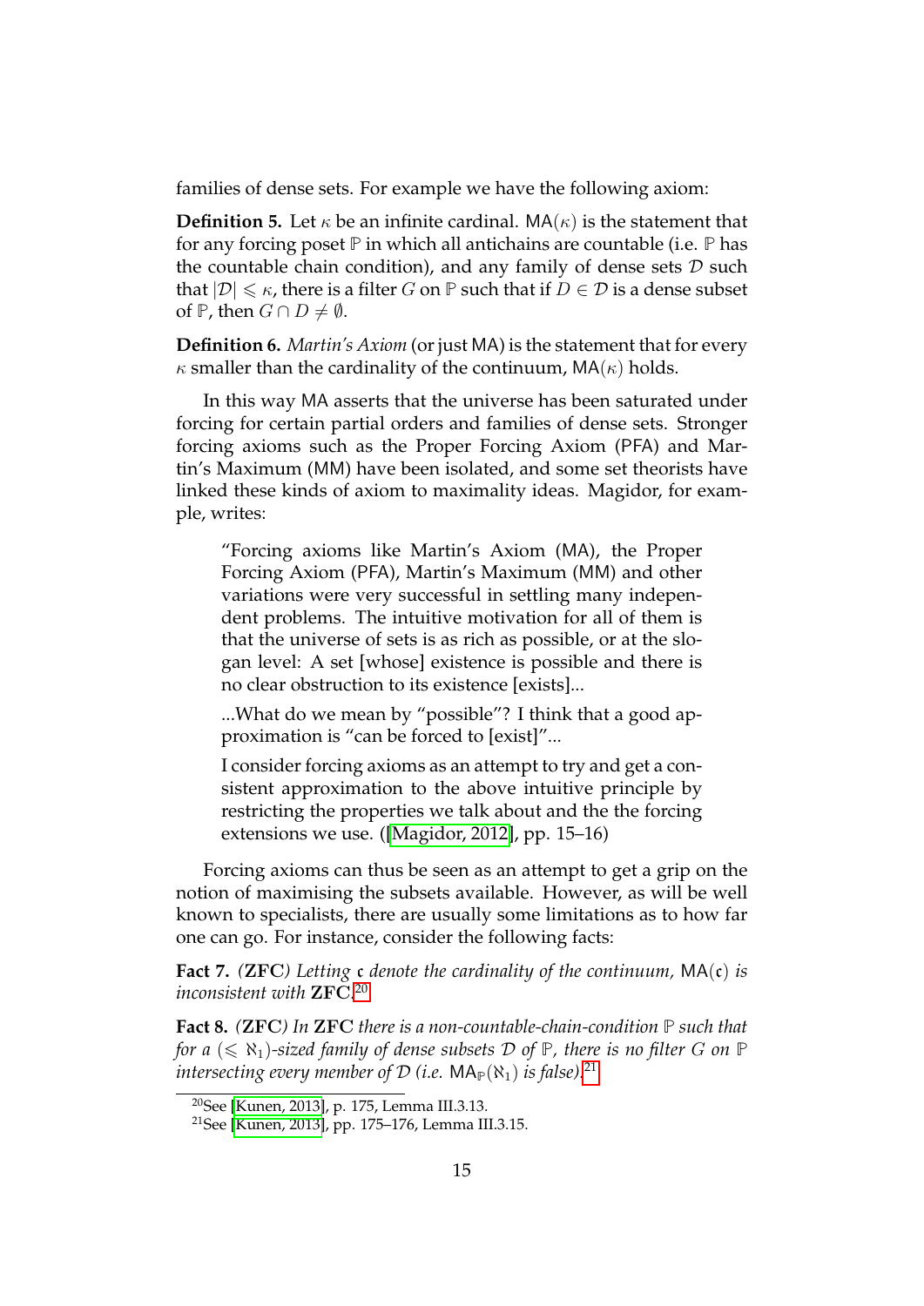families of dense sets. For example we have the following axiom:

**Definition 5.** Let $\kappa$ be an infinite cardinal. $\mathsf{MA}(\kappa)$ is the statement that for any forcing poset $\mathbb{P}$ in which all antichains are countable (i.e. $\mathbb{P}$ has the countable chain condition), and any family of dense sets $\mathcal{D}$ such that $|\mathcal{D}| \leqslant \kappa$, there is a filter $G$ on $\mathbb{P}$ such that if $D \in \mathcal{D}$ is a dense subset of $\mathbb{P}$, then $G \cap D \neq \emptyset$.

**Definition 6.** *Martin's Axiom* (or just MA) is the statement that for every $\kappa$ smaller than the cardinality of the continuum, $\mathsf{MA}(\kappa)$ holds.

In this way MA asserts that the universe has been saturated under forcing for certain partial orders and families of dense sets. Stronger forcing axioms such as the Proper Forcing Axiom (PFA) and Martin's Maximum (MM) have been isolated, and some set theorists have linked these kinds of axiom to maximality ideas. Magidor, for example, writes:

> "Forcing axioms like Martin's Axiom (MA), the Proper Forcing Axiom (PFA), Martin's Maximum (MM) and other variations were very successful in settling many independent problems. The intuitive motivation for all of them is that the universe of sets is as rich as possible, or at the slogan level: A set [whose] existence is possible and there is no clear obstruction to its existence [exists]...
>
> ...What do we mean by "possible"? I think that a good approximation is "can be forced to [exist]"...
>
> I consider forcing axioms as an attempt to try and get a consistent approximation to the above intuitive principle by restricting the properties we talk about and the the forcing extensions we use. ([Magidor, 2012], pp. 15–16)

Forcing axioms can thus be seen as an attempt to get a grip on the notion of maximising the subsets available. However, as will be well known to specialists, there are usually some limitations as to how far one can go. For instance, consider the following facts:

**Fact 7.** *(**ZFC**) Letting $\mathfrak{c}$ denote the cardinality of the continuum, $\mathsf{MA}(\mathfrak{c})$ is inconsistent with* **ZFC**.[20]

**Fact 8.** *(**ZFC**) In **ZFC** there is a non-countable-chain-condition $\mathbb{P}$ such that for a $(\leqslant \aleph_1)$-sized family of dense subsets $\mathcal{D}$ of $\mathbb{P}$, there is no filter $G$ on $\mathbb{P}$ intersecting every member of $\mathcal{D}$ (i.e. $\mathsf{MA}_{\mathbb{P}}(\aleph_1)$ is false).*[21]

---

[20] See [Kunen, 2013], p. 175, Lemma III.3.13.

[21] See [Kunen, 2013], pp. 175–176, Lemma III.3.15.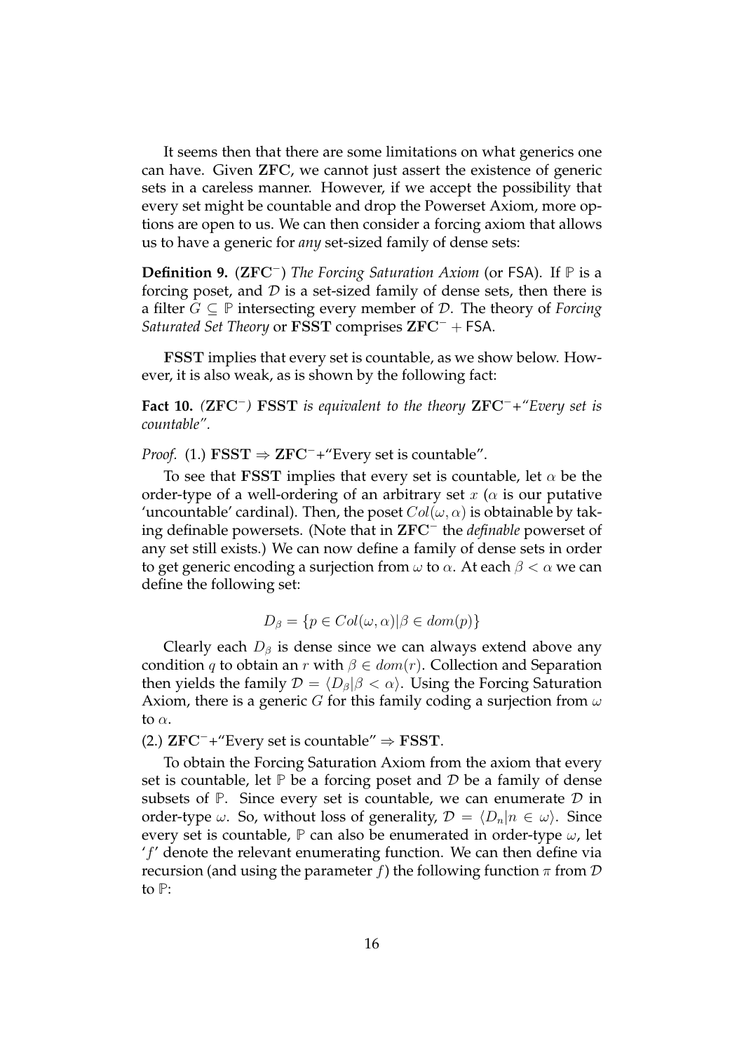It seems then that there are some limitations on what generics one can have. Given **ZFC**, we cannot just assert the existence of generic sets in a careless manner. However, if we accept the possibility that every set might be countable and drop the Powerset Axiom, more options are open to us. We can then consider a forcing axiom that allows us to have a generic for *any* set-sized family of dense sets:

**Definition 9.** ($\mathbf{ZFC}^-$) *The Forcing Saturation Axiom* (or FSA). If $\mathbb{P}$ is a forcing poset, and $\mathcal{D}$ is a set-sized family of dense sets, then there is a filter $G \subseteq \mathbb{P}$ intersecting every member of $\mathcal{D}$. The theory of *Forcing Saturated Set Theory* or **FSST** comprises $\mathbf{ZFC}^- +$ FSA.

**FSST** implies that every set is countable, as we show below. However, it is also weak, as is shown by the following fact:

**Fact 10.** *($\mathbf{ZFC}^-$)* **FSST** *is equivalent to the theory* $\mathbf{ZFC}^-$*+"Every set is countable".*

*Proof.* (1.) $\mathbf{FSST} \Rightarrow \mathbf{ZFC}^-$+"Every set is countable".

To see that **FSST** implies that every set is countable, let $\alpha$ be the order-type of a well-ordering of an arbitrary set $x$ ($\alpha$ is our putative 'uncountable' cardinal). Then, the poset $Col(\omega, \alpha)$ is obtainable by taking definable powersets. (Note that in $\mathbf{ZFC}^-$ the *definable* powerset of any set still exists.) We can now define a family of dense sets in order to get generic encoding a surjection from $\omega$ to $\alpha$. At each $\beta < \alpha$ we can define the following set:

$$D_\beta = \{p \in Col(\omega, \alpha) | \beta \in dom(p)\}$$

Clearly each $D_\beta$ is dense since we can always extend above any condition $q$ to obtain an $r$ with $\beta \in dom(r)$. Collection and Separation then yields the family $\mathcal{D} = \langle D_\beta | \beta < \alpha \rangle$. Using the Forcing Saturation Axiom, there is a generic $G$ for this family coding a surjection from $\omega$ to $\alpha$.

(2.) $\mathbf{ZFC}^-$+"Every set is countable" $\Rightarrow$ **FSST**.

To obtain the Forcing Saturation Axiom from the axiom that every set is countable, let $\mathbb{P}$ be a forcing poset and $\mathcal{D}$ be a family of dense subsets of $\mathbb{P}$. Since every set is countable, we can enumerate $\mathcal{D}$ in order-type $\omega$. So, without loss of generality, $\mathcal{D} = \langle D_n | n \in \omega \rangle$. Since every set is countable, $\mathbb{P}$ can also be enumerated in order-type $\omega$, let '$f$' denote the relevant enumerating function. We can then define via recursion (and using the parameter $f$) the following function $\pi$ from $\mathcal{D}$ to $\mathbb{P}$: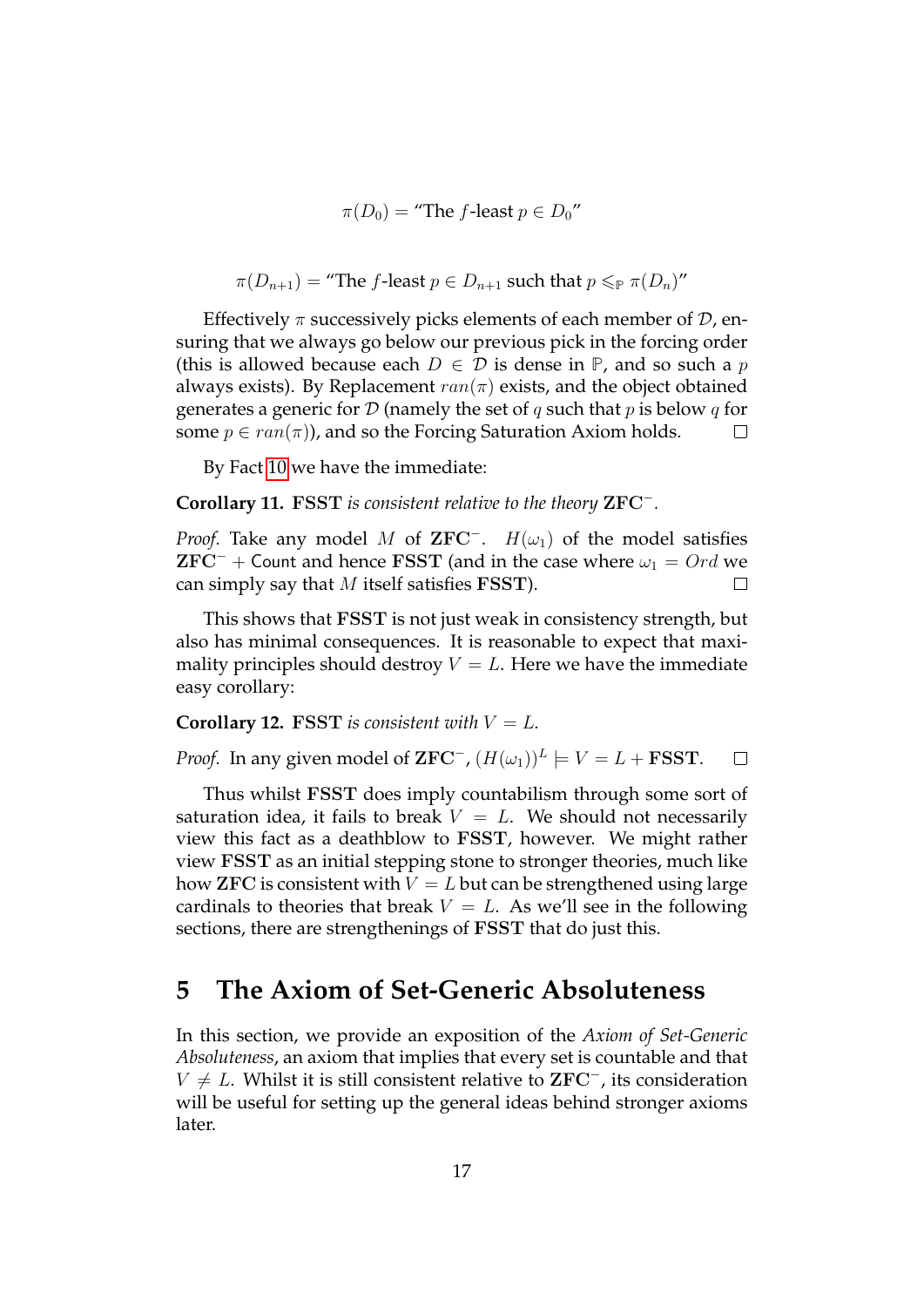$$\pi(D_0) = \text{"The } f\text{-least } p \in D_0\text{"}$$

$$\pi(D_{n+1}) = \text{"The } f\text{-least } p \in D_{n+1} \text{ such that } p \leqslant_{\mathbb{P}} \pi(D_n)\text{"}$$

Effectively $\pi$ successively picks elements of each member of $\mathcal{D}$, ensuring that we always go below our previous pick in the forcing order (this is allowed because each $D \in \mathcal{D}$ is dense in $\mathbb{P}$, and so such a $p$ always exists). By Replacement $ran(\pi)$ exists, and the object obtained generates a generic for $\mathcal{D}$ (namely the set of $q$ such that $p$ is below $q$ for some $p \in ran(\pi)$), and so the Forcing Saturation Axiom holds. □

By Fact 10 we have the immediate:

**Corollary 11.** **FSST** *is consistent relative to the theory* $\mathbf{ZFC}^-$*.*

*Proof.* Take any model $M$ of $\mathbf{ZFC}^-$. $H(\omega_1)$ of the model satisfies $\mathbf{ZFC}^-$ + Count and hence **FSST** (and in the case where $\omega_1 = Ord$ we can simply say that $M$ itself satisfies **FSST**). □

This shows that **FSST** is not just weak in consistency strength, but also has minimal consequences. It is reasonable to expect that maximality principles should destroy $V = L$. Here we have the immediate easy corollary:

**Corollary 12.** **FSST** *is consistent with* $V = L$*.*

*Proof.* In any given model of $\mathbf{ZFC}^-$, $(H(\omega_1))^L \models V = L + \mathbf{FSST}$. □

Thus whilst **FSST** does imply countabilism through some sort of saturation idea, it fails to break $V = L$. We should not necessarily view this fact as a deathblow to **FSST**, however. We might rather view **FSST** as an initial stepping stone to stronger theories, much like how **ZFC** is consistent with $V = L$ but can be strengthened using large cardinals to theories that break $V = L$. As we'll see in the following sections, there are strengthenings of **FSST** that do just this.

## 5 The Axiom of Set-Generic Absoluteness

In this section, we provide an exposition of the *Axiom of Set-Generic Absoluteness*, an axiom that implies that every set is countable and that $V \neq L$. Whilst it is still consistent relative to $\mathbf{ZFC}^-$, its consideration will be useful for setting up the general ideas behind stronger axioms later.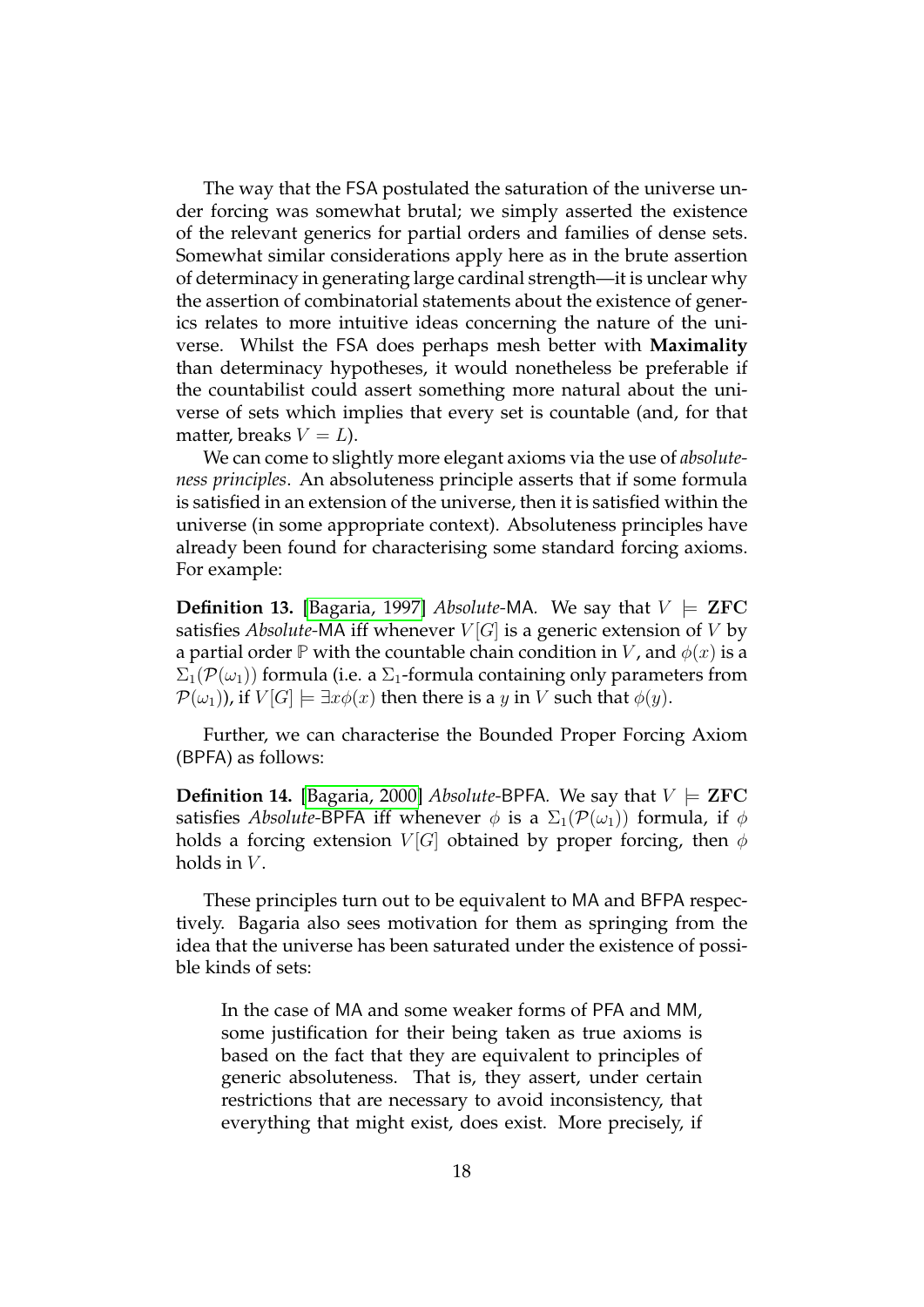The way that the FSA postulated the saturation of the universe under forcing was somewhat brutal; we simply asserted the existence of the relevant generics for partial orders and families of dense sets. Somewhat similar considerations apply here as in the brute assertion of determinacy in generating large cardinal strength—it is unclear why the assertion of combinatorial statements about the existence of generics relates to more intuitive ideas concerning the nature of the universe. Whilst the FSA does perhaps mesh better with **Maximality** than determinacy hypotheses, it would nonetheless be preferable if the countabilist could assert something more natural about the universe of sets which implies that every set is countable (and, for that matter, breaks $V = L$).

We can come to slightly more elegant axioms via the use of *absoluteness principles*. An absoluteness principle asserts that if some formula is satisfied in an extension of the universe, then it is satisfied within the universe (in some appropriate context). Absoluteness principles have already been found for characterising some standard forcing axioms. For example:

**Definition 13.** [Bagaria, 1997] *Absolute*-MA. We say that $V \models \mathbf{ZFC}$ satisfies *Absolute*-MA iff whenever $V[G]$ is a generic extension of $V$ by a partial order $\mathbb{P}$ with the countable chain condition in $V$, and $\phi(x)$ is a $\Sigma_1(\mathcal{P}(\omega_1))$ formula (i.e. a $\Sigma_1$-formula containing only parameters from $\mathcal{P}(\omega_1)$), if $V[G] \models \exists x \phi(x)$ then there is a $y$ in $V$ such that $\phi(y)$.

Further, we can characterise the Bounded Proper Forcing Axiom (BPFA) as follows:

**Definition 14.** [Bagaria, 2000] *Absolute*-BPFA. We say that $V \models \mathbf{ZFC}$ satisfies *Absolute*-BPFA iff whenever $\phi$ is a $\Sigma_1(\mathcal{P}(\omega_1))$ formula, if $\phi$ holds a forcing extension $V[G]$ obtained by proper forcing, then $\phi$ holds in $V$.

These principles turn out to be equivalent to MA and BFPA respectively. Bagaria also sees motivation for them as springing from the idea that the universe has been saturated under the existence of possible kinds of sets:

> In the case of MA and some weaker forms of PFA and MM, some justification for their being taken as true axioms is based on the fact that they are equivalent to principles of generic absoluteness. That is, they assert, under certain restrictions that are necessary to avoid inconsistency, that everything that might exist, does exist. More precisely, if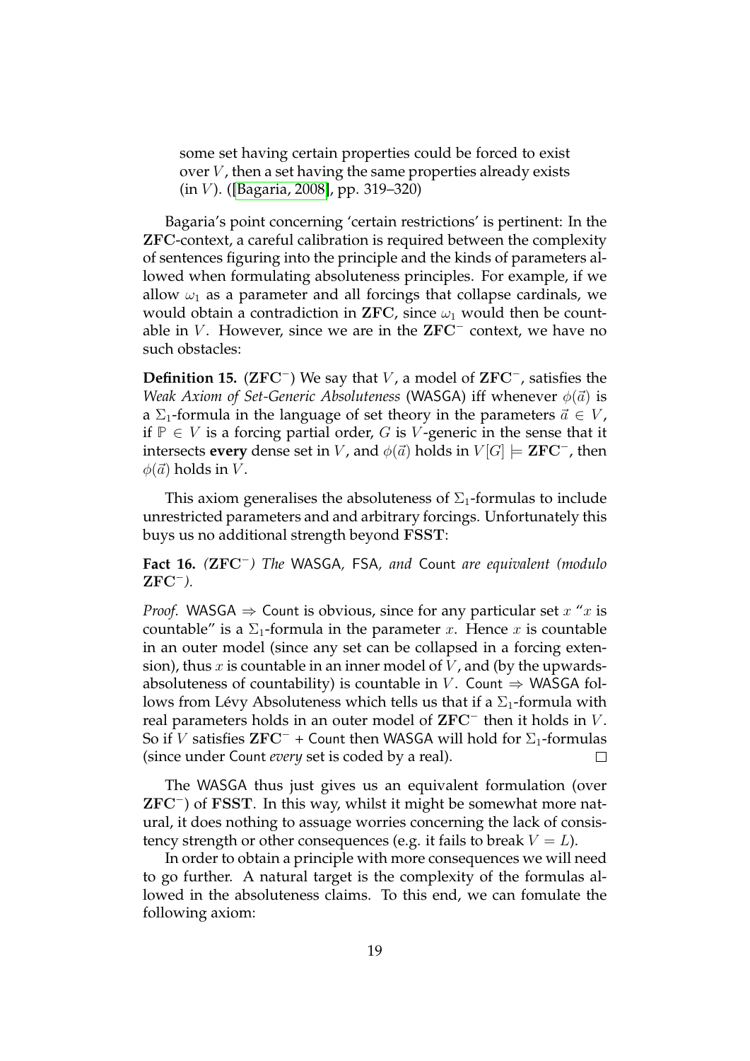> some set having certain properties could be forced to exist over $V$, then a set having the same properties already exists (in $V$). ([Bagaria, 2008], pp. 319–320)

Bagaria's point concerning 'certain restrictions' is pertinent: In the **ZFC**-context, a careful calibration is required between the complexity of sentences figuring into the principle and the kinds of parameters allowed when formulating absoluteness principles. For example, if we allow $\omega_1$ as a parameter and all forcings that collapse cardinals, we would obtain a contradiction in **ZFC**, since $\omega_1$ would then be countable in $V$. However, since we are in the $\mathbf{ZFC}^-$ context, we have no such obstacles:

**Definition 15.** ($\mathbf{ZFC}^-$) We say that $V$, a model of $\mathbf{ZFC}^-$, satisfies the *Weak Axiom of Set-Generic Absoluteness* (WASGA) iff whenever $\phi(\vec{a})$ is a $\Sigma_1$-formula in the language of set theory in the parameters $\vec{a} \in V$, if $\mathbb{P} \in V$ is a forcing partial order, $G$ is $V$-generic in the sense that it intersects **every** dense set in $V$, and $\phi(\vec{a})$ holds in $V[G] \models \mathbf{ZFC}^-$, then $\phi(\vec{a})$ holds in $V$.

This axiom generalises the absoluteness of $\Sigma_1$-formulas to include unrestricted parameters and and arbitrary forcings. Unfortunately this buys us no additional strength beyond **FSST**:

**Fact 16.** *($\mathbf{ZFC}^-$) The* WASGA*,* FSA*, and* Count *are equivalent (modulo $\mathbf{ZFC}^-$).*

*Proof.* WASGA $\Rightarrow$ Count is obvious, since for any particular set $x$ "$x$ is countable" is a $\Sigma_1$-formula in the parameter $x$. Hence $x$ is countable in an outer model (since any set can be collapsed in a forcing extension), thus $x$ is countable in an inner model of $V$, and (by the upwards-absoluteness of countability) is countable in $V$. Count $\Rightarrow$ WASGA follows from Lévy Absoluteness which tells us that if a $\Sigma_1$-formula with real parameters holds in an outer model of $\mathbf{ZFC}^-$ then it holds in $V$. So if $V$ satisfies $\mathbf{ZFC}^-$ + Count then WASGA will hold for $\Sigma_1$-formulas (since under Count *every* set is coded by a real). □

The WASGA thus just gives us an equivalent formulation (over $\mathbf{ZFC}^-$) of **FSST**. In this way, whilst it might be somewhat more natural, it does nothing to assuage worries concerning the lack of consistency strength or other consequences (e.g. it fails to break $V = L$).

In order to obtain a principle with more consequences we will need to go further. A natural target is the complexity of the formulas allowed in the absoluteness claims. To this end, we can fomulate the following axiom: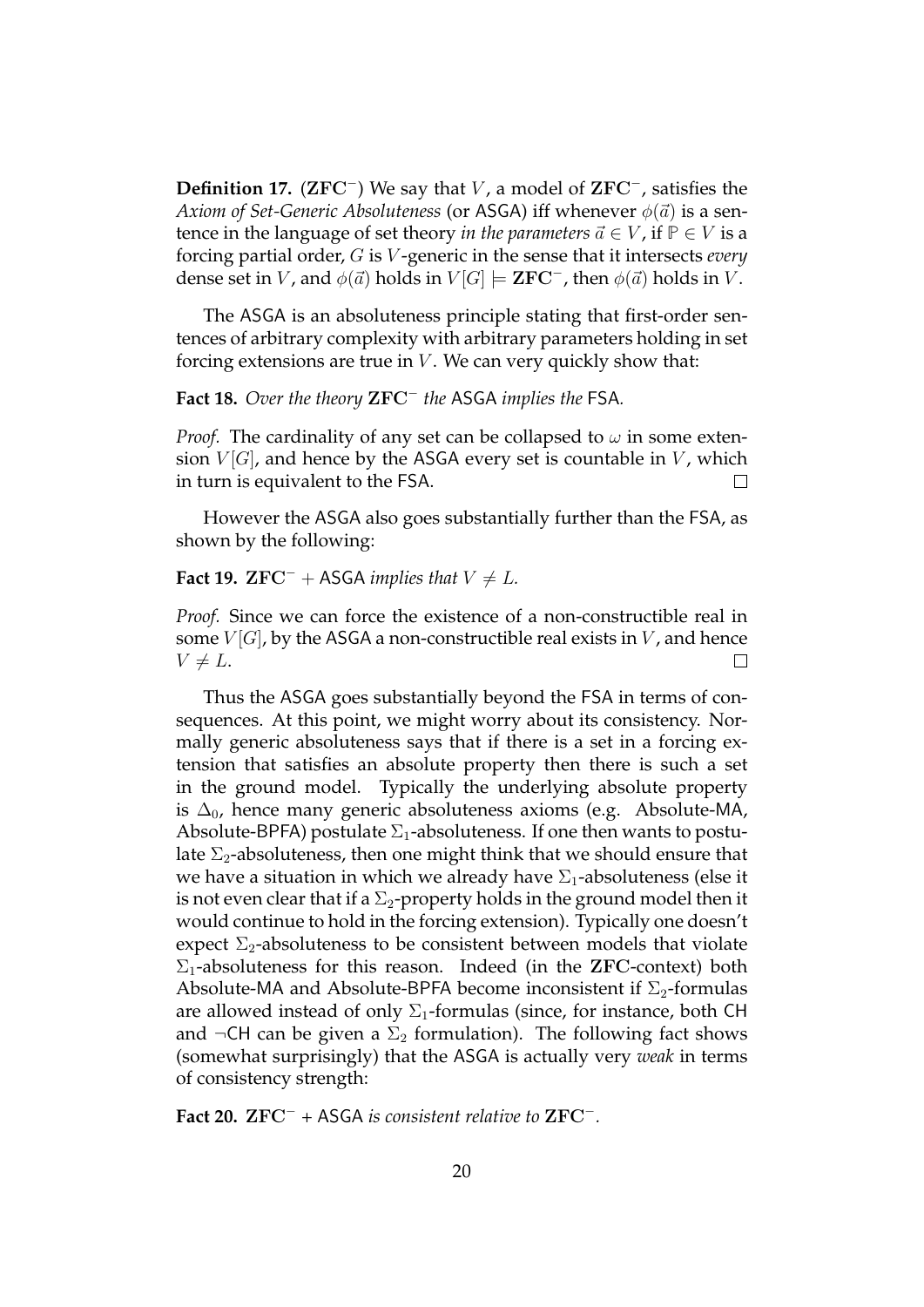**Definition 17.** ($\mathbf{ZFC}^-$) We say that $V$, a model of $\mathbf{ZFC}^-$, satisfies the *Axiom of Set-Generic Absoluteness* (or ASGA) iff whenever $\phi(\vec{a})$ is a sentence in the language of set theory *in the parameters* $\vec{a} \in V$, if $\mathbb{P} \in V$ is a forcing partial order, $G$ is $V$-generic in the sense that it intersects *every* dense set in $V$, and $\phi(\vec{a})$ holds in $V[G] \models \mathbf{ZFC}^-$, then $\phi(\vec{a})$ holds in $V$.

The ASGA is an absoluteness principle stating that first-order sentences of arbitrary complexity with arbitrary parameters holding in set forcing extensions are true in $V$. We can very quickly show that:

**Fact 18.** *Over the theory* $\mathbf{ZFC}^-$ *the* ASGA *implies the* FSA*.*

*Proof.* The cardinality of any set can be collapsed to $\omega$ in some extension $V[G]$, and hence by the ASGA every set is countable in $V$, which in turn is equivalent to the FSA. $\square$

However the ASGA also goes substantially further than the FSA, as shown by the following:

**Fact 19.** $\mathbf{ZFC}^-$ + ASGA *implies that* $V \neq L$*.*

*Proof.* Since we can force the existence of a non-constructible real in some $V[G]$, by the ASGA a non-constructible real exists in $V$, and hence $V \neq L$. $\square$

Thus the ASGA goes substantially beyond the FSA in terms of consequences. At this point, we might worry about its consistency. Normally generic absoluteness says that if there is a set in a forcing extension that satisfies an absolute property then there is such a set in the ground model. Typically the underlying absolute property is $\Delta_0$, hence many generic absoluteness axioms (e.g. Absolute-MA, Absolute-BPFA) postulate $\Sigma_1$-absoluteness. If one then wants to postulate $\Sigma_2$-absoluteness, then one might think that we should ensure that we have a situation in which we already have $\Sigma_1$-absoluteness (else it is not even clear that if a $\Sigma_2$-property holds in the ground model then it would continue to hold in the forcing extension). Typically one doesn't expect $\Sigma_2$-absoluteness to be consistent between models that violate $\Sigma_1$-absoluteness for this reason. Indeed (in the $\mathbf{ZFC}$-context) both Absolute-MA and Absolute-BPFA become inconsistent if $\Sigma_2$-formulas are allowed instead of only $\Sigma_1$-formulas (since, for instance, both CH and $\neg$CH can be given a $\Sigma_2$ formulation). The following fact shows (somewhat surprisingly) that the ASGA is actually very *weak* in terms of consistency strength:

**Fact 20.** $\mathbf{ZFC}^-$ + ASGA *is consistent relative to* $\mathbf{ZFC}^-$*.*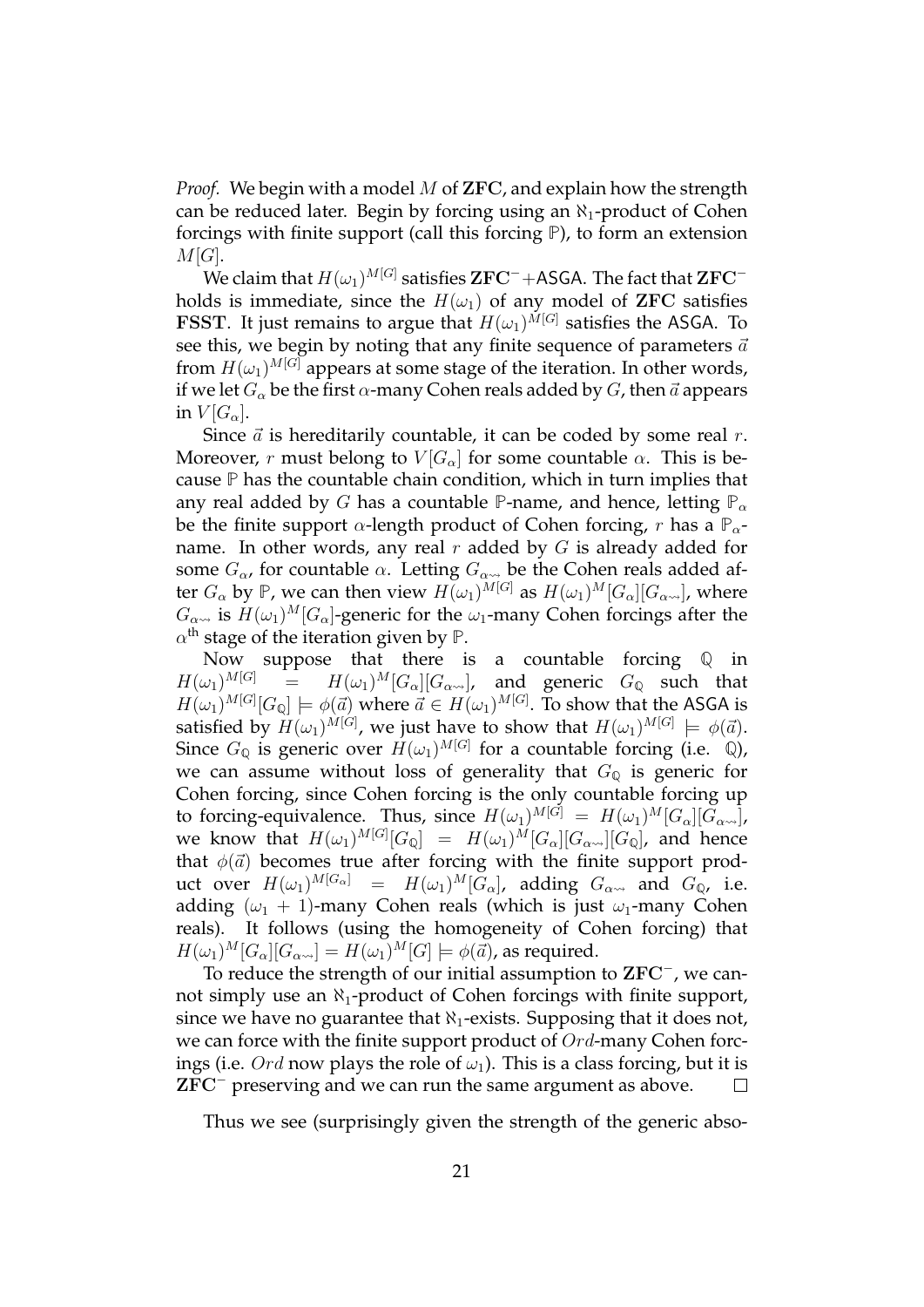*Proof.* We begin with a model $M$ of **ZFC**, and explain how the strength can be reduced later. Begin by forcing using an $\aleph_1$-product of Cohen forcings with finite support (call this forcing $\mathbb{P}$), to form an extension $M[G]$.

We claim that $H(\omega_1)^{M[G]}$ satisfies $\mathbf{ZFC}^-$+ASGA. The fact that $\mathbf{ZFC}^-$ holds is immediate, since the $H(\omega_1)$ of any model of **ZFC** satisfies **FSST**. It just remains to argue that $H(\omega_1)^{M[G]}$ satisfies the ASGA. To see this, we begin by noting that any finite sequence of parameters $\vec{a}$ from $H(\omega_1)^{M[G]}$ appears at some stage of the iteration. In other words, if we let $G_\alpha$ be the first $\alpha$-many Cohen reals added by $G$, then $\vec{a}$ appears in $V[G_\alpha]$.

Since $\vec{a}$ is hereditarily countable, it can be coded by some real $r$. Moreover, $r$ must belong to $V[G_\alpha]$ for some countable $\alpha$. This is because $\mathbb{P}$ has the countable chain condition, which in turn implies that any real added by $G$ has a countable $\mathbb{P}$-name, and hence, letting $\mathbb{P}_\alpha$ be the finite support $\alpha$-length product of Cohen forcing, $r$ has a $\mathbb{P}_\alpha$-name. In other words, any real $r$ added by $G$ is already added for some $G_\alpha$, for countable $\alpha$. Letting $G_{\alpha\rightsquigarrow}$ be the Cohen reals added after $G_\alpha$ by $\mathbb{P}$, we can then view $H(\omega_1)^{M[G]}$ as $H(\omega_1)^M[G_\alpha][G_{\alpha\rightsquigarrow}]$, where $G_{\alpha\rightsquigarrow}$ is $H(\omega_1)^M[G_\alpha]$-generic for the $\omega_1$-many Cohen forcings after the $\alpha^{\text{th}}$ stage of the iteration given by $\mathbb{P}$.

Now suppose that there is a countable forcing $\mathbb{Q}$ in $H(\omega_1)^{M[G]} = H(\omega_1)^M[G_\alpha][G_{\alpha\rightsquigarrow}]$, and generic $G_\mathbb{Q}$ such that $H(\omega_1)^{M[G]}[G_\mathbb{Q}] \models \phi(\vec{a})$ where $\vec{a} \in H(\omega_1)^{M[G]}$. To show that the ASGA is satisfied by $H(\omega_1)^{M[G]}$, we just have to show that $H(\omega_1)^{M[G]} \models \phi(\vec{a})$. Since $G_\mathbb{Q}$ is generic over $H(\omega_1)^{M[G]}$ for a countable forcing (i.e. $\mathbb{Q}$), we can assume without loss of generality that $G_\mathbb{Q}$ is generic for Cohen forcing, since Cohen forcing is the only countable forcing up to forcing-equivalence. Thus, since $H(\omega_1)^{M[G]} = H(\omega_1)^M[G_\alpha][G_{\alpha\rightsquigarrow}]$, we know that $H(\omega_1)^{M[G]}[G_\mathbb{Q}] = H(\omega_1)^M[G_\alpha][G_{\alpha\rightsquigarrow}][G_\mathbb{Q}]$, and hence that $\phi(\vec{a})$ becomes true after forcing with the finite support product over $H(\omega_1)^{M[G_\alpha]} = H(\omega_1)^M[G_\alpha]$, adding $G_{\alpha\rightsquigarrow}$ and $G_\mathbb{Q}$, i.e. adding $(\omega_1 + 1)$-many Cohen reals (which is just $\omega_1$-many Cohen reals). It follows (using the homogeneity of Cohen forcing) that $H(\omega_1)^M[G_\alpha][G_{\alpha\rightsquigarrow}] = H(\omega_1)^M[G] \models \phi(\vec{a})$, as required.

To reduce the strength of our initial assumption to $\mathbf{ZFC}^-$, we cannot simply use an $\aleph_1$-product of Cohen forcings with finite support, since we have no guarantee that $\aleph_1$-exists. Supposing that it does not, we can force with the finite support product of $Ord$-many Cohen forcings (i.e. $Ord$ now plays the role of $\omega_1$). This is a class forcing, but it is $\mathbf{ZFC}^-$ preserving and we can run the same argument as above. □

Thus we see (surprisingly given the strength of the generic abso-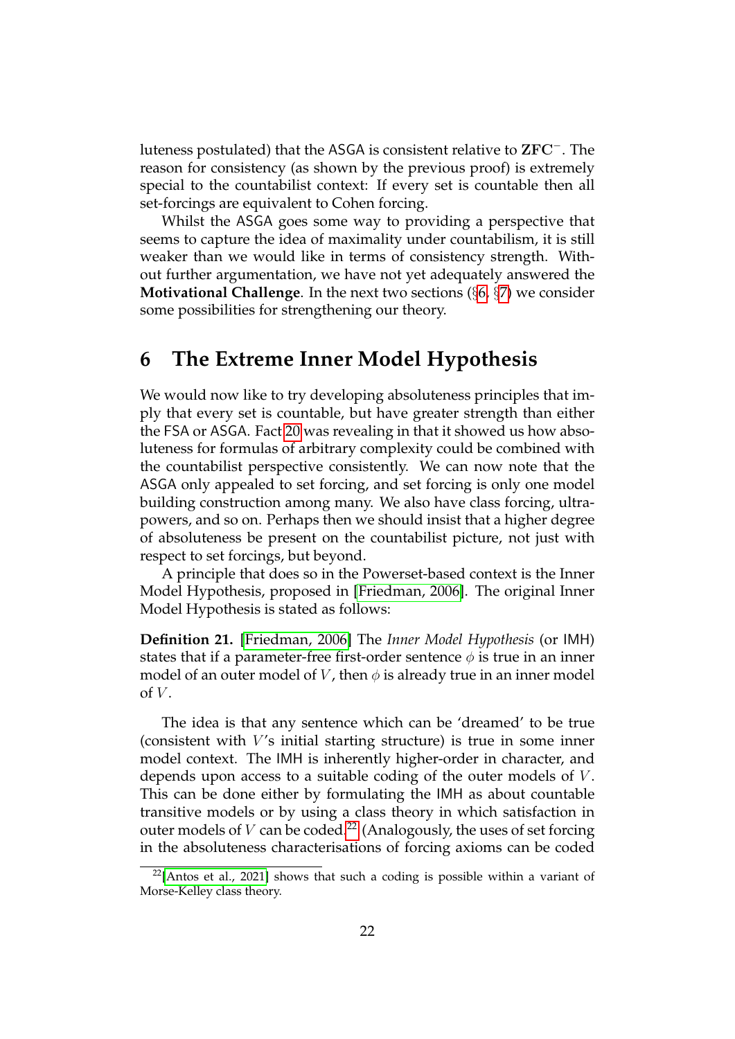luteness postulated) that the ASGA is consistent relative to $\mathbf{ZFC}^-$. The reason for consistency (as shown by the previous proof) is extremely special to the countabilist context: If every set is countable then all set-forcings are equivalent to Cohen forcing.

Whilst the ASGA goes some way to providing a perspective that seems to capture the idea of maximality under countabilism, it is still weaker than we would like in terms of consistency strength. Without further argumentation, we have not yet adequately answered the **Motivational Challenge**. In the next two sections (§6, §7) we consider some possibilities for strengthening our theory.

## 6 The Extreme Inner Model Hypothesis

We would now like to try developing absoluteness principles that imply that every set is countable, but have greater strength than either the FSA or ASGA. Fact 20 was revealing in that it showed us how absoluteness for formulas of arbitrary complexity could be combined with the countabilist perspective consistently. We can now note that the ASGA only appealed to set forcing, and set forcing is only one model building construction among many. We also have class forcing, ultrapowers, and so on. Perhaps then we should insist that a higher degree of absoluteness be present on the countabilist picture, not just with respect to set forcings, but beyond.

A principle that does so in the Powerset-based context is the Inner Model Hypothesis, proposed in [Friedman, 2006]. The original Inner Model Hypothesis is stated as follows:

**Definition 21.** [Friedman, 2006] The *Inner Model Hypothesis* (or IMH) states that if a parameter-free first-order sentence $\phi$ is true in an inner model of an outer model of $V$, then $\phi$ is already true in an inner model of $V$.

The idea is that any sentence which can be 'dreamed' to be true (consistent with $V$'s initial starting structure) is true in some inner model context. The IMH is inherently higher-order in character, and depends upon access to a suitable coding of the outer models of $V$. This can be done either by formulating the IMH as about countable transitive models or by using a class theory in which satisfaction in outer models of $V$ can be coded.[22] (Analogously, the uses of set forcing in the absoluteness characterisations of forcing axioms can be coded

[22] [Antos et al., 2021] shows that such a coding is possible within a variant of Morse-Kelley class theory.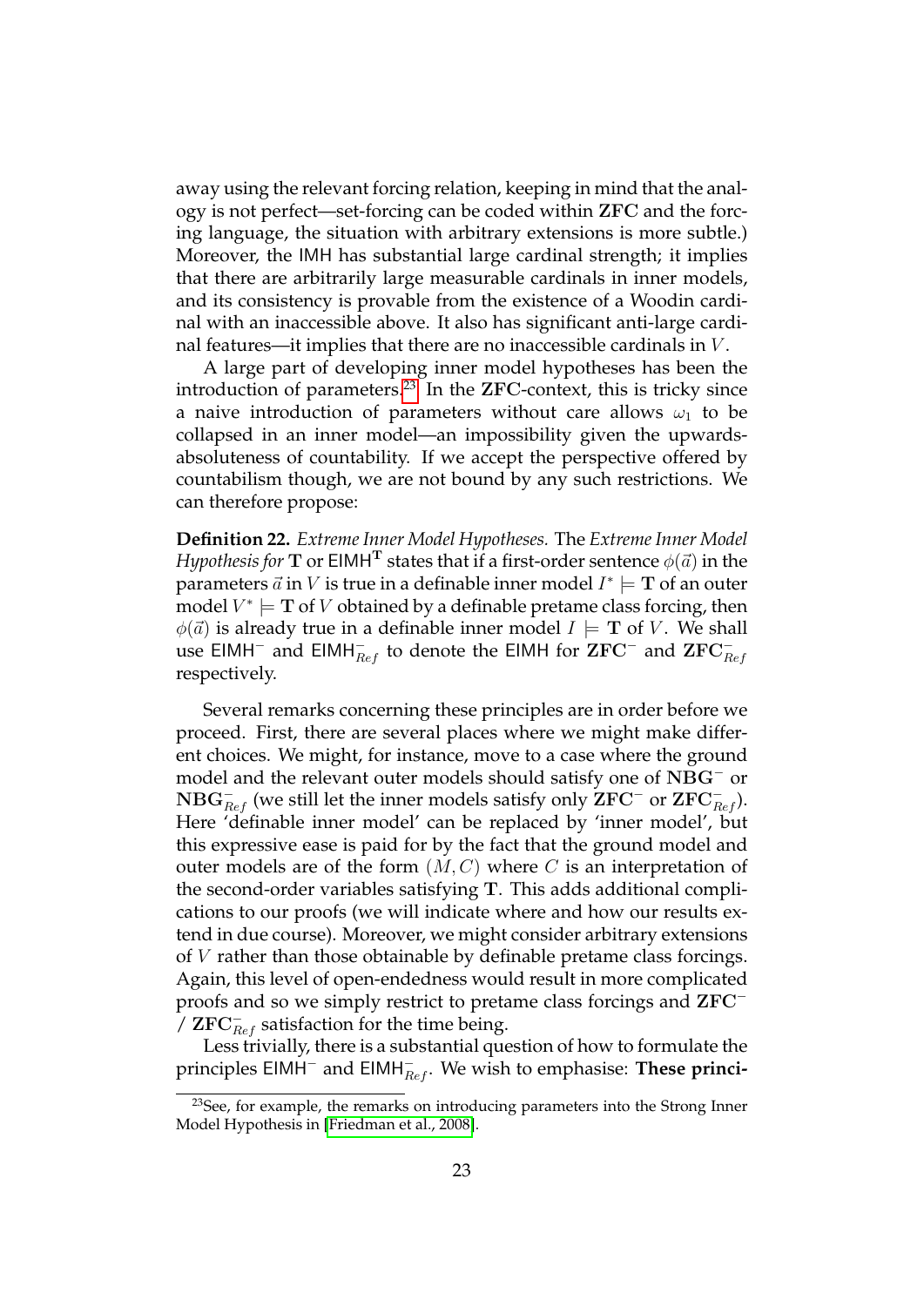away using the relevant forcing relation, keeping in mind that the analogy is not perfect—set-forcing can be coded within **ZFC** and the forcing language, the situation with arbitrary extensions is more subtle.) Moreover, the IMH has substantial large cardinal strength; it implies that there are arbitrarily large measurable cardinals in inner models, and its consistency is provable from the existence of a Woodin cardinal with an inaccessible above. It also has significant anti-large cardinal features—it implies that there are no inaccessible cardinals in $V$.

A large part of developing inner model hypotheses has been the introduction of parameters.[23] In the **ZFC**-context, this is tricky since a naive introduction of parameters without care allows $\omega_1$ to be collapsed in an inner model—an impossibility given the upwards-absoluteness of countability. If we accept the perspective offered by countabilism though, we are not bound by any such restrictions. We can therefore propose:

**Definition 22.** *Extreme Inner Model Hypotheses.* The *Extreme Inner Model Hypothesis for* $\mathbf{T}$ or $\mathsf{EIMH}^{\mathbf{T}}$ states that if a first-order sentence $\phi(\vec{a})$ in the parameters $\vec{a}$ in $V$ is true in a definable inner model $I^* \models \mathbf{T}$ of an outer model $V^* \models \mathbf{T}$ of $V$ obtained by a definable pretame class forcing, then $\phi(\vec{a})$ is already true in a definable inner model $I \models \mathbf{T}$ of $V$. We shall use $\mathsf{EIMH}^-$ and $\mathsf{EIMH}^-_{Ref}$ to denote the EIMH for $\mathbf{ZFC}^-$ and $\mathbf{ZFC}^-_{Ref}$ respectively.

Several remarks concerning these principles are in order before we proceed. First, there are several places where we might make different choices. We might, for instance, move to a case where the ground model and the relevant outer models should satisfy one of $\mathbf{NBG}^-$ or $\mathbf{NBG}^-_{Ref}$ (we still let the inner models satisfy only $\mathbf{ZFC}^-$ or $\mathbf{ZFC}^-_{Ref}$). Here 'definable inner model' can be replaced by 'inner model', but this expressive ease is paid for by the fact that the ground model and outer models are of the form $(M, C)$ where $C$ is an interpretation of the second-order variables satisfying $\mathbf{T}$. This adds additional complications to our proofs (we will indicate where and how our results extend in due course). Moreover, we might consider arbitrary extensions of $V$ rather than those obtainable by definable pretame class forcings. Again, this level of open-endedness would result in more complicated proofs and so we simply restrict to pretame class forcings and $\mathbf{ZFC}^-$ / $\mathbf{ZFC}^-_{Ref}$ satisfaction for the time being.

Less trivially, there is a substantial question of how to formulate the principles $\mathsf{EIMH}^-$ and $\mathsf{EIMH}^-_{Ref}$. We wish to emphasise: **These princi-**

[23] See, for example, the remarks on introducing parameters into the Strong Inner Model Hypothesis in [Friedman et al., 2008].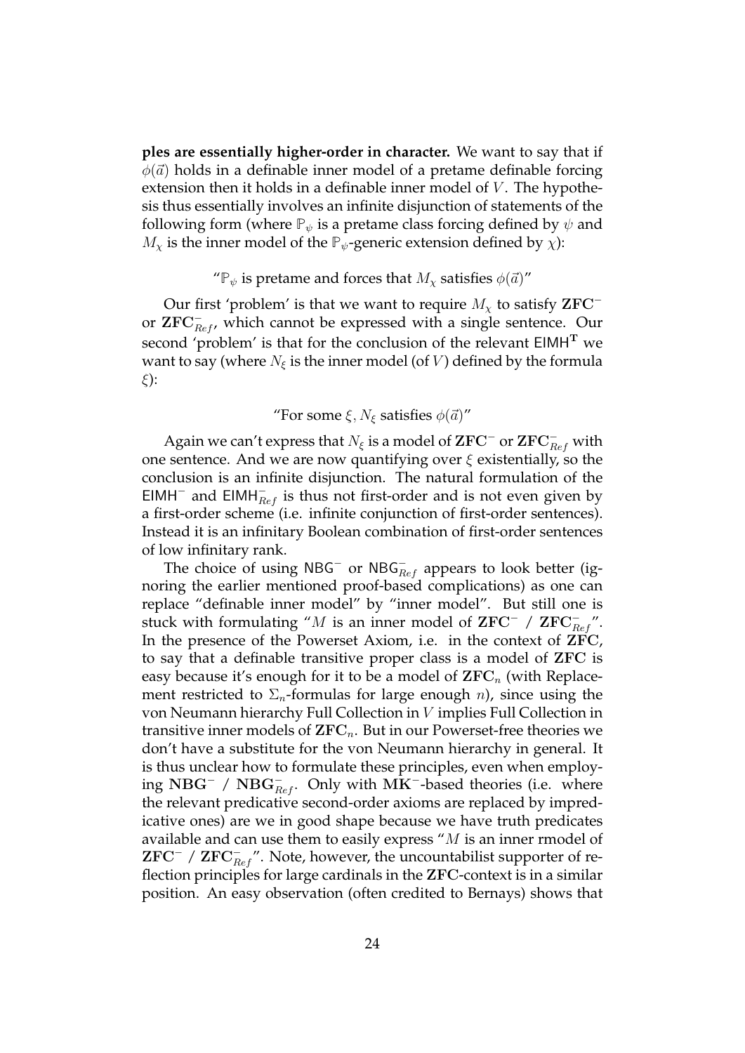**ples are essentially higher-order in character.** We want to say that if $\phi(\vec{a})$ holds in a definable inner model of a pretame definable forcing extension then it holds in a definable inner model of $V$. The hypothesis thus essentially involves an infinite disjunction of statements of the following form (where $\mathbb{P}_\psi$ is a pretame class forcing defined by $\psi$ and $M_\chi$ is the inner model of the $\mathbb{P}_\psi$-generic extension defined by $\chi$):

"$\mathbb{P}_\psi$ is pretame and forces that $M_\chi$ satisfies $\phi(\vec{a})$"

Our first 'problem' is that we want to require $M_\chi$ to satisfy $\mathbf{ZFC}^-$ or $\mathbf{ZFC}^-_{Ref}$, which cannot be expressed with a single sentence. Our second 'problem' is that for the conclusion of the relevant $\mathsf{EIMH}^\mathbf{T}$ we want to say (where $N_\xi$ is the inner model (of $V$) defined by the formula $\xi$):

"For some $\xi$, $N_\xi$ satisfies $\phi(\vec{a})$"

Again we can't express that $N_\xi$ is a model of $\mathbf{ZFC}^-$ or $\mathbf{ZFC}^-_{Ref}$ with one sentence. And we are now quantifying over $\xi$ existentially, so the conclusion is an infinite disjunction. The natural formulation of the $\mathsf{EIMH}^-$ and $\mathsf{EIMH}^-_{Ref}$ is thus not first-order and is not even given by a first-order scheme (i.e. infinite conjunction of first-order sentences). Instead it is an infinitary Boolean combination of first-order sentences of low infinitary rank.

The choice of using $\mathsf{NBG}^-$ or $\mathsf{NBG}^-_{Ref}$ appears to look better (ignoring the earlier mentioned proof-based complications) as one can replace "definable inner model" by "inner model". But still one is stuck with formulating "$M$ is an inner model of $\mathbf{ZFC}^-$ / $\mathbf{ZFC}^-_{Ref}$". In the presence of the Powerset Axiom, i.e. in the context of $\mathbf{ZFC}$, to say that a definable transitive proper class is a model of $\mathbf{ZFC}$ is easy because it's enough for it to be a model of $\mathbf{ZFC}_n$ (with Replacement restricted to $\Sigma_n$-formulas for large enough $n$), since using the von Neumann hierarchy Full Collection in $V$ implies Full Collection in transitive inner models of $\mathbf{ZFC}_n$. But in our Powerset-free theories we don't have a substitute for the von Neumann hierarchy in general. It is thus unclear how to formulate these principles, even when employing $\mathbf{NBG}^-$ / $\mathbf{NBG}^-_{Ref}$. Only with $\mathbf{MK}^-$-based theories (i.e. where the relevant predicative second-order axioms are replaced by impredicative ones) are we in good shape because we have truth predicates available and can use them to easily express "$M$ is an inner rmodel of $\mathbf{ZFC}^-$ / $\mathbf{ZFC}^-_{Ref}$". Note, however, the uncountabilist supporter of reflection principles for large cardinals in the $\mathbf{ZFC}$-context is in a similar position. An easy observation (often credited to Bernays) shows that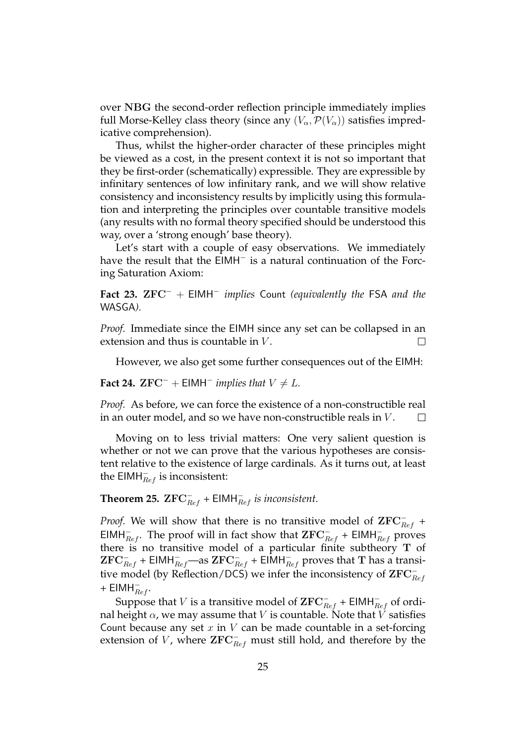over $\mathbf{NBG}$ the second-order reflection principle immediately implies full Morse-Kelley class theory (since any $(V_\alpha, \mathcal{P}(V_\alpha))$ satisfies impredicative comprehension).

Thus, whilst the higher-order character of these principles might be viewed as a cost, in the present context it is not so important that they be first-order (schematically) expressible. They are expressible by infinitary sentences of low infinitary rank, and we will show relative consistency and inconsistency results by implicitly using this formulation and interpreting the principles over countable transitive models (any results with no formal theory specified should be understood this way, over a 'strong enough' base theory).

Let's start with a couple of easy observations. We immediately have the result that the $\mathsf{EIMH}^-$ is a natural continuation of the Forcing Saturation Axiom:

**Fact 23.** $\mathbf{ZFC}^- + \mathsf{EIMH}^-$ *implies* Count *(equivalently the* FSA *and the* WASGA*).*

*Proof.* Immediate since the EIMH since any set can be collapsed in an extension and thus is countable in $V$. $\square$

However, we also get some further consequences out of the EIMH:

**Fact 24.** $\mathbf{ZFC}^- + \mathsf{EIMH}^-$ *implies that* $V \neq L$.

*Proof.* As before, we can force the existence of a non-constructible real in an outer model, and so we have non-constructible reals in $V$. $\square$

Moving on to less trivial matters: One very salient question is whether or not we can prove that the various hypotheses are consistent relative to the existence of large cardinals. As it turns out, at least the $\mathsf{EIMH}^-_{Ref}$ is inconsistent:

**Theorem 25.** $\mathbf{ZFC}^-_{Ref}$ + $\mathsf{EIMH}^-_{Ref}$ *is inconsistent.*

*Proof.* We will show that there is no transitive model of $\mathbf{ZFC}^-_{Ref}$ + $\mathsf{EIMH}^-_{Ref}$. The proof will in fact show that $\mathbf{ZFC}^-_{Ref}$ + $\mathsf{EIMH}^-_{Ref}$ proves there is no transitive model of a particular finite subtheory $\mathbf{T}$ of $\mathbf{ZFC}^-_{Ref}$ + $\mathsf{EIMH}^-_{Ref}$—as $\mathbf{ZFC}^-_{Ref}$ + $\mathsf{EIMH}^-_{Ref}$ proves that $\mathbf{T}$ has a transitive model (by Reflection/DCS) we infer the inconsistency of $\mathbf{ZFC}^-_{Ref}$ + $\mathsf{EIMH}^-_{Ref}$.

Suppose that $V$ is a transitive model of $\mathbf{ZFC}^-_{Ref}$ + $\mathsf{EIMH}^-_{Ref}$ of ordinal height $\alpha$, we may assume that $V$ is countable. Note that $V$ satisfies Count because any set $x$ in $V$ can be made countable in a set-forcing extension of $V$, where $\mathbf{ZFC}^-_{Ref}$ must still hold, and therefore by the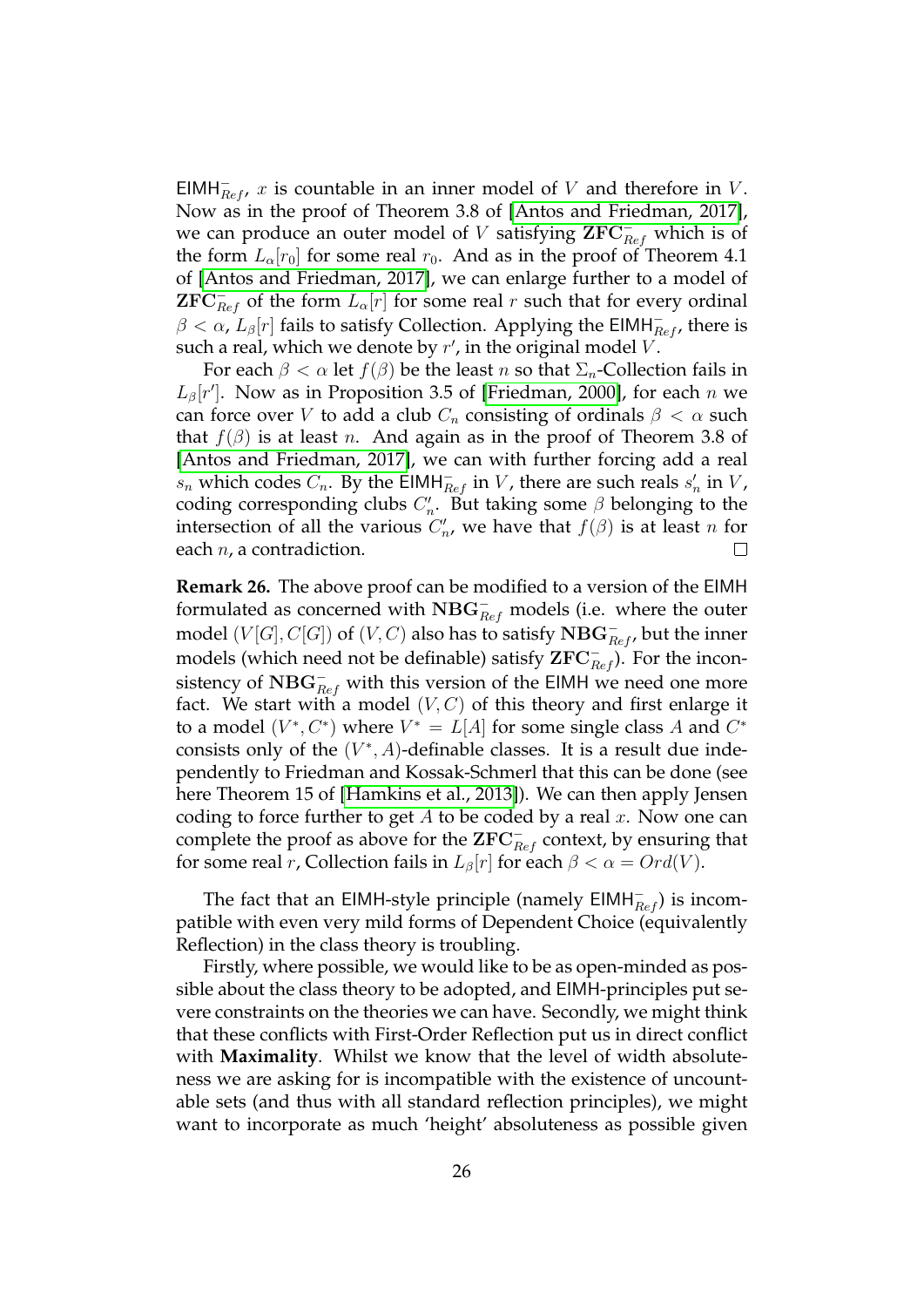$\mathsf{EIMH}^-_{Ref}$, $x$ is countable in an inner model of $V$ and therefore in $V$. Now as in the proof of Theorem 3.8 of [Antos and Friedman, 2017], we can produce an outer model of $V$ satisfying $\mathbf{ZFC}^-_{Ref}$ which is of the form $L_\alpha[r_0]$ for some real $r_0$. And as in the proof of Theorem 4.1 of [Antos and Friedman, 2017], we can enlarge further to a model of $\mathbf{ZFC}^-_{Ref}$ of the form $L_\alpha[r]$ for some real $r$ such that for every ordinal $\beta < \alpha$, $L_\beta[r]$ fails to satisfy Collection. Applying the $\mathsf{EIMH}^-_{Ref}$, there is such a real, which we denote by $r'$, in the original model $V$.

For each $\beta < \alpha$ let $f(\beta)$ be the least $n$ so that $\Sigma_n$-Collection fails in $L_\beta[r']$. Now as in Proposition 3.5 of [Friedman, 2000], for each $n$ we can force over $V$ to add a club $C_n$ consisting of ordinals $\beta < \alpha$ such that $f(\beta)$ is at least $n$. And again as in the proof of Theorem 3.8 of [Antos and Friedman, 2017], we can with further forcing add a real $s_n$ which codes $C_n$. By the $\mathsf{EIMH}^-_{Ref}$ in $V$, there are such reals $s'_n$ in $V$, coding corresponding clubs $C'_n$. But taking some $\beta$ belonging to the intersection of all the various $C'_n$, we have that $f(\beta)$ is at least $n$ for each $n$, a contradiction. □

**Remark 26.** The above proof can be modified to a version of the EIMH formulated as concerned with $\mathbf{NBG}^-_{Ref}$ models (i.e. where the outer model $(V[G], C[G])$ of $(V, C)$ also has to satisfy $\mathbf{NBG}^-_{Ref}$, but the inner models (which need not be definable) satisfy $\mathbf{ZFC}^-_{Ref}$). For the inconsistency of $\mathbf{NBG}^-_{Ref}$ with this version of the EIMH we need one more fact. We start with a model $(V, C)$ of this theory and first enlarge it to a model $(V^*, C^*)$ where $V^* = L[A]$ for some single class $A$ and $C^*$ consists only of the $(V^*, A)$-definable classes. It is a result due independently to Friedman and Kossak-Schmerl that this can be done (see here Theorem 15 of [Hamkins et al., 2013]). We can then apply Jensen coding to force further to get $A$ to be coded by a real $x$. Now one can complete the proof as above for the $\mathbf{ZFC}^-_{Ref}$ context, by ensuring that for some real $r$, Collection fails in $L_\beta[r]$ for each $\beta < \alpha = Ord(V)$.

The fact that an EIMH-style principle (namely $\mathsf{EIMH}^-_{Ref}$) is incompatible with even very mild forms of Dependent Choice (equivalently Reflection) in the class theory is troubling.

Firstly, where possible, we would like to be as open-minded as possible about the class theory to be adopted, and EIMH-principles put severe constraints on the theories we can have. Secondly, we might think that these conflicts with First-Order Reflection put us in direct conflict with **Maximality**. Whilst we know that the level of width absoluteness we are asking for is incompatible with the existence of uncountable sets (and thus with all standard reflection principles), we might want to incorporate as much 'height' absoluteness as possible given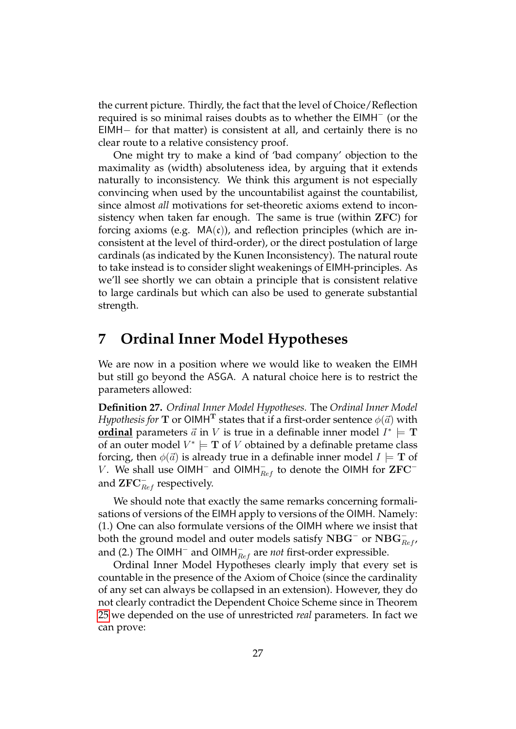the current picture. Thirdly, the fact that the level of Choice/Reflection required is so minimal raises doubts as to whether the $\mathsf{EIMH}^-$ (or the $\mathsf{EIMH}-$ for that matter) is consistent at all, and certainly there is no clear route to a relative consistency proof.

One might try to make a kind of 'bad company' objection to the maximality as (width) absoluteness idea, by arguing that it extends naturally to inconsistency. We think this argument is not especially convincing when used by the uncountabilist against the countabilist, since almost *all* motivations for set-theoretic axioms extend to inconsistency when taken far enough. The same is true (within **ZFC**) for forcing axioms (e.g. $\mathsf{MA}(\mathfrak{c})$), and reflection principles (which are inconsistent at the level of third-order), or the direct postulation of large cardinals (as indicated by the Kunen Inconsistency). The natural route to take instead is to consider slight weakenings of EIMH-principles. As we'll see shortly we can obtain a principle that is consistent relative to large cardinals but which can also be used to generate substantial strength.

# 7 Ordinal Inner Model Hypotheses

We are now in a position where we would like to weaken the EIMH but still go beyond the ASGA. A natural choice here is to restrict the parameters allowed:

**Definition 27.** *Ordinal Inner Model Hypotheses.* The *Ordinal Inner Model Hypothesis for* $\mathbf{T}$ or $\mathsf{OIMH}^{\mathbf{T}}$ states that if a first-order sentence $\phi(\vec{a})$ with **ordinal** parameters $\vec{a}$ in $V$ is true in a definable inner model $I^* \models \mathbf{T}$ of an outer model $V^* \models \mathbf{T}$ of $V$ obtained by a definable pretame class forcing, then $\phi(\vec{a})$ is already true in a definable inner model $I \models \mathbf{T}$ of $V$. We shall use $\mathsf{OIMH}^-$ and $\mathsf{OIMH}^-_{Ref}$ to denote the OIMH for $\mathbf{ZFC}^-$ and $\mathbf{ZFC}^-_{Ref}$ respectively.

We should note that exactly the same remarks concerning formalisations of versions of the EIMH apply to versions of the OIMH. Namely: (1.) One can also formulate versions of the OIMH where we insist that both the ground model and outer models satisfy $\mathbf{NBG}^-$ or $\mathbf{NBG}^-_{Ref}$, and (2.) The $\mathsf{OIMH}^-$ and $\mathsf{OIMH}^-_{Ref}$ are *not* first-order expressible.

Ordinal Inner Model Hypotheses clearly imply that every set is countable in the presence of the Axiom of Choice (since the cardinality of any set can always be collapsed in an extension). However, they do not clearly contradict the Dependent Choice Scheme since in Theorem 25 we depended on the use of unrestricted *real* parameters. In fact we can prove: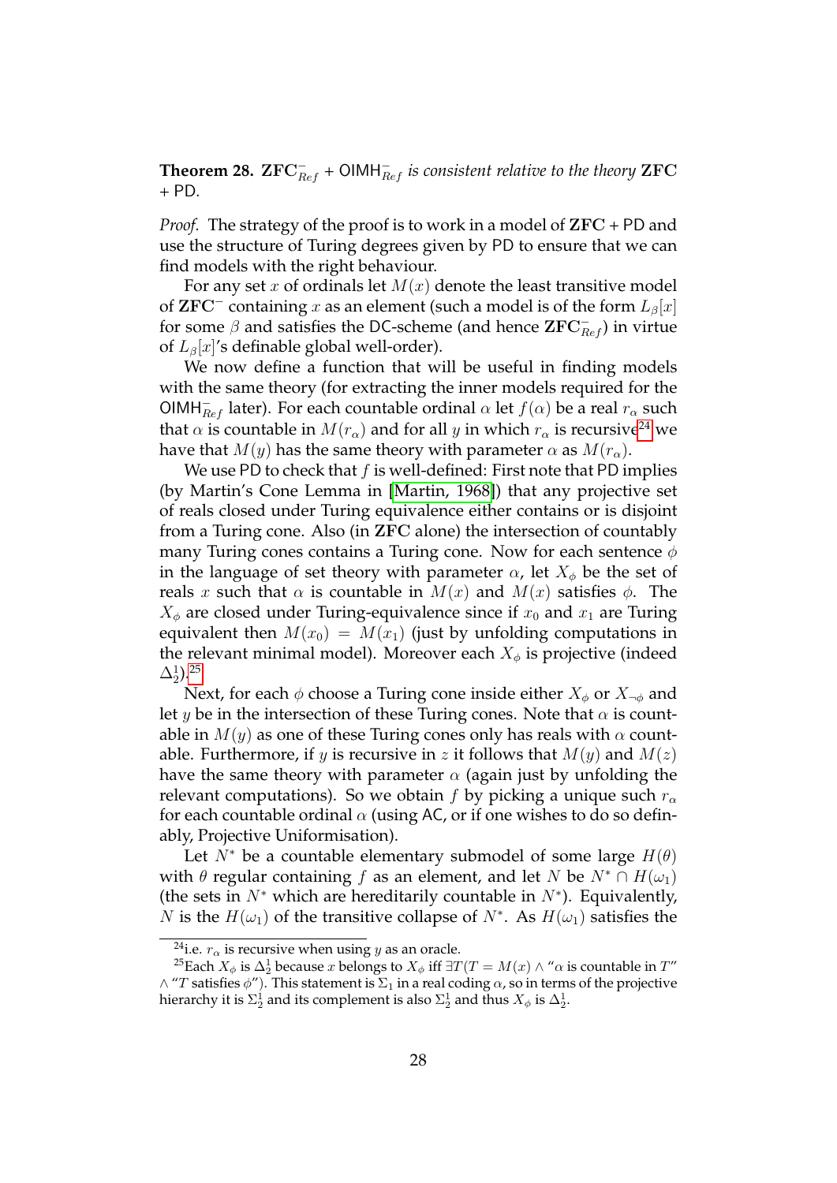**Theorem 28.** $\mathbf{ZFC}^-_{Ref}$ + $\mathsf{OIMH}^-_{Ref}$ *is consistent relative to the theory* $\mathbf{ZFC}$ + $\mathsf{PD}$.

*Proof.* The strategy of the proof is to work in a model of $\mathbf{ZFC}$ + $\mathsf{PD}$ and use the structure of Turing degrees given by $\mathsf{PD}$ to ensure that we can find models with the right behaviour.

For any set $x$ of ordinals let $M(x)$ denote the least transitive model of $\mathbf{ZFC}^-$ containing $x$ as an element (such a model is of the form $L_\beta[x]$ for some $\beta$ and satisfies the $\mathsf{DC}$-scheme (and hence $\mathbf{ZFC}^-_{Ref}$) in virtue of $L_\beta[x]$'s definable global well-order).

We now define a function that will be useful in finding models with the same theory (for extracting the inner models required for the $\mathsf{OIMH}^-_{Ref}$ later). For each countable ordinal $\alpha$ let $f(\alpha)$ be a real $r_\alpha$ such that $\alpha$ is countable in $M(r_\alpha)$ and for all $y$ in which $r_\alpha$ is recursive[24] we have that $M(y)$ has the same theory with parameter $\alpha$ as $M(r_\alpha)$.

We use $\mathsf{PD}$ to check that $f$ is well-defined: First note that $\mathsf{PD}$ implies (by Martin's Cone Lemma in [Martin, 1968]) that any projective set of reals closed under Turing equivalence either contains or is disjoint from a Turing cone. Also (in $\mathbf{ZFC}$ alone) the intersection of countably many Turing cones contains a Turing cone. Now for each sentence $\phi$ in the language of set theory with parameter $\alpha$, let $X_\phi$ be the set of reals $x$ such that $\alpha$ is countable in $M(x)$ and $M(x)$ satisfies $\phi$. The $X_\phi$ are closed under Turing-equivalence since if $x_0$ and $x_1$ are Turing equivalent then $M(x_0) = M(x_1)$ (just by unfolding computations in the relevant minimal model). Moreover each $X_\phi$ is projective (indeed $\Delta^1_2$).[25]

Next, for each $\phi$ choose a Turing cone inside either $X_\phi$ or $X_{\neg\phi}$ and let $y$ be in the intersection of these Turing cones. Note that $\alpha$ is countable in $M(y)$ as one of these Turing cones only has reals with $\alpha$ countable. Furthermore, if $y$ is recursive in $z$ it follows that $M(y)$ and $M(z)$ have the same theory with parameter $\alpha$ (again just by unfolding the relevant computations). So we obtain $f$ by picking a unique such $r_\alpha$ for each countable ordinal $\alpha$ (using $\mathsf{AC}$, or if one wishes to do so definably, Projective Uniformisation).

Let $N^*$ be a countable elementary submodel of some large $H(\theta)$ with $\theta$ regular containing $f$ as an element, and let $N$ be $N^* \cap H(\omega_1)$ (the sets in $N^*$ which are hereditarily countable in $N^*$). Equivalently, $N$ is the $H(\omega_1)$ of the transitive collapse of $N^*$. As $H(\omega_1)$ satisfies the

---

[24] i.e. $r_\alpha$ is recursive when using $y$ as an oracle.

[25] Each $X_\phi$ is $\Delta^1_2$ because $x$ belongs to $X_\phi$ iff $\exists T(T = M(x) \wedge$ "$\alpha$ is countable in $T$" $\wedge$ "$T$ satisfies $\phi$"). This statement is $\Sigma_1$ in a real coding $\alpha$, so in terms of the projective hierarchy it is $\Sigma^1_2$ and its complement is also $\Sigma^1_2$ and thus $X_\phi$ is $\Delta^1_2$.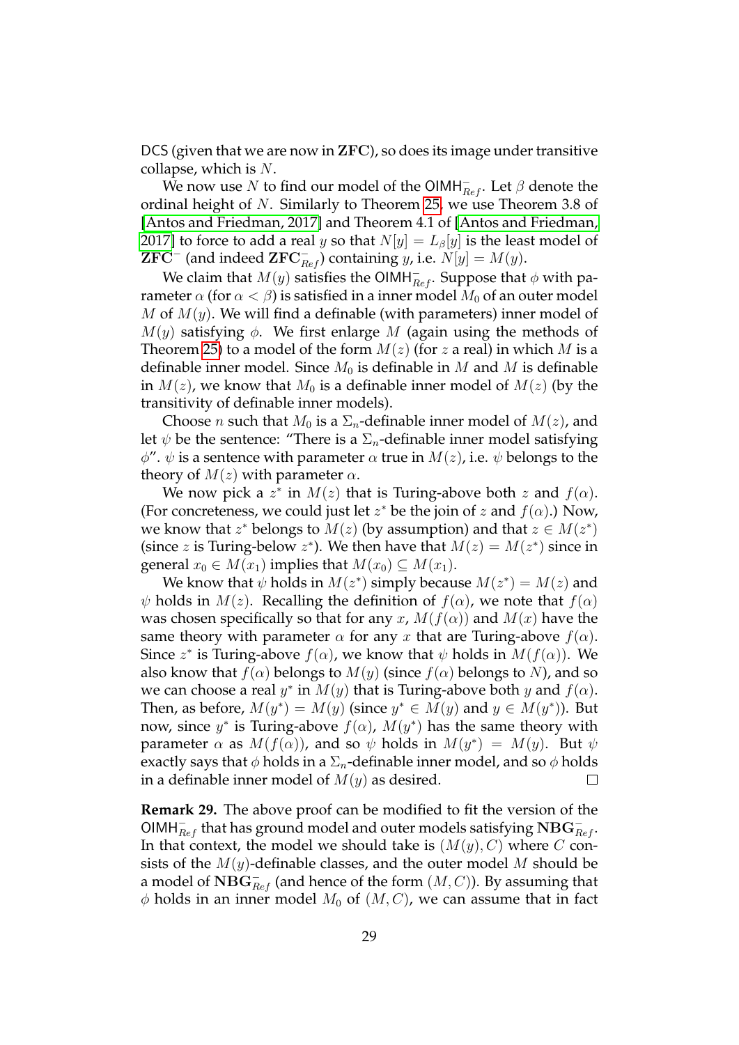DCS (given that we are now in **ZFC**), so does its image under transitive collapse, which is $N$.

We now use $N$ to find our model of the $\mathsf{OIMH}^{-}_{Ref}$. Let $\beta$ denote the ordinal height of $N$. Similarly to Theorem 25, we use Theorem 3.8 of [Antos and Friedman, 2017] and Theorem 4.1 of [Antos and Friedman, 2017] to force to add a real $y$ so that $N[y] = L_\beta[y]$ is the least model of $\mathbf{ZFC}^-$ (and indeed $\mathbf{ZFC}^-_{Ref}$) containing $y$, i.e. $N[y] = M(y)$.

We claim that $M(y)$ satisfies the $\mathsf{OIMH}^{-}_{Ref}$. Suppose that $\phi$ with parameter $\alpha$ (for $\alpha < \beta$) is satisfied in a inner model $M_0$ of an outer model $M$ of $M(y)$. We will find a definable (with parameters) inner model of $M(y)$ satisfying $\phi$. We first enlarge $M$ (again using the methods of Theorem 25) to a model of the form $M(z)$ (for $z$ a real) in which $M$ is a definable inner model. Since $M_0$ is definable in $M$ and $M$ is definable in $M(z)$, we know that $M_0$ is a definable inner model of $M(z)$ (by the transitivity of definable inner models).

Choose $n$ such that $M_0$ is a $\Sigma_n$-definable inner model of $M(z)$, and let $\psi$ be the sentence: "There is a $\Sigma_n$-definable inner model satisfying $\phi$". $\psi$ is a sentence with parameter $\alpha$ true in $M(z)$, i.e. $\psi$ belongs to the theory of $M(z)$ with parameter $\alpha$.

We now pick a $z^*$ in $M(z)$ that is Turing-above both $z$ and $f(\alpha)$. (For concreteness, we could just let $z^*$ be the join of $z$ and $f(\alpha)$.) Now, we know that $z^*$ belongs to $M(z)$ (by assumption) and that $z \in M(z^*)$ (since $z$ is Turing-below $z^*$). We then have that $M(z) = M(z^*)$ since in general $x_0 \in M(x_1)$ implies that $M(x_0) \subseteq M(x_1)$.

We know that $\psi$ holds in $M(z^*)$ simply because $M(z^*) = M(z)$ and $\psi$ holds in $M(z)$. Recalling the definition of $f(\alpha)$, we note that $f(\alpha)$ was chosen specifically so that for any $x$, $M(f(\alpha))$ and $M(x)$ have the same theory with parameter $\alpha$ for any $x$ that are Turing-above $f(\alpha)$. Since $z^*$ is Turing-above $f(\alpha)$, we know that $\psi$ holds in $M(f(\alpha))$. We also know that $f(\alpha)$ belongs to $M(y)$ (since $f(\alpha)$ belongs to $N$), and so we can choose a real $y^*$ in $M(y)$ that is Turing-above both $y$ and $f(\alpha)$. Then, as before, $M(y^*) = M(y)$ (since $y^* \in M(y)$ and $y \in M(y^*)$). But now, since $y^*$ is Turing-above $f(\alpha)$, $M(y^*)$ has the same theory with parameter $\alpha$ as $M(f(\alpha))$, and so $\psi$ holds in $M(y^*) = M(y)$. But $\psi$ exactly says that $\phi$ holds in a $\Sigma_n$-definable inner model, and so $\phi$ holds in a definable inner model of $M(y)$ as desired. □

**Remark 29.** The above proof can be modified to fit the version of the $\mathsf{OIMH}^{-}_{Ref}$ that has ground model and outer models satisfying $\mathbf{NBG}^{-}_{Ref}$. In that context, the model we should take is $(M(y), C)$ where $C$ consists of the $M(y)$-definable classes, and the outer model $M$ should be a model of $\mathbf{NBG}^{-}_{Ref}$ (and hence of the form $(M, C)$). By assuming that $\phi$ holds in an inner model $M_0$ of $(M, C)$, we can assume that in fact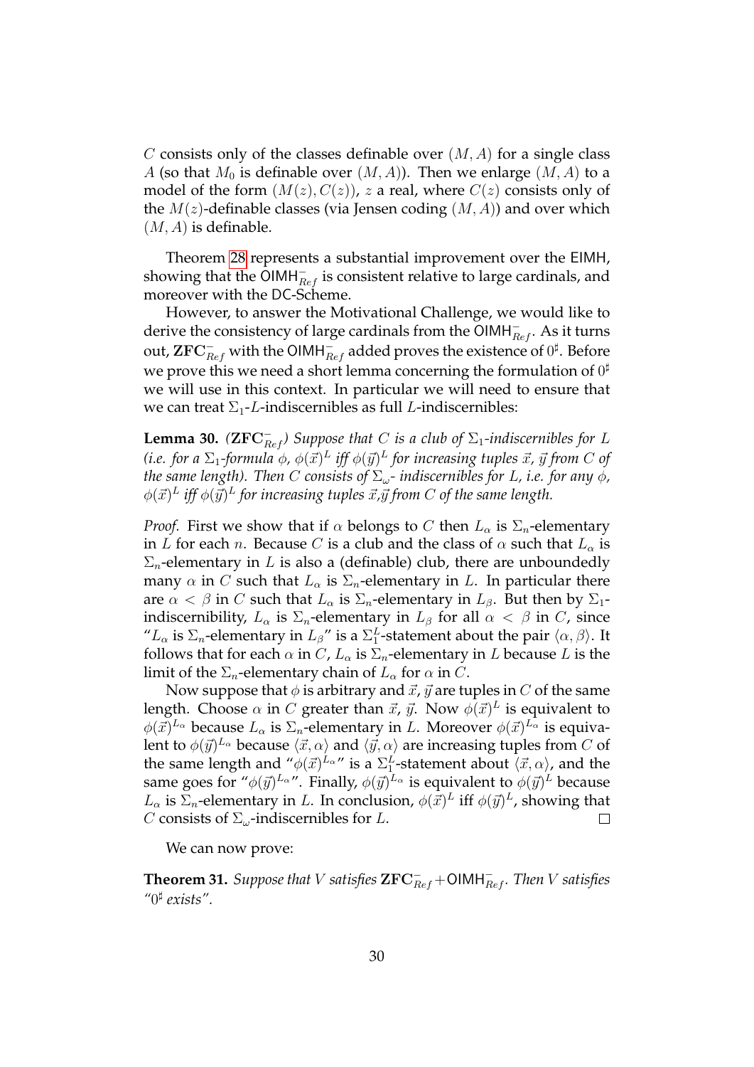$C$ consists only of the classes definable over $(M, A)$ for a single class $A$ (so that $M_0$ is definable over $(M, A)$). Then we enlarge $(M, A)$ to a model of the form $(M(z), C(z))$, $z$ a real, where $C(z)$ consists only of the $M(z)$-definable classes (via Jensen coding $(M, A)$) and over which $(M, A)$ is definable.

Theorem 28 represents a substantial improvement over the EIMH, showing that the $\mathsf{OIMH}^-_{Ref}$ is consistent relative to large cardinals, and moreover with the DC-Scheme.

However, to answer the Motivational Challenge, we would like to derive the consistency of large cardinals from the $\mathsf{OIMH}^-_{Ref}$. As it turns out, $\mathbf{ZFC}^-_{Ref}$ with the $\mathsf{OIMH}^-_{Ref}$ added proves the existence of $0^\sharp$. Before we prove this we need a short lemma concerning the formulation of $0^\sharp$ we will use in this context. In particular we will need to ensure that we can treat $\Sigma_1$-$L$-indiscernibles as full $L$-indiscernibles:

**Lemma 30.** *($\mathbf{ZFC}^-_{Ref}$) Suppose that $C$ is a club of $\Sigma_1$-indiscernibles for $L$ (i.e. for a $\Sigma_1$-formula $\phi$, $\phi(\vec{x})^L$ iff $\phi(\vec{y})^L$ for increasing tuples $\vec{x}$, $\vec{y}$ from $C$ of the same length). Then $C$ consists of $\Sigma_\omega$- indiscernibles for $L$, i.e. for any $\phi$, $\phi(\vec{x})^L$ iff $\phi(\vec{y})^L$ for increasing tuples $\vec{x}$,$\vec{y}$ from $C$ of the same length.*

*Proof.* First we show that if $\alpha$ belongs to $C$ then $L_\alpha$ is $\Sigma_n$-elementary in $L$ for each $n$. Because $C$ is a club and the class of $\alpha$ such that $L_\alpha$ is $\Sigma_n$-elementary in $L$ is also a (definable) club, there are unboundedly many $\alpha$ in $C$ such that $L_\alpha$ is $\Sigma_n$-elementary in $L$. In particular there are $\alpha < \beta$ in $C$ such that $L_\alpha$ is $\Sigma_n$-elementary in $L_\beta$. But then by $\Sigma_1$-indiscernibility, $L_\alpha$ is $\Sigma_n$-elementary in $L_\beta$ for all $\alpha < \beta$ in $C$, since "$L_\alpha$ is $\Sigma_n$-elementary in $L_\beta$" is a $\Sigma_1^L$-statement about the pair $\langle \alpha, \beta \rangle$. It follows that for each $\alpha$ in $C$, $L_\alpha$ is $\Sigma_n$-elementary in $L$ because $L$ is the limit of the $\Sigma_n$-elementary chain of $L_\alpha$ for $\alpha$ in $C$.

Now suppose that $\phi$ is arbitrary and $\vec{x}$, $\vec{y}$ are tuples in $C$ of the same length. Choose $\alpha$ in $C$ greater than $\vec{x}$, $\vec{y}$. Now $\phi(\vec{x})^L$ is equivalent to $\phi(\vec{x})^{L_\alpha}$ because $L_\alpha$ is $\Sigma_n$-elementary in $L$. Moreover $\phi(\vec{x})^{L_\alpha}$ is equivalent to $\phi(\vec{y})^{L_\alpha}$ because $\langle \vec{x}, \alpha \rangle$ and $\langle \vec{y}, \alpha \rangle$ are increasing tuples from $C$ of the same length and "$\phi(\vec{x})^{L_\alpha}$" is a $\Sigma_1^L$-statement about $\langle \vec{x}, \alpha \rangle$, and the same goes for "$\phi(\vec{y})^{L_\alpha}$". Finally, $\phi(\vec{y})^{L_\alpha}$ is equivalent to $\phi(\vec{y})^L$ because $L_\alpha$ is $\Sigma_n$-elementary in $L$. In conclusion, $\phi(\vec{x})^L$ iff $\phi(\vec{y})^L$, showing that $C$ consists of $\Sigma_\omega$-indiscernibles for $L$. □

We can now prove:

**Theorem 31.** *Suppose that $V$ satisfies $\mathbf{ZFC}^-_{Ref} + \mathsf{OIMH}^-_{Ref}$. Then $V$ satisfies "$0^\sharp$ exists".*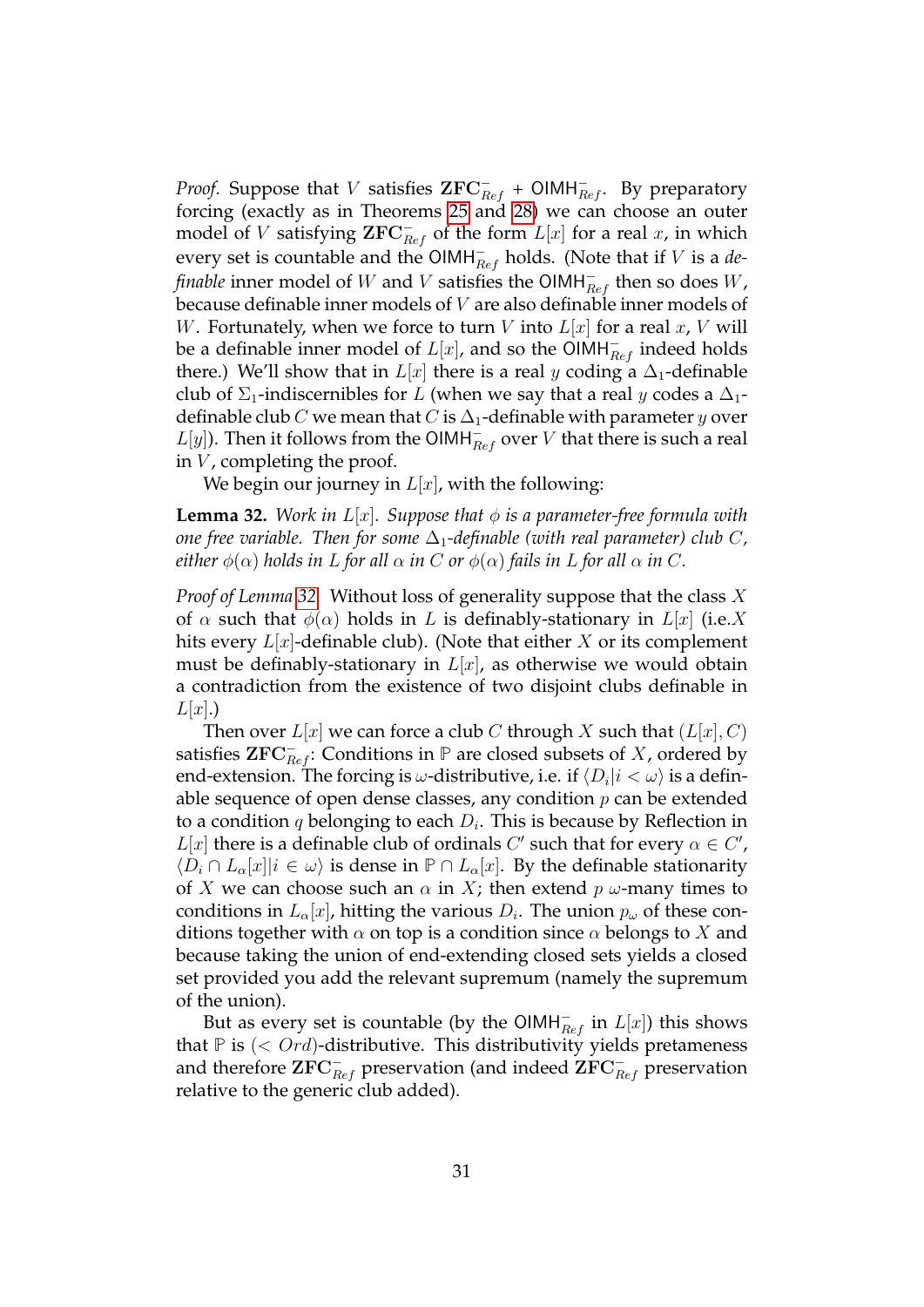*Proof.* Suppose that $V$ satisfies $\mathbf{ZFC}^-_{Ref}$ + $\mathsf{OIMH}^-_{Ref}$. By preparatory forcing (exactly as in Theorems 25 and 28) we can choose an outer model of $V$ satisfying $\mathbf{ZFC}^-_{Ref}$ of the form $L[x]$ for a real $x$, in which every set is countable and the $\mathsf{OIMH}^-_{Ref}$ holds. (Note that if $V$ is a *definable* inner model of $W$ and $V$ satisfies the $\mathsf{OIMH}^-_{Ref}$ then so does $W$, because definable inner models of $V$ are also definable inner models of $W$. Fortunately, when we force to turn $V$ into $L[x]$ for a real $x$, $V$ will be a definable inner model of $L[x]$, and so the $\mathsf{OIMH}^-_{Ref}$ indeed holds there.) We'll show that in $L[x]$ there is a real $y$ coding a $\Delta_1$-definable club of $\Sigma_1$-indiscernibles for $L$ (when we say that a real $y$ codes a $\Delta_1$-definable club $C$ we mean that $C$ is $\Delta_1$-definable with parameter $y$ over $L[y]$). Then it follows from the $\mathsf{OIMH}^-_{Ref}$ over $V$ that there is such a real in $V$, completing the proof.

We begin our journey in $L[x]$, with the following:

**Lemma 32.** *Work in $L[x]$. Suppose that $\phi$ is a parameter-free formula with one free variable. Then for some $\Delta_1$-definable (with real parameter) club $C$, either $\phi(\alpha)$ holds in $L$ for all $\alpha$ in $C$ or $\phi(\alpha)$ fails in $L$ for all $\alpha$ in $C$.*

*Proof of Lemma 32.* Without loss of generality suppose that the class $X$ of $\alpha$ such that $\phi(\alpha)$ holds in $L$ is definably-stationary in $L[x]$ (i.e. $X$ hits every $L[x]$-definable club). (Note that either $X$ or its complement must be definably-stationary in $L[x]$, as otherwise we would obtain a contradiction from the existence of two disjoint clubs definable in $L[x]$.)

Then over $L[x]$ we can force a club $C$ through $X$ such that $(L[x], C)$ satisfies $\mathbf{ZFC}^-_{Ref}$: Conditions in $\mathbb{P}$ are closed subsets of $X$, ordered by end-extension. The forcing is $\omega$-distributive, i.e. if $\langle D_i | i < \omega\rangle$ is a definable sequence of open dense classes, any condition $p$ can be extended to a condition $q$ belonging to each $D_i$. This is because by Reflection in $L[x]$ there is a definable club of ordinals $C'$ such that for every $\alpha \in C'$, $\langle D_i \cap L_\alpha[x] | i \in \omega\rangle$ is dense in $\mathbb{P} \cap L_\alpha[x]$. By the definable stationarity of $X$ we can choose such an $\alpha$ in $X$; then extend $p$ $\omega$-many times to conditions in $L_\alpha[x]$, hitting the various $D_i$. The union $p_\omega$ of these conditions together with $\alpha$ on top is a condition since $\alpha$ belongs to $X$ and because taking the union of end-extending closed sets yields a closed set provided you add the relevant supremum (namely the supremum of the union).

But as every set is countable (by the $\mathsf{OIMH}^-_{Ref}$ in $L[x]$) this shows that $\mathbb{P}$ is $(< Ord)$-distributive. This distributivity yields pretameness and therefore $\mathbf{ZFC}^-_{Ref}$ preservation (and indeed $\mathbf{ZFC}^-_{Ref}$ preservation relative to the generic club added).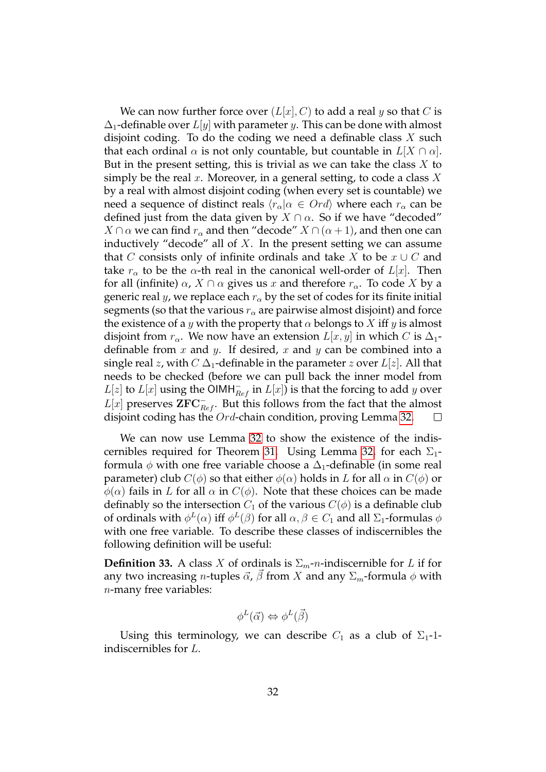We can now further force over $(L[x], C)$ to add a real $y$ so that $C$ is $\Delta_1$-definable over $L[y]$ with parameter $y$. This can be done with almost disjoint coding. To do the coding we need a definable class $X$ such that each ordinal $\alpha$ is not only countable, but countable in $L[X \cap \alpha]$. But in the present setting, this is trivial as we can take the class $X$ to simply be the real $x$. Moreover, in a general setting, to code a class $X$ by a real with almost disjoint coding (when every set is countable) we need a sequence of distinct reals $\langle r_\alpha | \alpha \in Ord \rangle$ where each $r_\alpha$ can be defined just from the data given by $X \cap \alpha$. So if we have "decoded" $X \cap \alpha$ we can find $r_\alpha$ and then "decode" $X \cap (\alpha + 1)$, and then one can inductively "decode" all of $X$. In the present setting we can assume that $C$ consists only of infinite ordinals and take $X$ to be $x \cup C$ and take $r_\alpha$ to be the $\alpha$-th real in the canonical well-order of $L[x]$. Then for all (infinite) $\alpha$, $X \cap \alpha$ gives us $x$ and therefore $r_\alpha$. To code $X$ by a generic real $y$, we replace each $r_\alpha$ by the set of codes for its finite initial segments (so that the various $r_\alpha$ are pairwise almost disjoint) and force the existence of a $y$ with the property that $\alpha$ belongs to $X$ iff $y$ is almost disjoint from $r_\alpha$. We now have an extension $L[x, y]$ in which $C$ is $\Delta_1$-definable from $x$ and $y$. If desired, $x$ and $y$ can be combined into a single real $z$, with $C$ $\Delta_1$-definable in the parameter $z$ over $L[z]$. All that needs to be checked (before we can pull back the inner model from $L[z]$ to $L[x]$ using the $\mathsf{OIMH}^-_{Ref}$ in $L[x]$) is that the forcing to add $y$ over $L[x]$ preserves $\mathbf{ZFC}^-_{Ref}$. But this follows from the fact that the almost disjoint coding has the $Ord$-chain condition, proving Lemma 32. $\square$

We can now use Lemma 32 to show the existence of the indiscernibles required for Theorem 31. Using Lemma 32, for each $\Sigma_1$-formula $\phi$ with one free variable choose a $\Delta_1$-definable (in some real parameter) club $C(\phi)$ so that either $\phi(\alpha)$ holds in $L$ for all $\alpha$ in $C(\phi)$ or $\phi(\alpha)$ fails in $L$ for all $\alpha$ in $C(\phi)$. Note that these choices can be made definably so the intersection $C_1$ of the various $C(\phi)$ is a definable club of ordinals with $\phi^L(\alpha)$ iff $\phi^L(\beta)$ for all $\alpha, \beta \in C_1$ and all $\Sigma_1$-formulas $\phi$ with one free variable. To describe these classes of indiscernibles the following definition will be useful:

**Definition 33.** A class $X$ of ordinals is $\Sigma_m$-$n$-indiscernible for $L$ if for any two increasing $n$-tuples $\vec{\alpha}$, $\vec{\beta}$ from $X$ and any $\Sigma_m$-formula $\phi$ with $n$-many free variables:

$$\phi^L(\vec{\alpha}) \Leftrightarrow \phi^L(\vec{\beta})$$

Using this terminology, we can describe $C_1$ as a club of $\Sigma_1$-1-indiscernibles for $L$.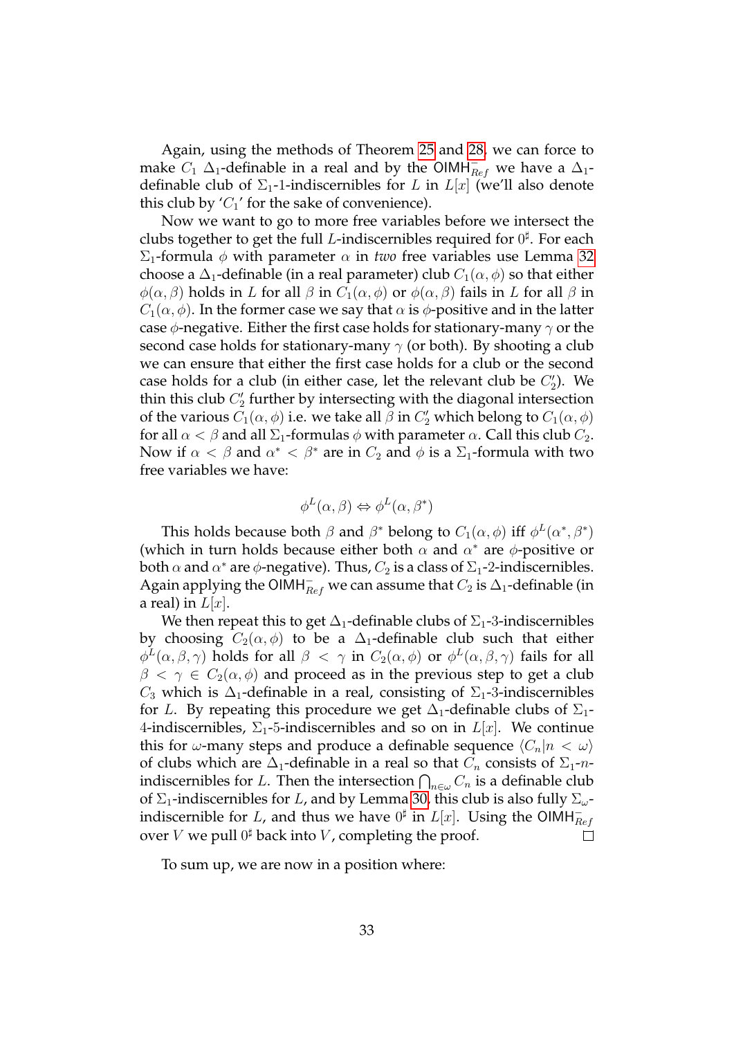Again, using the methods of Theorem 25 and 28, we can force to make $C_1$ $\Delta_1$-definable in a real and by the $\mathsf{OIMH}^-_{Ref}$ we have a $\Delta_1$-definable club of $\Sigma_1$-1-indiscernibles for $L$ in $L[x]$ (we'll also denote this club by '$C_1$' for the sake of convenience).

Now we want to go to more free variables before we intersect the clubs together to get the full $L$-indiscernibles required for $0^\sharp$. For each $\Sigma_1$-formula $\phi$ with parameter $\alpha$ in *two* free variables use Lemma 32 choose a $\Delta_1$-definable (in a real parameter) club $C_1(\alpha, \phi)$ so that either $\phi(\alpha, \beta)$ holds in $L$ for all $\beta$ in $C_1(\alpha, \phi)$ or $\phi(\alpha, \beta)$ fails in $L$ for all $\beta$ in $C_1(\alpha, \phi)$. In the former case we say that $\alpha$ is $\phi$-positive and in the latter case $\phi$-negative. Either the first case holds for stationary-many $\gamma$ or the second case holds for stationary-many $\gamma$ (or both). By shooting a club we can ensure that either the first case holds for a club or the second case holds for a club (in either case, let the relevant club be $C_2'$). We thin this club $C_2'$ further by intersecting with the diagonal intersection of the various $C_1(\alpha, \phi)$ i.e. we take all $\beta$ in $C_2'$ which belong to $C_1(\alpha, \phi)$ for all $\alpha < \beta$ and all $\Sigma_1$-formulas $\phi$ with parameter $\alpha$. Call this club $C_2$. Now if $\alpha < \beta$ and $\alpha^* < \beta^*$ are in $C_2$ and $\phi$ is a $\Sigma_1$-formula with two free variables we have:

$$\phi^L(\alpha, \beta) \Leftrightarrow \phi^L(\alpha, \beta^*)$$

This holds because both $\beta$ and $\beta^*$ belong to $C_1(\alpha, \phi)$ iff $\phi^L(\alpha^*, \beta^*)$ (which in turn holds because either both $\alpha$ and $\alpha^*$ are $\phi$-positive or both $\alpha$ and $\alpha^*$ are $\phi$-negative). Thus, $C_2$ is a class of $\Sigma_1$-2-indiscernibles. Again applying the $\mathsf{OIMH}^-_{Ref}$ we can assume that $C_2$ is $\Delta_1$-definable (in a real) in $L[x]$.

We then repeat this to get $\Delta_1$-definable clubs of $\Sigma_1$-3-indiscernibles by choosing $C_2(\alpha, \phi)$ to be a $\Delta_1$-definable club such that either $\phi^L(\alpha, \beta, \gamma)$ holds for all $\beta < \gamma$ in $C_2(\alpha, \phi)$ or $\phi^L(\alpha, \beta, \gamma)$ fails for all $\beta < \gamma \in C_2(\alpha, \phi)$ and proceed as in the previous step to get a club $C_3$ which is $\Delta_1$-definable in a real, consisting of $\Sigma_1$-3-indiscernibles for $L$. By repeating this procedure we get $\Delta_1$-definable clubs of $\Sigma_1$-4-indiscernibles, $\Sigma_1$-5-indiscernibles and so on in $L[x]$. We continue this for $\omega$-many steps and produce a definable sequence $\langle C_n | n < \omega \rangle$ of clubs which are $\Delta_1$-definable in a real so that $C_n$ consists of $\Sigma_1$-$n$-indiscernibles for $L$. Then the intersection $\bigcap_{n\in\omega} C_n$ is a definable club of $\Sigma_1$-indiscernibles for $L$, and by Lemma 30, this club is also fully $\Sigma_\omega$-indiscernible for $L$, and thus we have $0^\sharp$ in $L[x]$. Using the $\mathsf{OIMH}^-_{Ref}$ over $V$ we pull $0^\sharp$ back into $V$, completing the proof. □

To sum up, we are now in a position where: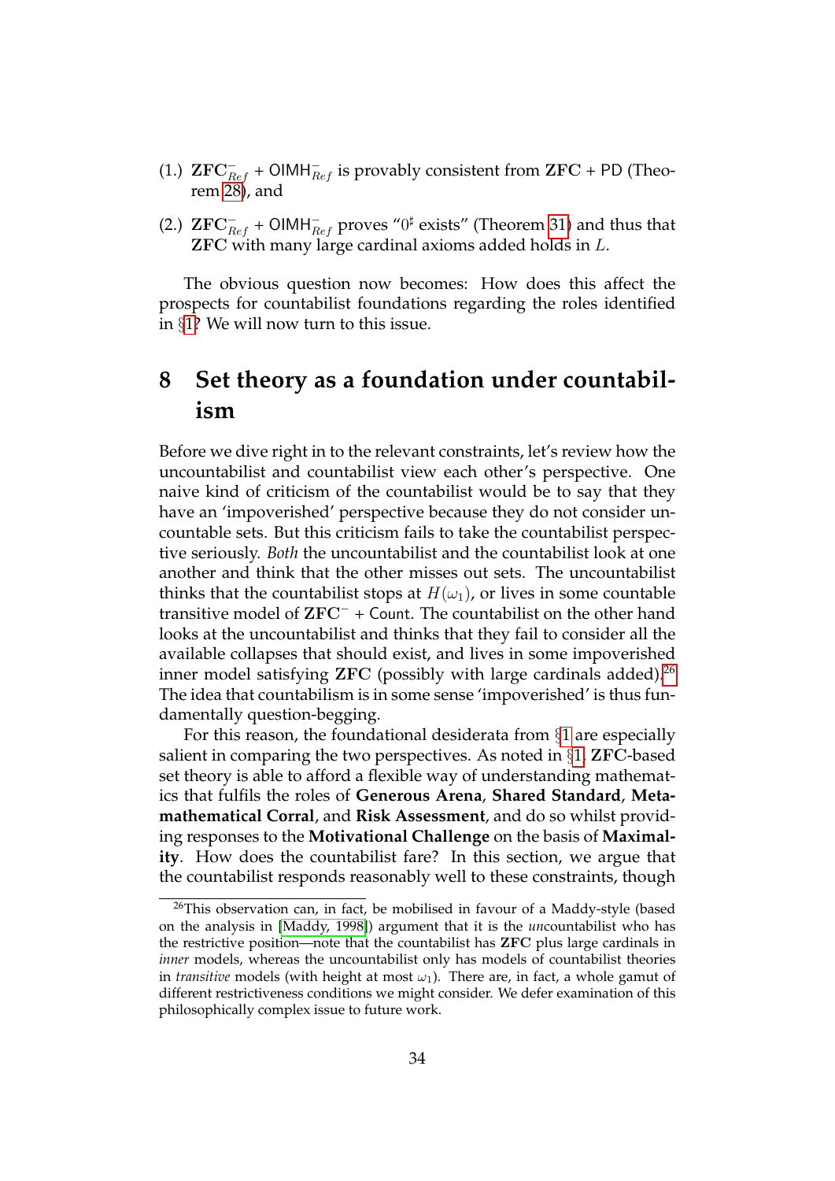(1.) $\mathbf{ZFC}^-_{Ref}$ + $\mathsf{OIMH}^-_{Ref}$ is provably consistent from **ZFC** + PD (Theorem 28), and

(2.) $\mathbf{ZFC}^-_{Ref}$ + $\mathsf{OIMH}^-_{Ref}$ proves "$0^\sharp$ exists" (Theorem 31) and thus that **ZFC** with many large cardinal axioms added holds in $L$.

The obvious question now becomes: How does this affect the prospects for countabilist foundations regarding the roles identified in §1? We will now turn to this issue.

# 8 Set theory as a foundation under countabilism

Before we dive right in to the relevant constraints, let's review how the uncountabilist and countabilist view each other's perspective. One naive kind of criticism of the countabilist would be to say that they have an 'impoverished' perspective because they do not consider uncountable sets. But this criticism fails to take the countabilist perspective seriously. *Both* the uncountabilist and the countabilist look at one another and think that the other misses out sets. The uncountabilist thinks that the countabilist stops at $H(\omega_1)$, or lives in some countable transitive model of $\mathbf{ZFC}^-$ + Count. The countabilist on the other hand looks at the uncountabilist and thinks that they fail to consider all the available collapses that should exist, and lives in some impoverished inner model satisfying **ZFC** (possibly with large cardinals added).[26] The idea that countabilism is in some sense 'impoverished' is thus fundamentally question-begging.

For this reason, the foundational desiderata from §1 are especially salient in comparing the two perspectives. As noted in §1, **ZFC**-based set theory is able to afford a flexible way of understanding mathematics that fulfils the roles of **Generous Arena**, **Shared Standard**, **Metamathematical Corral**, and **Risk Assessment**, and do so whilst providing responses to the **Motivational Challenge** on the basis of **Maximality**. How does the countabilist fare? In this section, we argue that the countabilist responds reasonably well to these constraints, though

[26] This observation can, in fact, be mobilised in favour of a Maddy-style (based on the analysis in [Maddy, 1998]) argument that it is the *un*countabilist who has the restrictive position—note that the countabilist has **ZFC** plus large cardinals in *inner* models, whereas the uncountabilist only has models of countabilist theories in *transitive* models (with height at most $\omega_1$). There are, in fact, a whole gamut of different restrictiveness conditions we might consider. We defer examination of this philosophically complex issue to future work.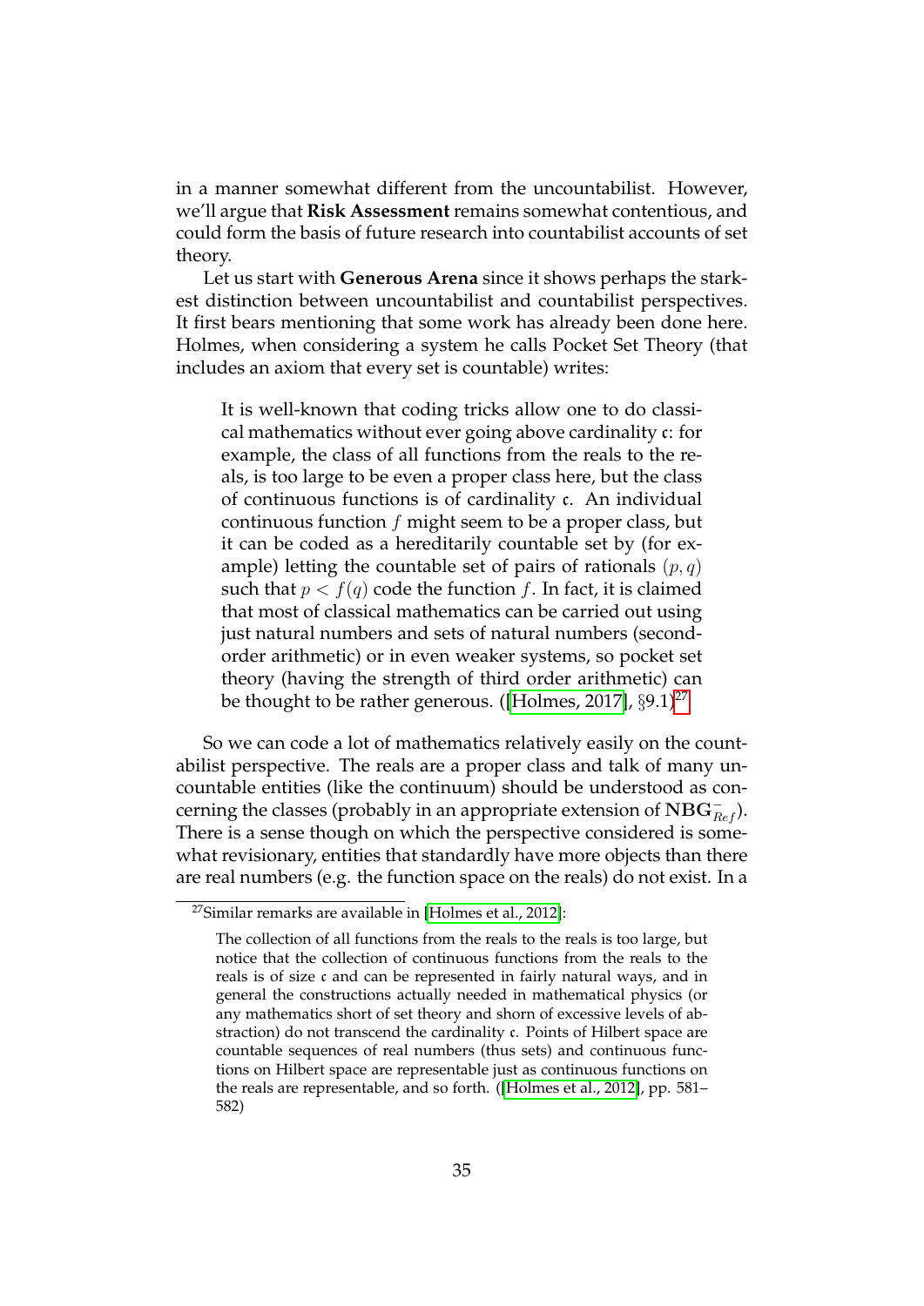in a manner somewhat different from the uncountabilist. However, we'll argue that **Risk Assessment** remains somewhat contentious, and could form the basis of future research into countabilist accounts of set theory.

Let us start with **Generous Arena** since it shows perhaps the starkest distinction between uncountabilist and countabilist perspectives. It first bears mentioning that some work has already been done here. Holmes, when considering a system he calls Pocket Set Theory (that includes an axiom that every set is countable) writes:

> It is well-known that coding tricks allow one to do classical mathematics without ever going above cardinality $\mathfrak{c}$: for example, the class of all functions from the reals to the reals, is too large to be even a proper class here, but the class of continuous functions is of cardinality $\mathfrak{c}$. An individual continuous function $f$ might seem to be a proper class, but it can be coded as a hereditarily countable set by (for example) letting the countable set of pairs of rationals $(p, q)$ such that $p < f(q)$ code the function $f$. In fact, it is claimed that most of classical mathematics can be carried out using just natural numbers and sets of natural numbers (second-order arithmetic) or in even weaker systems, so pocket set theory (having the strength of third order arithmetic) can be thought to be rather generous. ([Holmes, 2017], §9.1)[27]

So we can code a lot of mathematics relatively easily on the countabilist perspective. The reals are a proper class and talk of many uncountable entities (like the continuum) should be understood as concerning the classes (probably in an appropriate extension of $\mathbf{NBG}^-_{Ref}$). There is a sense though on which the perspective considered is somewhat revisionary, entities that standardly have more objects than there are real numbers (e.g. the function space on the reals) do not exist. In a

[27] Similar remarks are available in [Holmes et al., 2012]:

> The collection of all functions from the reals to the reals is too large, but notice that the collection of continuous functions from the reals to the reals is of size $\mathfrak{c}$ and can be represented in fairly natural ways, and in general the constructions actually needed in mathematical physics (or any mathematics short of set theory and shorn of excessive levels of abstraction) do not transcend the cardinality $\mathfrak{c}$. Points of Hilbert space are countable sequences of real numbers (thus sets) and continuous functions on Hilbert space are representable just as continuous functions on the reals are representable, and so forth. ([Holmes et al., 2012], pp. 581–582)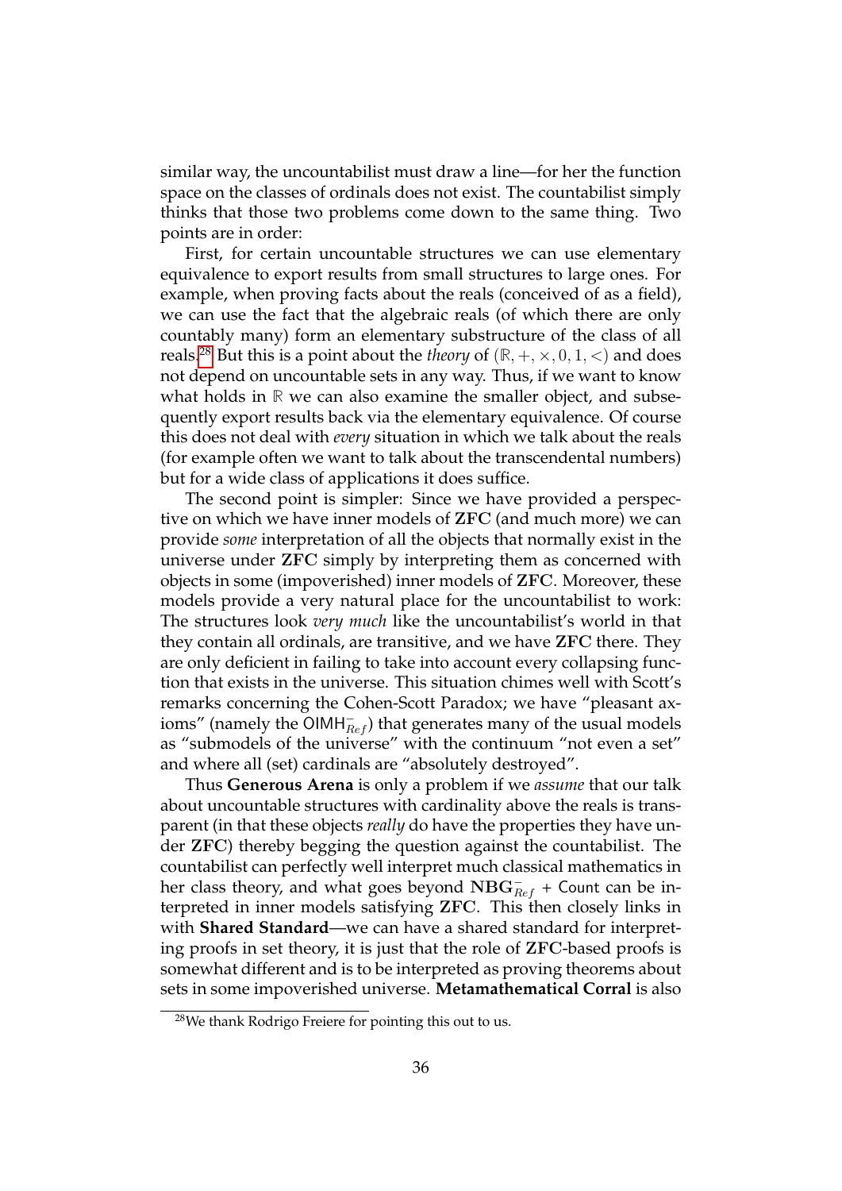similar way, the uncountabilist must draw a line—for her the function space on the classes of ordinals does not exist. The countabilist simply thinks that those two problems come down to the same thing. Two points are in order:

First, for certain uncountable structures we can use elementary equivalence to export results from small structures to large ones. For example, when proving facts about the reals (conceived of as a field), we can use the fact that the algebraic reals (of which there are only countably many) form an elementary substructure of the class of all reals.[28] But this is a point about the *theory* of $(\mathbb{R}, +, \times, 0, 1, <)$ and does not depend on uncountable sets in any way. Thus, if we want to know what holds in $\mathbb{R}$ we can also examine the smaller object, and subsequently export results back via the elementary equivalence. Of course this does not deal with *every* situation in which we talk about the reals (for example often we want to talk about the transcendental numbers) but for a wide class of applications it does suffice.

The second point is simpler: Since we have provided a perspective on which we have inner models of **ZFC** (and much more) we can provide *some* interpretation of all the objects that normally exist in the universe under **ZFC** simply by interpreting them as concerned with objects in some (impoverished) inner models of **ZFC**. Moreover, these models provide a very natural place for the uncountabilist to work: The structures look *very much* like the uncountabilist's world in that they contain all ordinals, are transitive, and we have **ZFC** there. They are only deficient in failing to take into account every collapsing function that exists in the universe. This situation chimes well with Scott's remarks concerning the Cohen-Scott Paradox; we have "pleasant axioms" (namely the $\mathsf{OIMH}^{-}_{Ref}$) that generates many of the usual models as "submodels of the universe" with the continuum "not even a set" and where all (set) cardinals are "absolutely destroyed".

Thus **Generous Arena** is only a problem if we *assume* that our talk about uncountable structures with cardinality above the reals is transparent (in that these objects *really* do have the properties they have under **ZFC**) thereby begging the question against the countabilist. The countabilist can perfectly well interpret much classical mathematics in her class theory, and what goes beyond $\mathbf{NBG}^{-}_{Ref}$ + $\mathsf{Count}$ can be interpreted in inner models satisfying **ZFC**. This then closely links in with **Shared Standard**—we can have a shared standard for interpreting proofs in set theory, it is just that the role of **ZFC**-based proofs is somewhat different and is to be interpreted as proving theorems about sets in some impoverished universe. **Metamathematical Corral** is also

[28] We thank Rodrigo Freiere for pointing this out to us.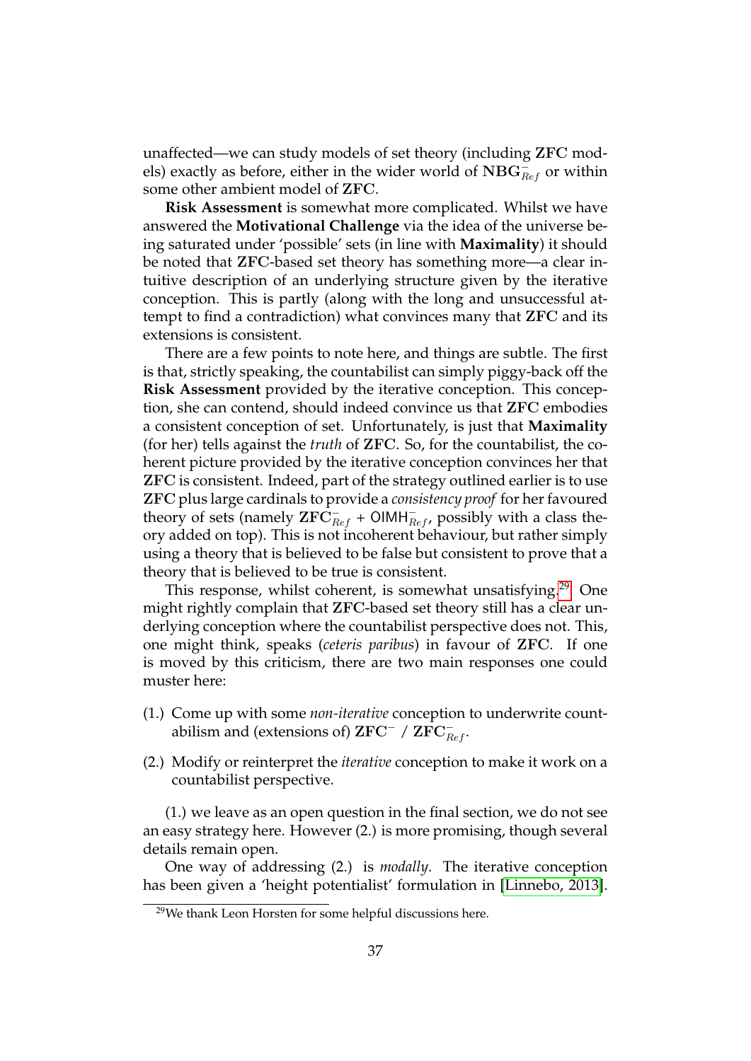unaffected—we can study models of set theory (including **ZFC** models) exactly as before, either in the wider world of $\mathbf{NBG}^-_{Ref}$ or within some other ambient model of **ZFC**.

**Risk Assessment** is somewhat more complicated. Whilst we have answered the **Motivational Challenge** via the idea of the universe being saturated under 'possible' sets (in line with **Maximality**) it should be noted that **ZFC**-based set theory has something more—a clear intuitive description of an underlying structure given by the iterative conception. This is partly (along with the long and unsuccessful attempt to find a contradiction) what convinces many that **ZFC** and its extensions is consistent.

There are a few points to note here, and things are subtle. The first is that, strictly speaking, the countabilist can simply piggy-back off the **Risk Assessment** provided by the iterative conception. This conception, she can contend, should indeed convince us that **ZFC** embodies a consistent conception of set. Unfortunately, is just that **Maximality** (for her) tells against the *truth* of **ZFC**. So, for the countabilist, the coherent picture provided by the iterative conception convinces her that **ZFC** is consistent. Indeed, part of the strategy outlined earlier is to use **ZFC** plus large cardinals to provide a *consistency proof* for her favoured theory of sets (namely $\mathbf{ZFC}^-_{Ref}$ + $\mathsf{OIMH}^-_{Ref}$, possibly with a class theory added on top). This is not incoherent behaviour, but rather simply using a theory that is believed to be false but consistent to prove that a theory that is believed to be true is consistent.

This response, whilst coherent, is somewhat unsatisfying.[29] One might rightly complain that **ZFC**-based set theory still has a clear underlying conception where the countabilist perspective does not. This, one might think, speaks (*ceteris paribus*) in favour of **ZFC**. If one is moved by this criticism, there are two main responses one could muster here:

(1.) Come up with some *non-iterative* conception to underwrite countabilism and (extensions of) $\mathbf{ZFC}^-$ / $\mathbf{ZFC}^-_{Ref}$.

(2.) Modify or reinterpret the *iterative* conception to make it work on a countabilist perspective.

(1.) we leave as an open question in the final section, we do not see an easy strategy here. However (2.) is more promising, though several details remain open.

One way of addressing (2.) is *modally*. The iterative conception has been given a 'height potentialist' formulation in [Linnebo, 2013].

[29] We thank Leon Horsten for some helpful discussions here.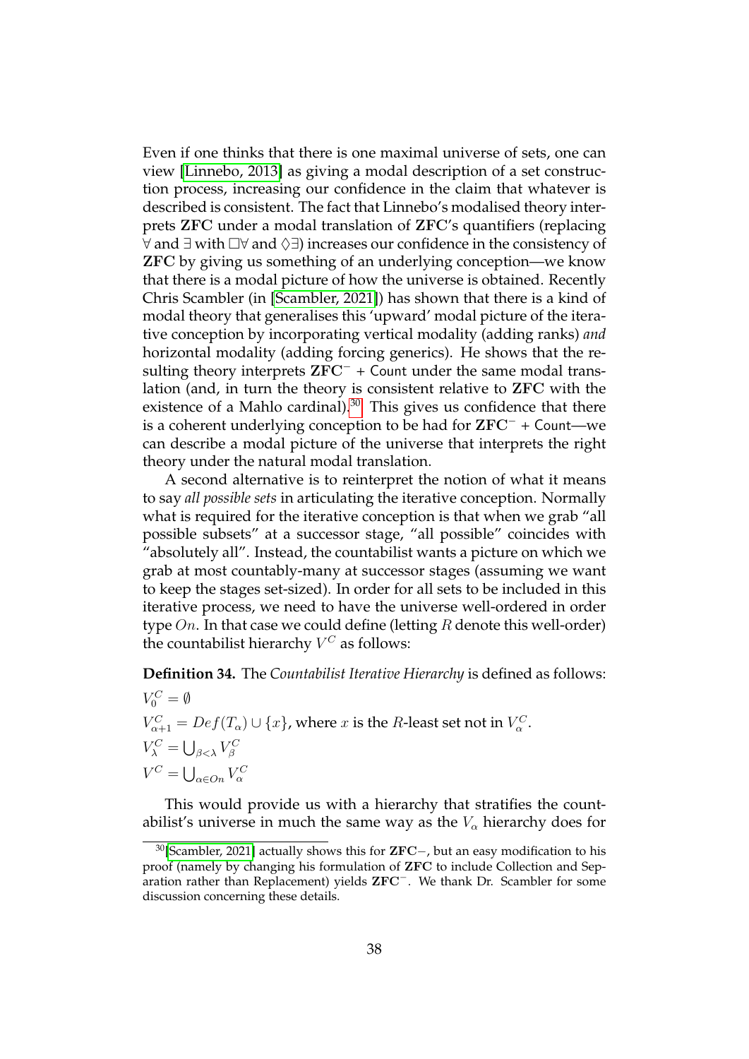Even if one thinks that there is one maximal universe of sets, one can view [Linnebo, 2013] as giving a modal description of a set construction process, increasing our confidence in the claim that whatever is described is consistent. The fact that Linnebo's modalised theory interprets **ZFC** under a modal translation of **ZFC**'s quantifiers (replacing $\forall$ and $\exists$ with $\Box\forall$ and $\Diamond\exists$) increases our confidence in the consistency of **ZFC** by giving us something of an underlying conception—we know that there is a modal picture of how the universe is obtained. Recently Chris Scambler (in [Scambler, 2021]) has shown that there is a kind of modal theory that generalises this 'upward' modal picture of the iterative conception by incorporating vertical modality (adding ranks) *and* horizontal modality (adding forcing generics). He shows that the resulting theory interprets $\mathbf{ZFC}^-$ + Count under the same modal translation (and, in turn the theory is consistent relative to **ZFC** with the existence of a Mahlo cardinal).[30] This gives us confidence that there is a coherent underlying conception to be had for $\mathbf{ZFC}^-$ + Count—we can describe a modal picture of the universe that interprets the right theory under the natural modal translation.

A second alternative is to reinterpret the notion of what it means to say *all possible sets* in articulating the iterative conception. Normally what is required for the iterative conception is that when we grab "all possible subsets" at a successor stage, "all possible" coincides with "absolutely all". Instead, the countabilist wants a picture on which we grab at most countably-many at successor stages (assuming we want to keep the stages set-sized). In order for all sets to be included in this iterative process, we need to have the universe well-ordered in order type $On$. In that case we could define (letting $R$ denote this well-order) the countabilist hierarchy $V^C$ as follows:

**Definition 34.** The *Countabilist Iterative Hierarchy* is defined as follows:

$V^C_0 = \emptyset$

$V^C_{\alpha+1} = Def(T_\alpha) \cup \{x\}$, where $x$ is the $R$-least set not in $V^C_\alpha$.

$V^C_\lambda = \bigcup_{\beta<\lambda} V^C_\beta$

$V^C = \bigcup_{\alpha \in On} V^C_\alpha$

This would provide us with a hierarchy that stratifies the countabilist's universe in much the same way as the $V_\alpha$ hierarchy does for

[30] [Scambler, 2021] actually shows this for **ZFC**$-$, but an easy modification to his proof (namely by changing his formulation of **ZFC** to include Collection and Separation rather than Replacement) yields $\mathbf{ZFC}^-$. We thank Dr. Scambler for some discussion concerning these details.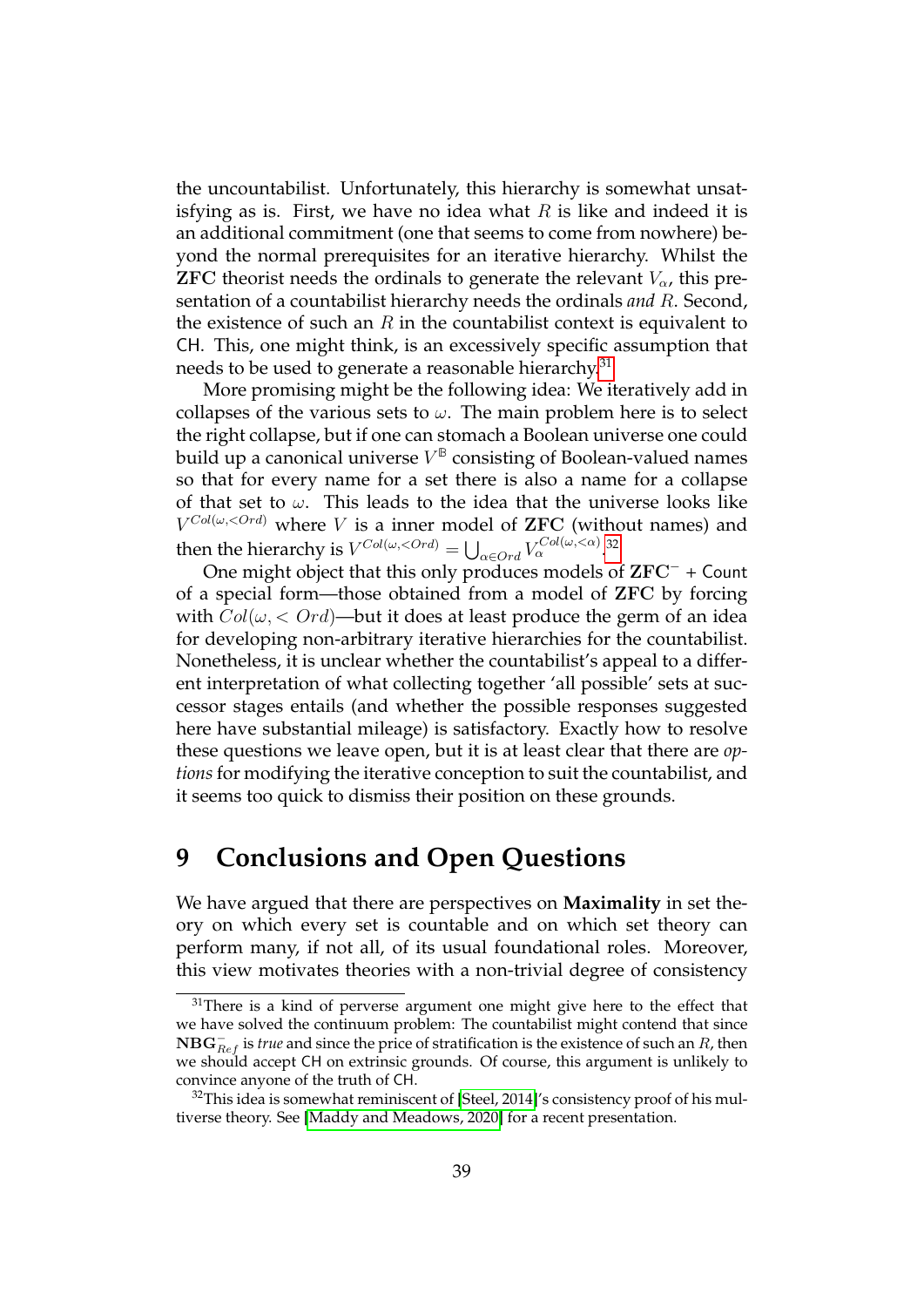the uncountabilist. Unfortunately, this hierarchy is somewhat unsatisfying as is. First, we have no idea what $R$ is like and indeed it is an additional commitment (one that seems to come from nowhere) beyond the normal prerequisites for an iterative hierarchy. Whilst the **ZFC** theorist needs the ordinals to generate the relevant $V_\alpha$, this presentation of a countabilist hierarchy needs the ordinals *and* $R$. Second, the existence of such an $R$ in the countabilist context is equivalent to CH. This, one might think, is an excessively specific assumption that needs to be used to generate a reasonable hierarchy.[31]

More promising might be the following idea: We iteratively add in collapses of the various sets to $\omega$. The main problem here is to select the right collapse, but if one can stomach a Boolean universe one could build up a canonical universe $V^{\mathbb{B}}$ consisting of Boolean-valued names so that for every name for a set there is also a name for a collapse of that set to $\omega$. This leads to the idea that the universe looks like $V^{Col(\omega,<Ord)}$ where $V$ is a inner model of **ZFC** (without names) and then the hierarchy is $V^{Col(\omega,<Ord)} = \bigcup_{\alpha \in Ord} V_\alpha^{Col(\omega,<\alpha)}$.[32]

One might object that this only produces models of $\mathbf{ZFC}^-$ + Count of a special form—those obtained from a model of **ZFC** by forcing with $Col(\omega, < Ord)$—but it does at least produce the germ of an idea for developing non-arbitrary iterative hierarchies for the countabilist. Nonetheless, it is unclear whether the countabilist's appeal to a different interpretation of what collecting together 'all possible' sets at successor stages entails (and whether the possible responses suggested here have substantial mileage) is satisfactory. Exactly how to resolve these questions we leave open, but it is at least clear that there are *options* for modifying the iterative conception to suit the countabilist, and it seems too quick to dismiss their position on these grounds.

# 9 Conclusions and Open Questions

We have argued that there are perspectives on **Maximality** in set theory on which every set is countable and on which set theory can perform many, if not all, of its usual foundational roles. Moreover, this view motivates theories with a non-trivial degree of consistency

[31] There is a kind of perverse argument one might give here to the effect that we have solved the continuum problem: The countabilist might contend that since $\mathbf{NBG}^-_{Ref}$ is *true* and since the price of stratification is the existence of such an $R$, then we should accept CH on extrinsic grounds. Of course, this argument is unlikely to convince anyone of the truth of CH.

[32] This idea is somewhat reminiscent of [Steel, 2014]'s consistency proof of his multiverse theory. See [Maddy and Meadows, 2020] for a recent presentation.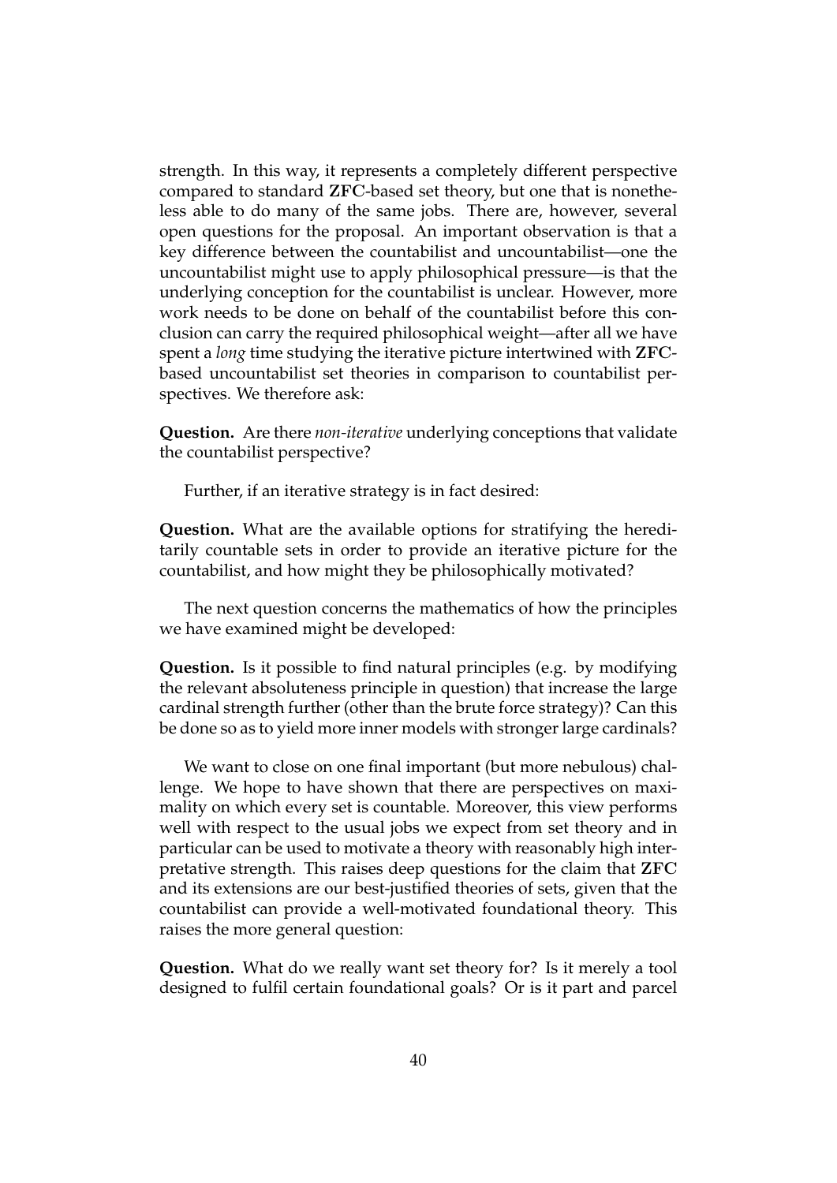strength. In this way, it represents a completely different perspective compared to standard **ZFC**-based set theory, but one that is nonetheless able to do many of the same jobs. There are, however, several open questions for the proposal. An important observation is that a key difference between the countabilist and uncountabilist—one the uncountabilist might use to apply philosophical pressure—is that the underlying conception for the countabilist is unclear. However, more work needs to be done on behalf of the countabilist before this conclusion can carry the required philosophical weight—after all we have spent a *long* time studying the iterative picture intertwined with **ZFC**-based uncountabilist set theories in comparison to countabilist perspectives. We therefore ask:

**Question.** Are there *non-iterative* underlying conceptions that validate the countabilist perspective?

Further, if an iterative strategy is in fact desired:

**Question.** What are the available options for stratifying the hereditarily countable sets in order to provide an iterative picture for the countabilist, and how might they be philosophically motivated?

The next question concerns the mathematics of how the principles we have examined might be developed:

**Question.** Is it possible to find natural principles (e.g. by modifying the relevant absoluteness principle in question) that increase the large cardinal strength further (other than the brute force strategy)? Can this be done so as to yield more inner models with stronger large cardinals?

We want to close on one final important (but more nebulous) challenge. We hope to have shown that there are perspectives on maximality on which every set is countable. Moreover, this view performs well with respect to the usual jobs we expect from set theory and in particular can be used to motivate a theory with reasonably high interpretative strength. This raises deep questions for the claim that **ZFC** and its extensions are our best-justified theories of sets, given that the countabilist can provide a well-motivated foundational theory. This raises the more general question:

**Question.** What do we really want set theory for? Is it merely a tool designed to fulfil certain foundational goals? Or is it part and parcel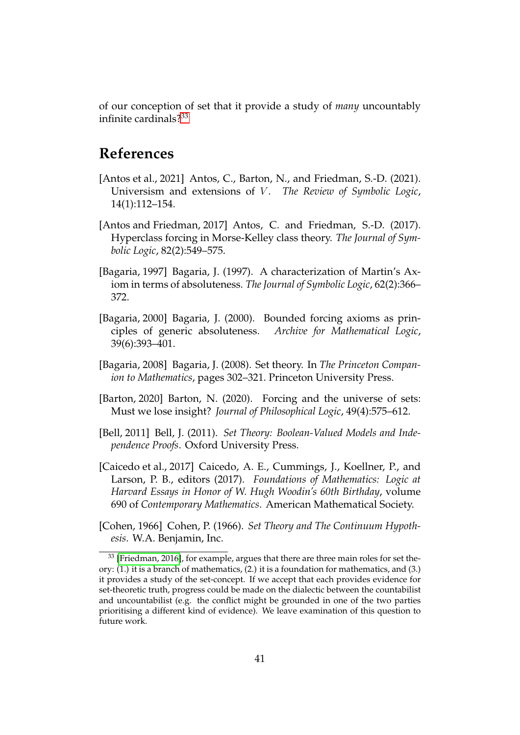of our conception of set that it provide a study of *many* uncountably infinite cardinals?[33]

## References

[Antos et al., 2021] Antos, C., Barton, N., and Friedman, S.-D. (2021). Universism and extensions of $V$. *The Review of Symbolic Logic*, 14(1):112–154.

[Antos and Friedman, 2017] Antos, C. and Friedman, S.-D. (2017). Hyperclass forcing in Morse-Kelley class theory. *The Journal of Symbolic Logic*, 82(2):549–575.

[Bagaria, 1997] Bagaria, J. (1997). A characterization of Martin's Axiom in terms of absoluteness. *The Journal of Symbolic Logic*, 62(2):366–372.

[Bagaria, 2000] Bagaria, J. (2000). Bounded forcing axioms as principles of generic absoluteness. *Archive for Mathematical Logic*, 39(6):393–401.

[Bagaria, 2008] Bagaria, J. (2008). Set theory. In *The Princeton Companion to Mathematics*, pages 302–321. Princeton University Press.

[Barton, 2020] Barton, N. (2020). Forcing and the universe of sets: Must we lose insight? *Journal of Philosophical Logic*, 49(4):575–612.

[Bell, 2011] Bell, J. (2011). *Set Theory: Boolean-Valued Models and Independence Proofs*. Oxford University Press.

[Caicedo et al., 2017] Caicedo, A. E., Cummings, J., Koellner, P., and Larson, P. B., editors (2017). *Foundations of Mathematics: Logic at Harvard Essays in Honor of W. Hugh Woodin's 60th Birthday*, volume 690 of *Contemporary Mathematics*. American Mathematical Society.

[Cohen, 1966] Cohen, P. (1966). *Set Theory and The Continuum Hypothesis*. W.A. Benjamin, Inc.

[33] [Friedman, 2016], for example, argues that there are three main roles for set theory: (1.) it is a branch of mathematics, (2.) it is a foundation for mathematics, and (3.) it provides a study of the set-concept. If we accept that each provides evidence for set-theoretic truth, progress could be made on the dialectic between the countabilist and uncountabilist (e.g. the conflict might be grounded in one of the two parties prioritising a different kind of evidence). We leave examination of this question to future work.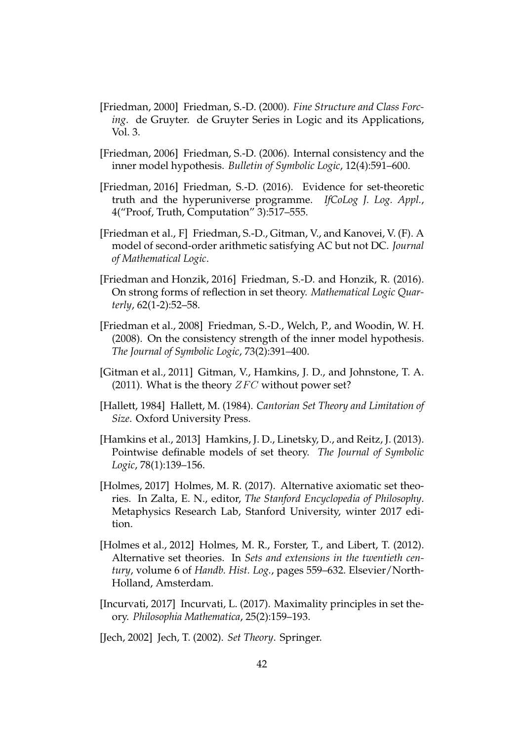[Friedman, 2000] Friedman, S.-D. (2000). *Fine Structure and Class Forcing*. de Gruyter. de Gruyter Series in Logic and its Applications, Vol. 3.

[Friedman, 2006] Friedman, S.-D. (2006). Internal consistency and the inner model hypothesis. *Bulletin of Symbolic Logic*, 12(4):591–600.

[Friedman, 2016] Friedman, S.-D. (2016). Evidence for set-theoretic truth and the hyperuniverse programme. *IfCoLog J. Log. Appl.*, 4("Proof, Truth, Computation" 3):517–555.

[Friedman et al., F] Friedman, S.-D., Gitman, V., and Kanovei, V. (F). A model of second-order arithmetic satisfying AC but not DC. *Journal of Mathematical Logic*.

[Friedman and Honzik, 2016] Friedman, S.-D. and Honzik, R. (2016). On strong forms of reflection in set theory. *Mathematical Logic Quarterly*, 62(1-2):52–58.

[Friedman et al., 2008] Friedman, S.-D., Welch, P., and Woodin, W. H. (2008). On the consistency strength of the inner model hypothesis. *The Journal of Symbolic Logic*, 73(2):391–400.

[Gitman et al., 2011] Gitman, V., Hamkins, J. D., and Johnstone, T. A. (2011). What is the theory $ZFC$ without power set?

[Hallett, 1984] Hallett, M. (1984). *Cantorian Set Theory and Limitation of Size*. Oxford University Press.

[Hamkins et al., 2013] Hamkins, J. D., Linetsky, D., and Reitz, J. (2013). Pointwise definable models of set theory. *The Journal of Symbolic Logic*, 78(1):139–156.

[Holmes, 2017] Holmes, M. R. (2017). Alternative axiomatic set theories. In Zalta, E. N., editor, *The Stanford Encyclopedia of Philosophy*. Metaphysics Research Lab, Stanford University, winter 2017 edition.

[Holmes et al., 2012] Holmes, M. R., Forster, T., and Libert, T. (2012). Alternative set theories. In *Sets and extensions in the twentieth century*, volume 6 of *Handb. Hist. Log.*, pages 559–632. Elsevier/North-Holland, Amsterdam.

[Incurvati, 2017] Incurvati, L. (2017). Maximality principles in set theory. *Philosophia Mathematica*, 25(2):159–193.

[Jech, 2002] Jech, T. (2002). *Set Theory*. Springer.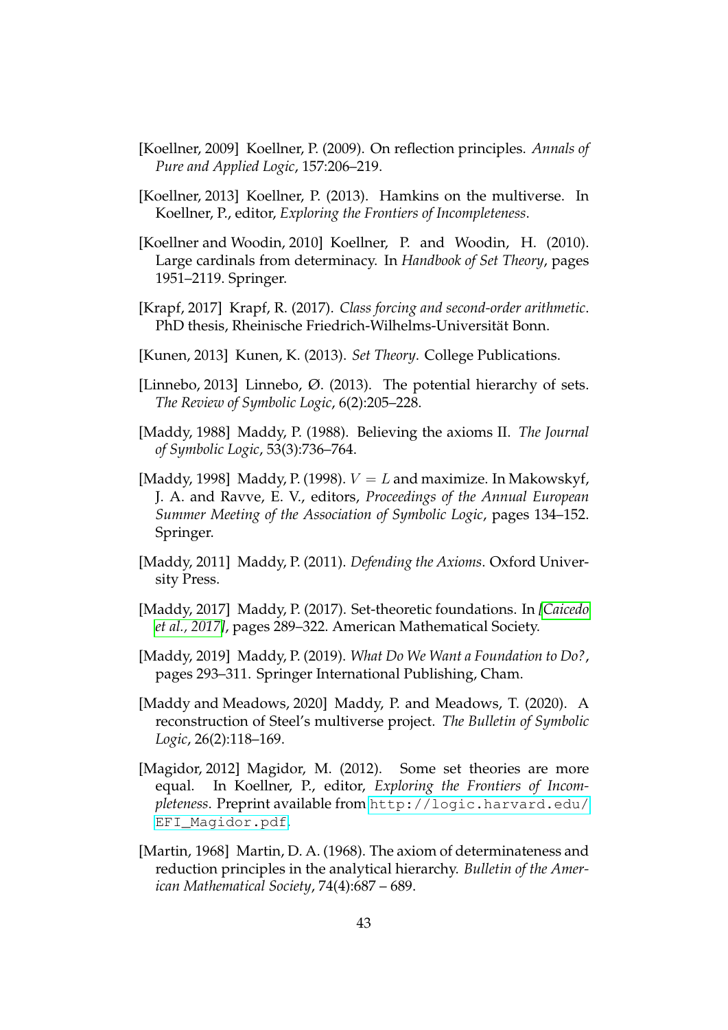[Koellner, 2009] Koellner, P. (2009). On reflection principles. *Annals of Pure and Applied Logic*, 157:206–219.

[Koellner, 2013] Koellner, P. (2013). Hamkins on the multiverse. In Koellner, P., editor, *Exploring the Frontiers of Incompleteness*.

[Koellner and Woodin, 2010] Koellner, P. and Woodin, H. (2010). Large cardinals from determinacy. In *Handbook of Set Theory*, pages 1951–2119. Springer.

[Krapf, 2017] Krapf, R. (2017). *Class forcing and second-order arithmetic*. PhD thesis, Rheinische Friedrich-Wilhelms-Universität Bonn.

[Kunen, 2013] Kunen, K. (2013). *Set Theory*. College Publications.

[Linnebo, 2013] Linnebo, Ø. (2013). The potential hierarchy of sets. *The Review of Symbolic Logic*, 6(2):205–228.

[Maddy, 1988] Maddy, P. (1988). Believing the axioms II. *The Journal of Symbolic Logic*, 53(3):736–764.

[Maddy, 1998] Maddy, P. (1998). $V = L$ and maximize. In Makowskyf, J. A. and Ravve, E. V., editors, *Proceedings of the Annual European Summer Meeting of the Association of Symbolic Logic*, pages 134–152. Springer.

[Maddy, 2011] Maddy, P. (2011). *Defending the Axioms*. Oxford University Press.

[Maddy, 2017] Maddy, P. (2017). Set-theoretic foundations. In [Caicedo et al., 2017], pages 289–322. American Mathematical Society.

[Maddy, 2019] Maddy, P. (2019). *What Do We Want a Foundation to Do?*, pages 293–311. Springer International Publishing, Cham.

[Maddy and Meadows, 2020] Maddy, P. and Meadows, T. (2020). A reconstruction of Steel's multiverse project. *The Bulletin of Symbolic Logic*, 26(2):118–169.

[Magidor, 2012] Magidor, M. (2012). Some set theories are more equal. In Koellner, P., editor, *Exploring the Frontiers of Incompleteness*. Preprint available from http://logic.harvard.edu/EFI_Magidor.pdf.

[Martin, 1968] Martin, D. A. (1968). The axiom of determinateness and reduction principles in the analytical hierarchy. *Bulletin of the American Mathematical Society*, 74(4):687 – 689.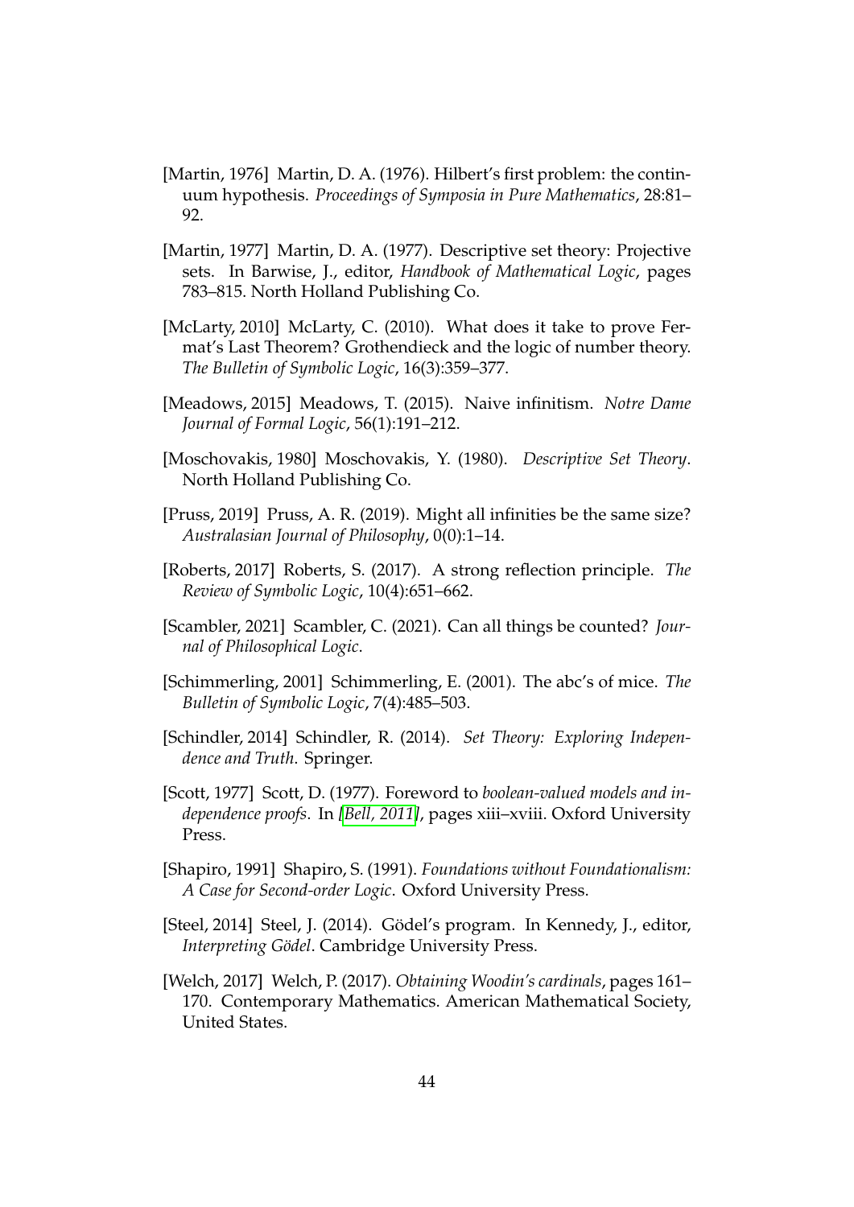[Martin, 1976] Martin, D. A. (1976). Hilbert's first problem: the continuum hypothesis. *Proceedings of Symposia in Pure Mathematics*, 28:81–92.

[Martin, 1977] Martin, D. A. (1977). Descriptive set theory: Projective sets. In Barwise, J., editor, *Handbook of Mathematical Logic*, pages 783–815. North Holland Publishing Co.

[McLarty, 2010] McLarty, C. (2010). What does it take to prove Fermat's Last Theorem? Grothendieck and the logic of number theory. *The Bulletin of Symbolic Logic*, 16(3):359–377.

[Meadows, 2015] Meadows, T. (2015). Naive infinitism. *Notre Dame Journal of Formal Logic*, 56(1):191–212.

[Moschovakis, 1980] Moschovakis, Y. (1980). *Descriptive Set Theory*. North Holland Publishing Co.

[Pruss, 2019] Pruss, A. R. (2019). Might all infinities be the same size? *Australasian Journal of Philosophy*, 0(0):1–14.

[Roberts, 2017] Roberts, S. (2017). A strong reflection principle. *The Review of Symbolic Logic*, 10(4):651–662.

[Scambler, 2021] Scambler, C. (2021). Can all things be counted? *Journal of Philosophical Logic*.

[Schimmerling, 2001] Schimmerling, E. (2001). The abc's of mice. *The Bulletin of Symbolic Logic*, 7(4):485–503.

[Schindler, 2014] Schindler, R. (2014). *Set Theory: Exploring Independence and Truth*. Springer.

[Scott, 1977] Scott, D. (1977). Foreword to *boolean-valued models and independence proofs*. In [Bell, 2011], pages xiii–xviii. Oxford University Press.

[Shapiro, 1991] Shapiro, S. (1991). *Foundations without Foundationalism: A Case for Second-order Logic*. Oxford University Press.

[Steel, 2014] Steel, J. (2014). Gödel's program. In Kennedy, J., editor, *Interpreting Gödel*. Cambridge University Press.

[Welch, 2017] Welch, P. (2017). *Obtaining Woodin's cardinals*, pages 161–170. Contemporary Mathematics. American Mathematical Society, United States.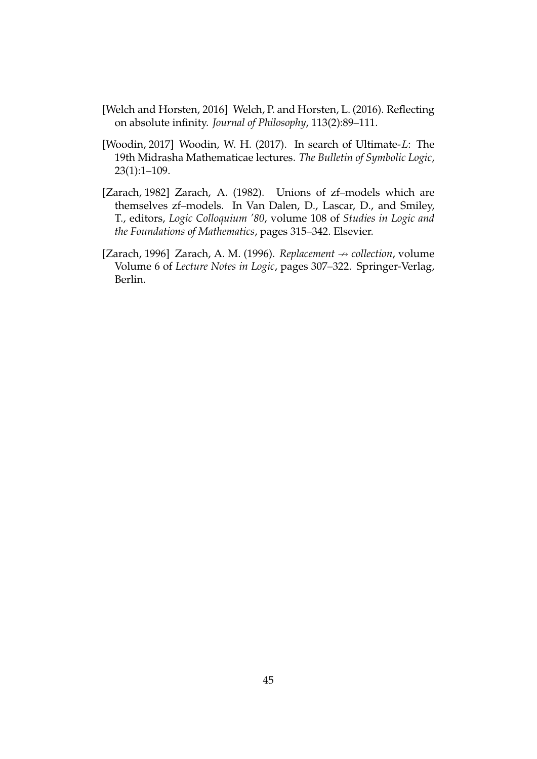[Welch and Horsten, 2016] Welch, P. and Horsten, L. (2016). Reflecting on absolute infinity. *Journal of Philosophy*, 113(2):89–111.

[Woodin, 2017] Woodin, W. H. (2017). In search of Ultimate-$L$: The 19th Midrasha Mathematicae lectures. *The Bulletin of Symbolic Logic*, 23(1):1–109.

[Zarach, 1982] Zarach, A. (1982). Unions of zf–models which are themselves zf–models. In Van Dalen, D., Lascar, D., and Smiley, T., editors, *Logic Colloquium '80*, volume 108 of *Studies in Logic and the Foundations of Mathematics*, pages 315–342. Elsevier.

[Zarach, 1996] Zarach, A. M. (1996). *Replacement $\nrightarrow$ collection*, volume Volume 6 of *Lecture Notes in Logic*, pages 307–322. Springer-Verlag, Berlin.